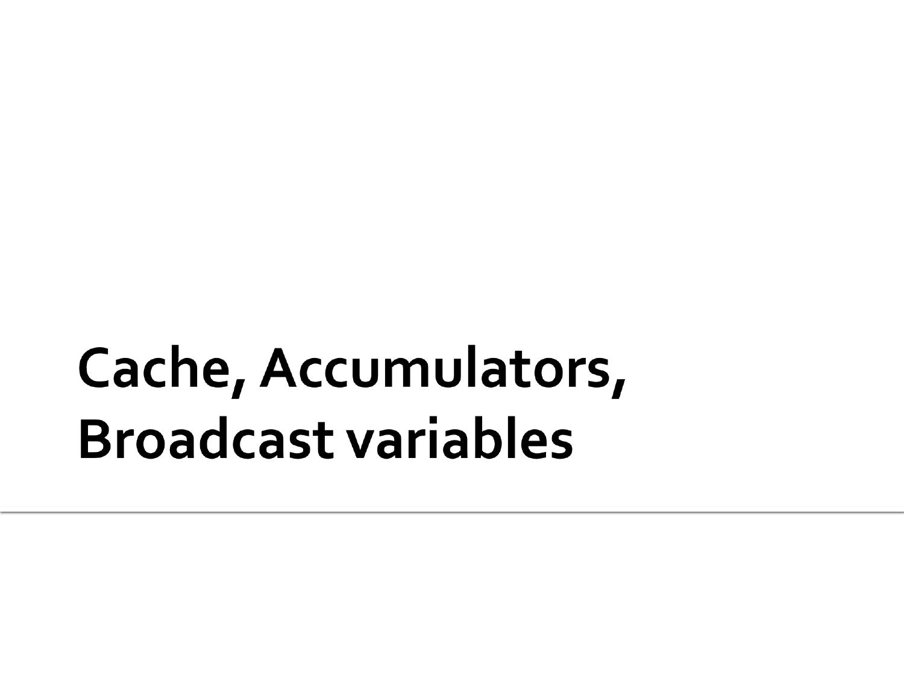# Cache, Accumulators, Broadcast variables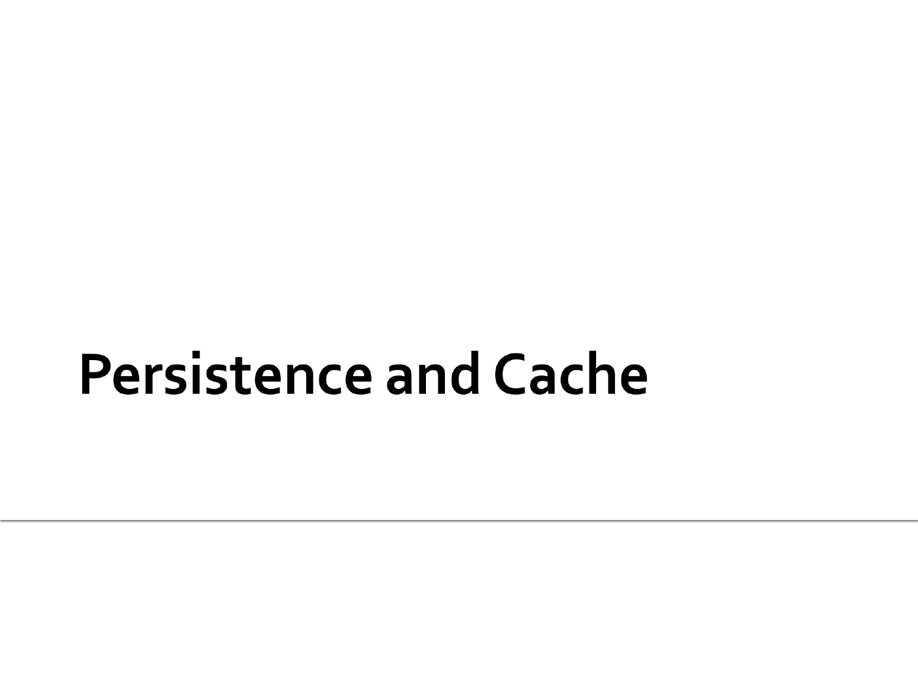# Persistence and Cache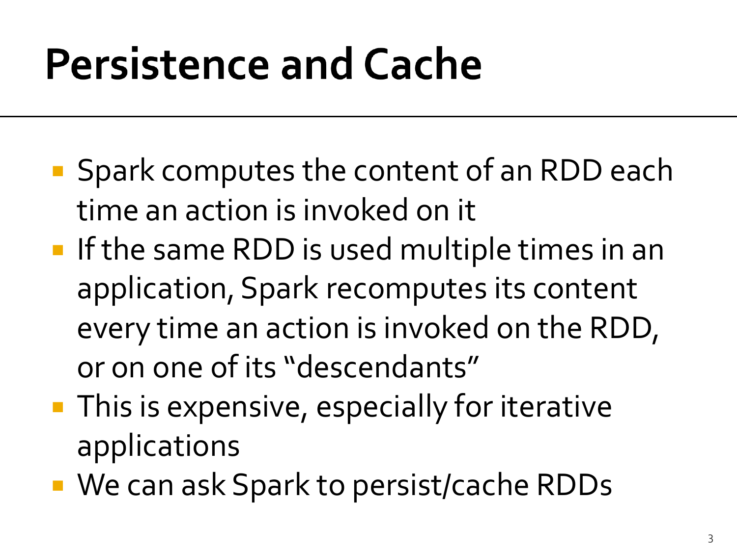# Persistence and Cache

- Spark computes the content of an RDD each time an action is invoked on it
- If the same RDD is used multiple times in an application, Spark recomputes its content every time an action is invoked on the RDD, or on one of its "descendants"
- This is expensive, especially for iterative applications
- We can ask Spark to persist/cache RDDs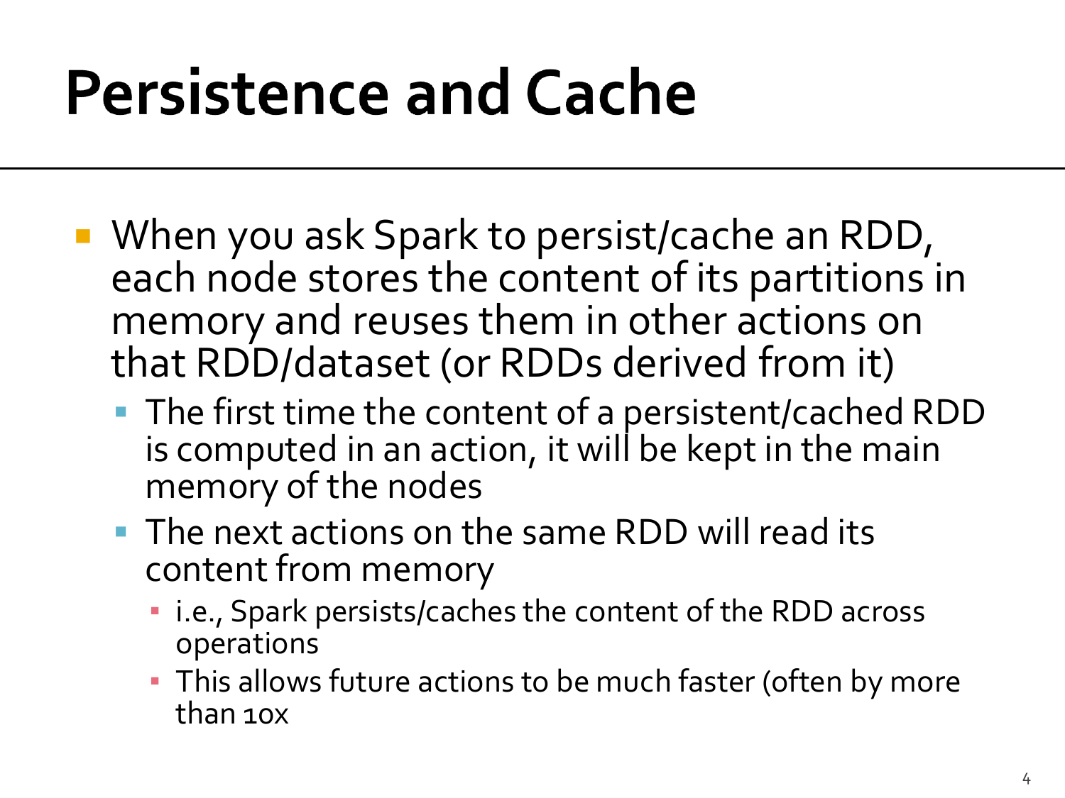# Persistence and Cache

- When you ask Spark to persist/cache an RDD, each node stores the content of its partitions in memory and reuses them in other actions on that RDD/dataset (or RDDs derived from it)
  - The first time the content of a persistent/cached RDD is computed in an action, it will be kept in the main memory of the nodes
  - The next actions on the same RDD will read its content from memory
    - i.e., Spark persists/caches the content of the RDD across operations
    - This allows future actions to be much faster (often by more than 10x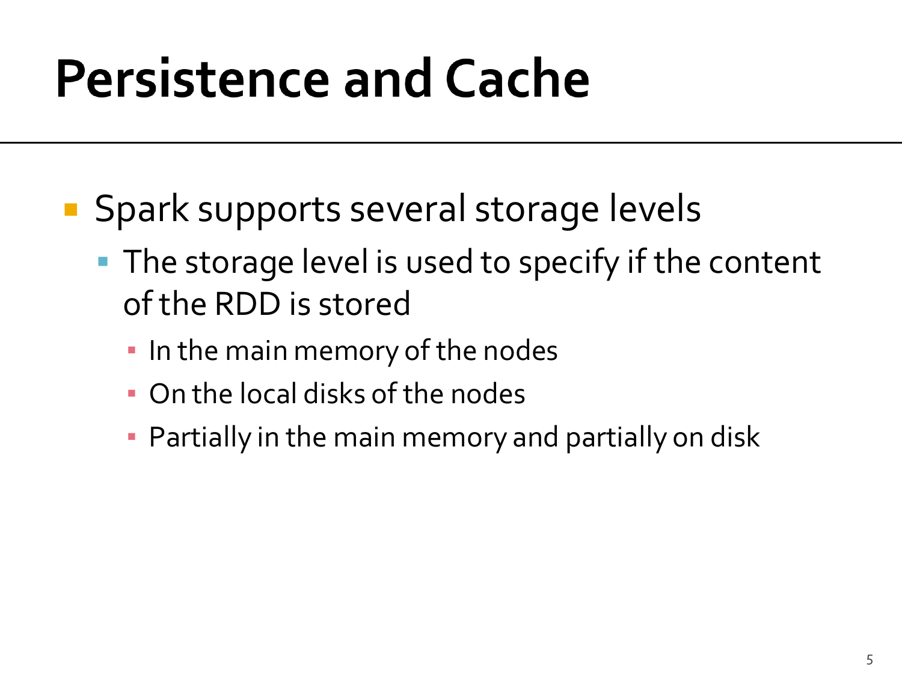# Persistence and Cache

- Spark supports several storage levels
  - The storage level is used to specify if the content of the RDD is stored
    - In the main memory of the nodes
    - On the local disks of the nodes
    - Partially in the main memory and partially on disk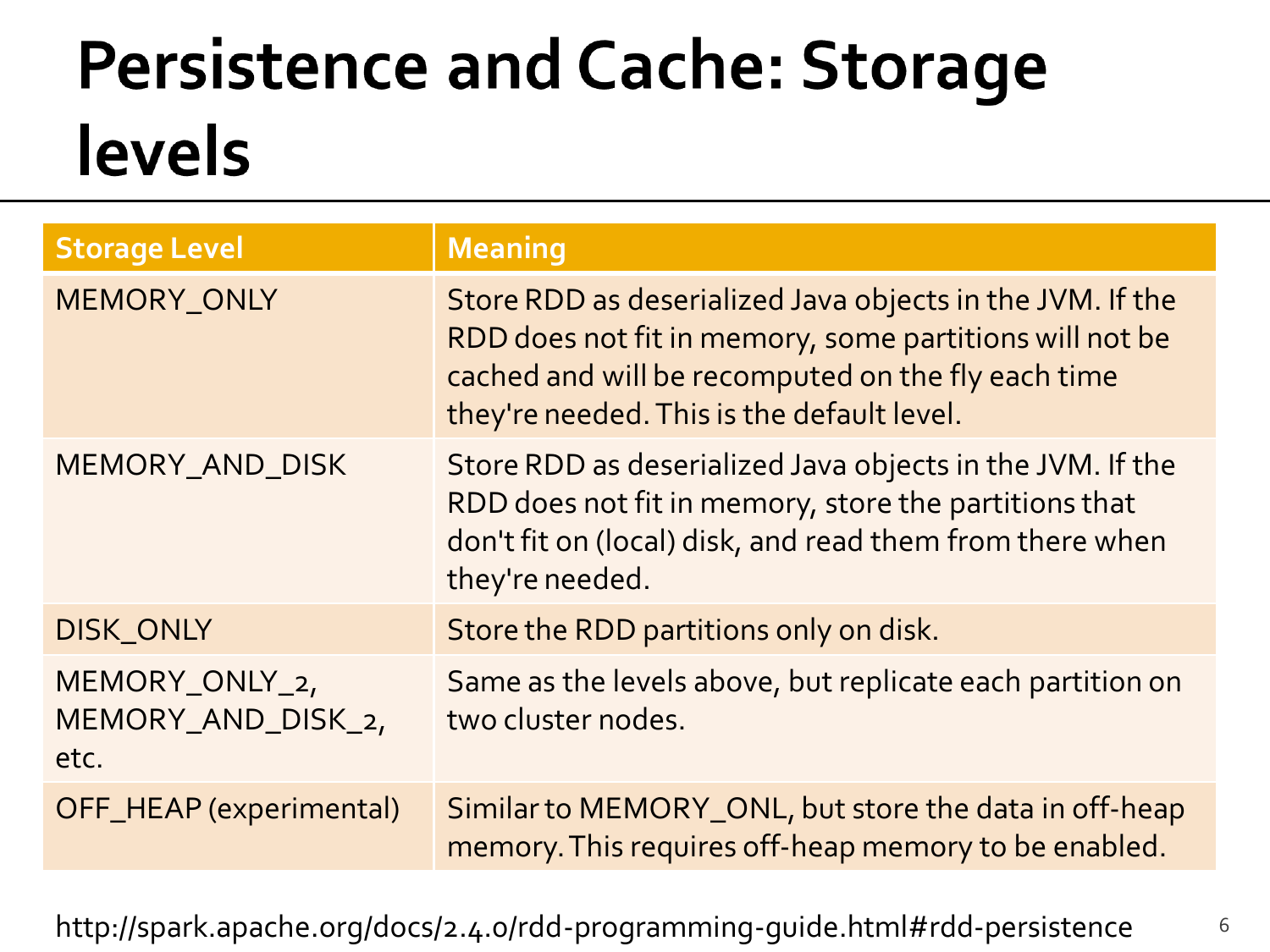# Persistence and Cache: Storage levels

| Storage Level | Meaning |
| --- | --- |
| MEMORY_ONLY | Store RDD as deserialized Java objects in the JVM. If the RDD does not fit in memory, some partitions will not be cached and will be recomputed on the fly each time they're needed. This is the default level. |
| MEMORY_AND_DISK | Store RDD as deserialized Java objects in the JVM. If the RDD does not fit in memory, store the partitions that don't fit on (local) disk, and read them from there when they're needed. |
| DISK_ONLY | Store the RDD partitions only on disk. |
| MEMORY_ONLY_2, MEMORY_AND_DISK_2, etc. | Same as the levels above, but replicate each partition on two cluster nodes. |
| OFF_HEAP (experimental) | Similar to MEMORY_ONL, but store the data in off-heap memory. This requires off-heap memory to be enabled. |

http://spark.apache.org/docs/2.4.0/rdd-programming-guide.html#rdd-persistence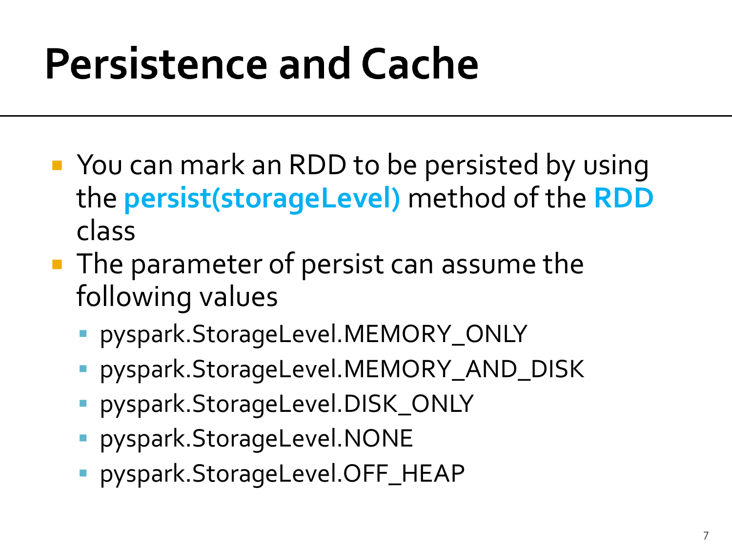# Persistence and Cache

- You can mark an RDD to be persisted by using the **persist(storageLevel)** method of the **RDD** class
- The parameter of persist can assume the following values
  - pyspark.StorageLevel.MEMORY_ONLY
  - pyspark.StorageLevel.MEMORY_AND_DISK
  - pyspark.StorageLevel.DISK_ONLY
  - pyspark.StorageLevel.NONE
  - pyspark.StorageLevel.OFF_HEAP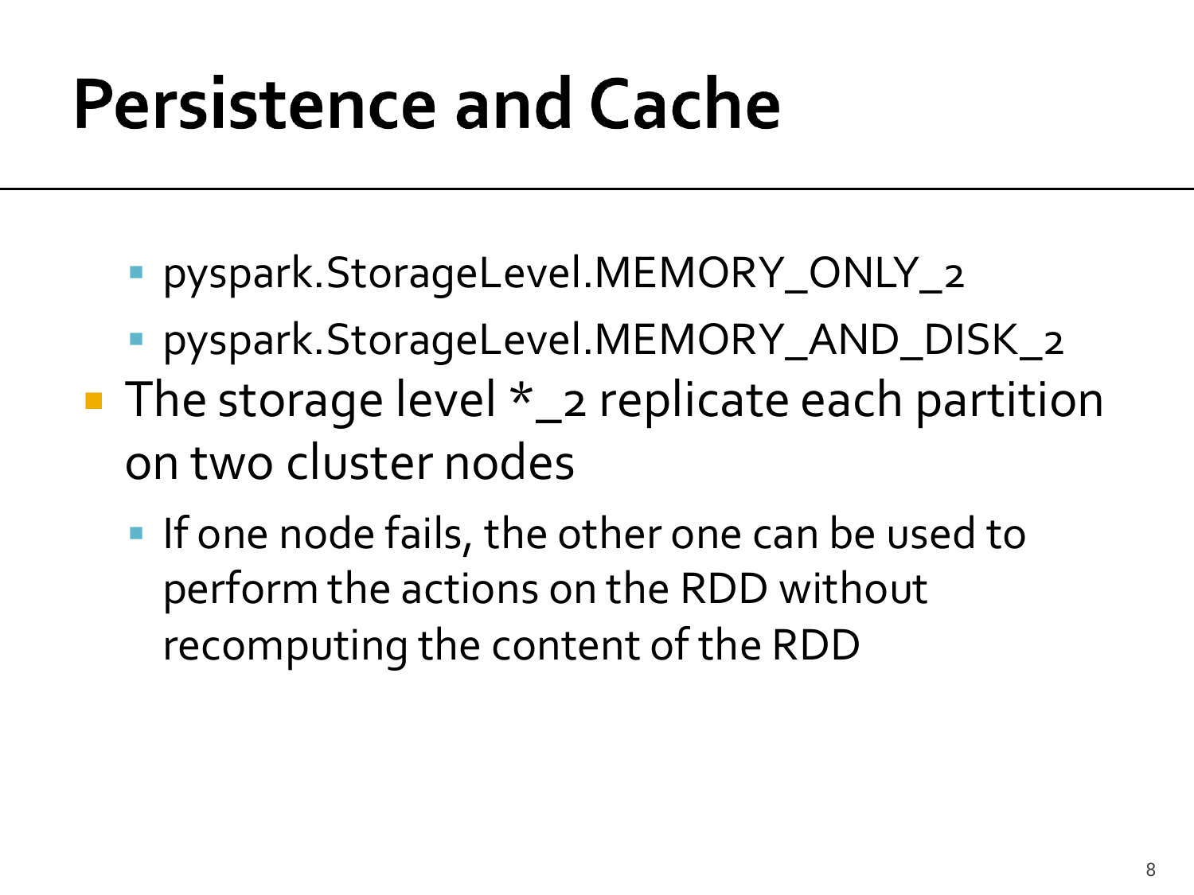# Persistence and Cache

  - pyspark.StorageLevel.MEMORY_ONLY_2
  - pyspark.StorageLevel.MEMORY_AND_DISK_2
- The storage level *_2 replicate each partition on two cluster nodes
  - If one node fails, the other one can be used to perform the actions on the RDD without recomputing the content of the RDD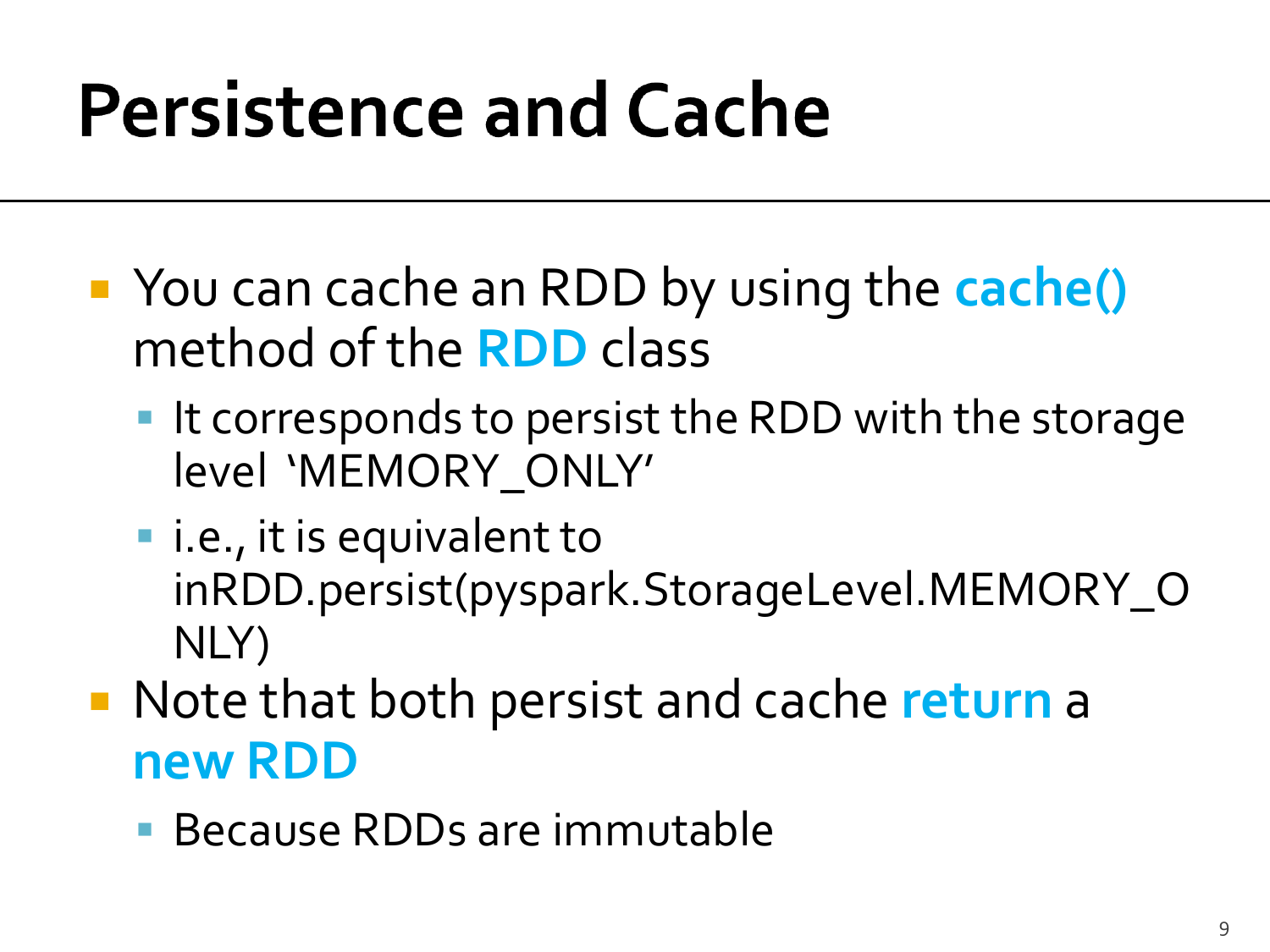# Persistence and Cache

- You can cache an RDD by using the **cache()** method of the **RDD** class
  - It corresponds to persist the RDD with the storage level 'MEMORY_ONLY'
  - i.e., it is equivalent to inRDD.persist(pyspark.StorageLevel.MEMORY_ONLY)
- Note that both persist and cache **return** a **new RDD**
  - Because RDDs are immutable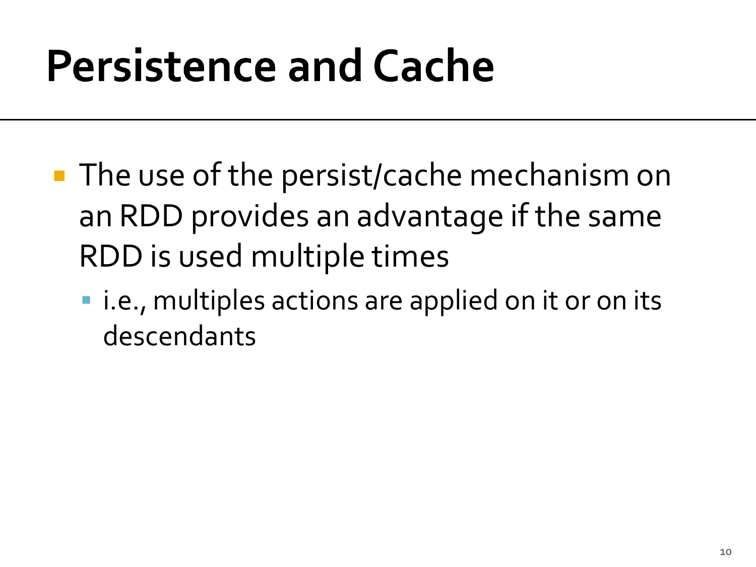# Persistence and Cache

- The use of the persist/cache mechanism on an RDD provides an advantage if the same RDD is used multiple times
  - i.e., multiples actions are applied on it or on its descendants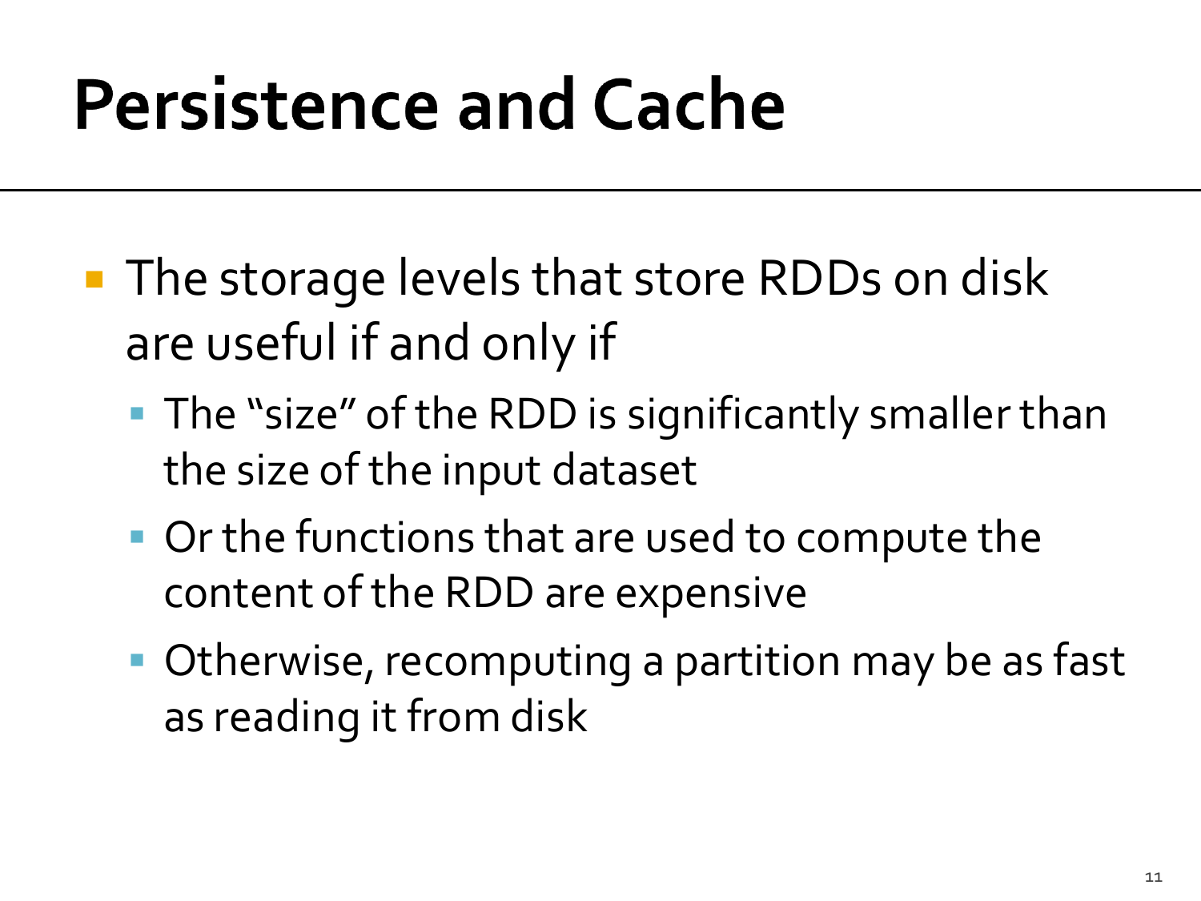# Persistence and Cache

- The storage levels that store RDDs on disk are useful if and only if
  - The "size" of the RDD is significantly smaller than the size of the input dataset
  - Or the functions that are used to compute the content of the RDD are expensive
  - Otherwise, recomputing a partition may be as fast as reading it from disk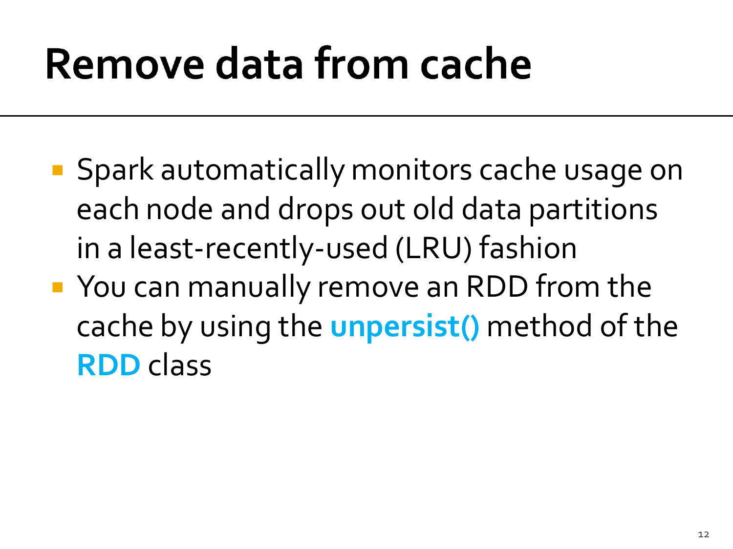# Remove data from cache

- Spark automatically monitors cache usage on each node and drops out old data partitions in a least-recently-used (LRU) fashion
- You can manually remove an RDD from the cache by using the **unpersist()** method of the **RDD** class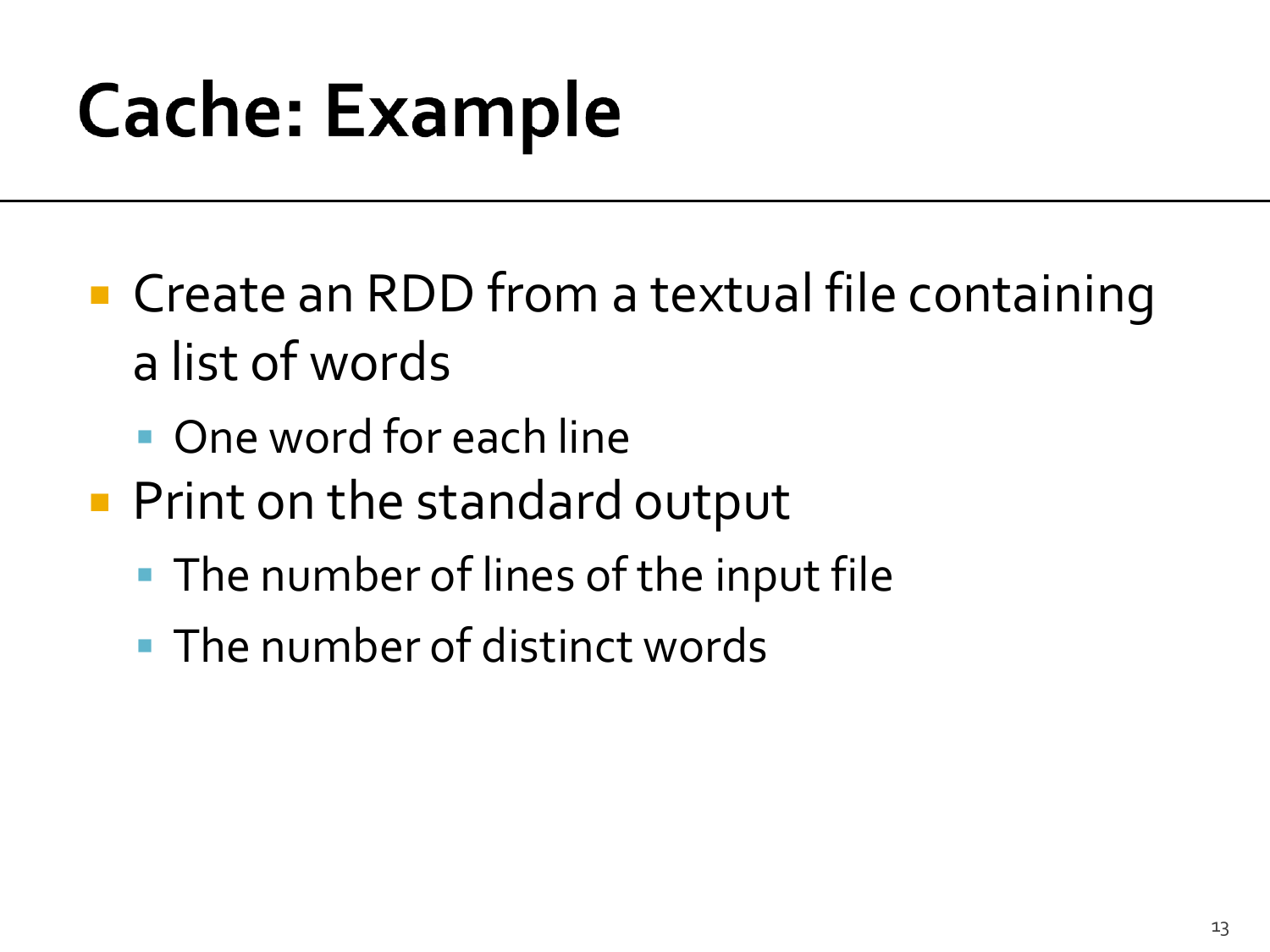# Cache: Example

- Create an RDD from a textual file containing a list of words
  - One word for each line
- Print on the standard output
  - The number of lines of the input file
  - The number of distinct words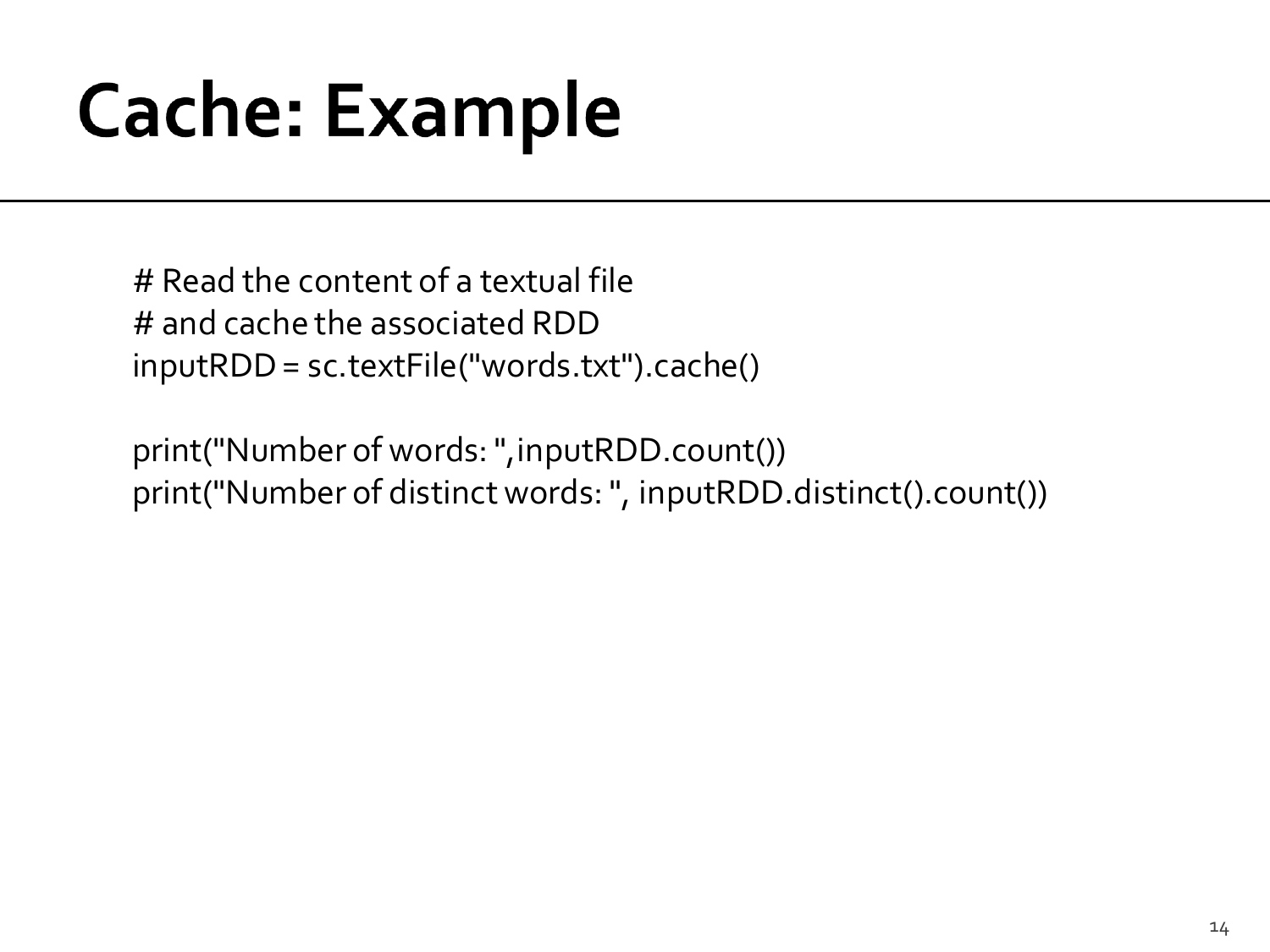# Cache: Example

```
# Read the content of a textual file
# and cache the associated RDD
inputRDD = sc.textFile("words.txt").cache()

print("Number of words: ",inputRDD.count())
print("Number of distinct words: ", inputRDD.distinct().count())
```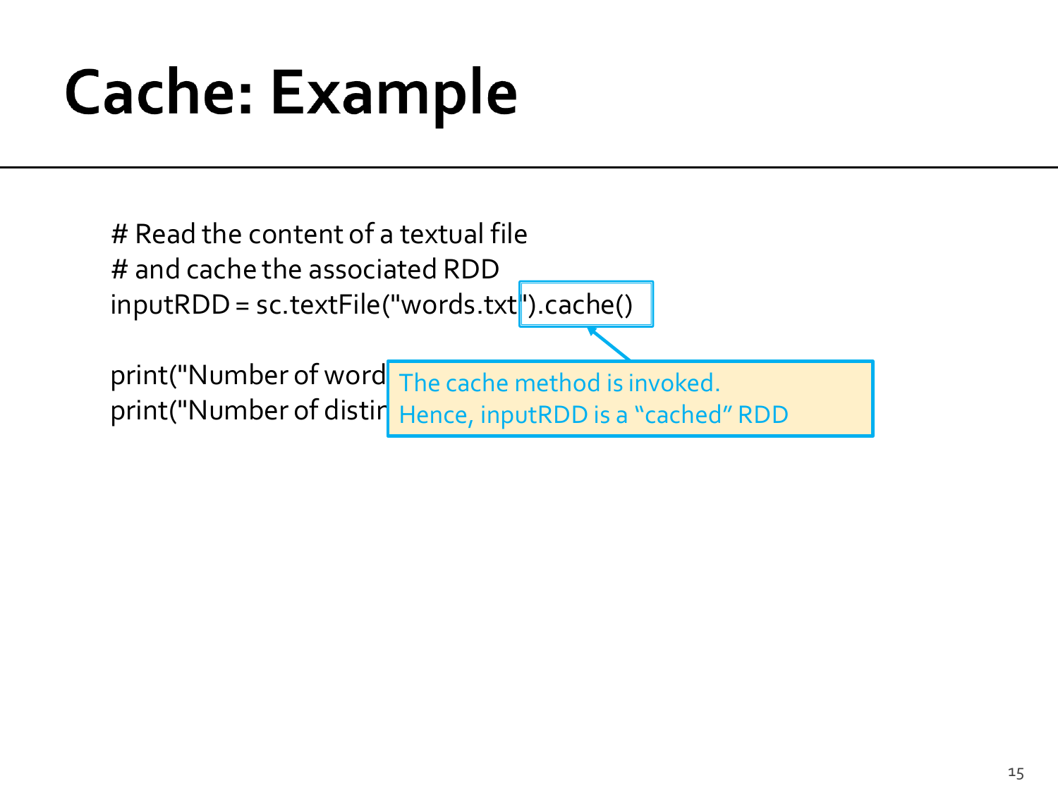# Cache: Example

```
# Read the content of a textual file
# and cache the associated RDD
inputRDD = sc.textFile("words.txt").cache()

print("Number of word
print("Number of distir
```

The cache method is invoked.
Hence, inputRDD is a “cached” RDD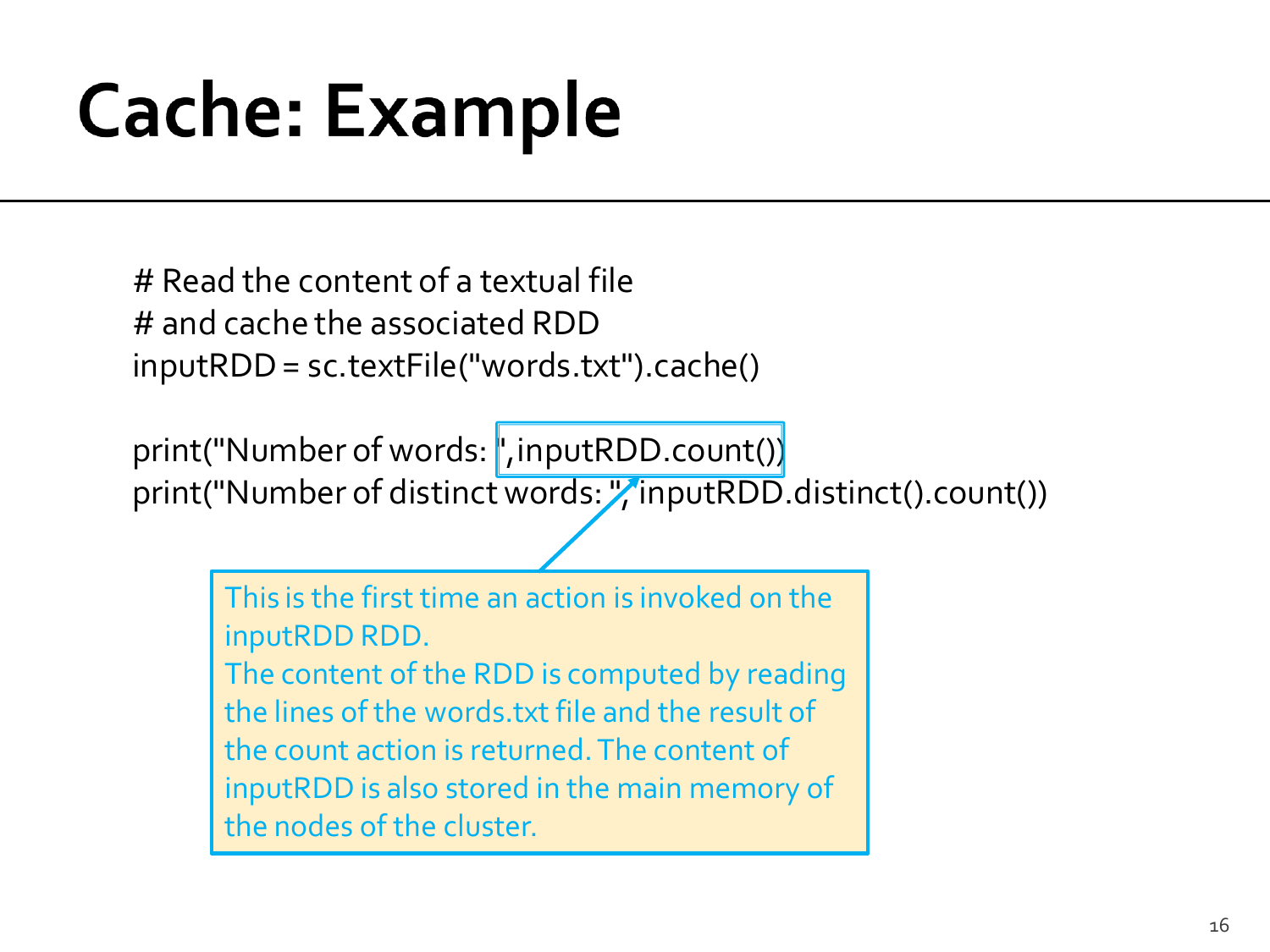# Cache: Example

```
# Read the content of a textual file
# and cache the associated RDD
inputRDD = sc.textFile("words.txt").cache()

print("Number of words: ",inputRDD.count())
print("Number of distinct words: ", inputRDD.distinct().count())
```

This is the first time an action is invoked on the inputRDD RDD.
The content of the RDD is computed by reading the lines of the words.txt file and the result of the count action is returned. The content of inputRDD is also stored in the main memory of the nodes of the cluster.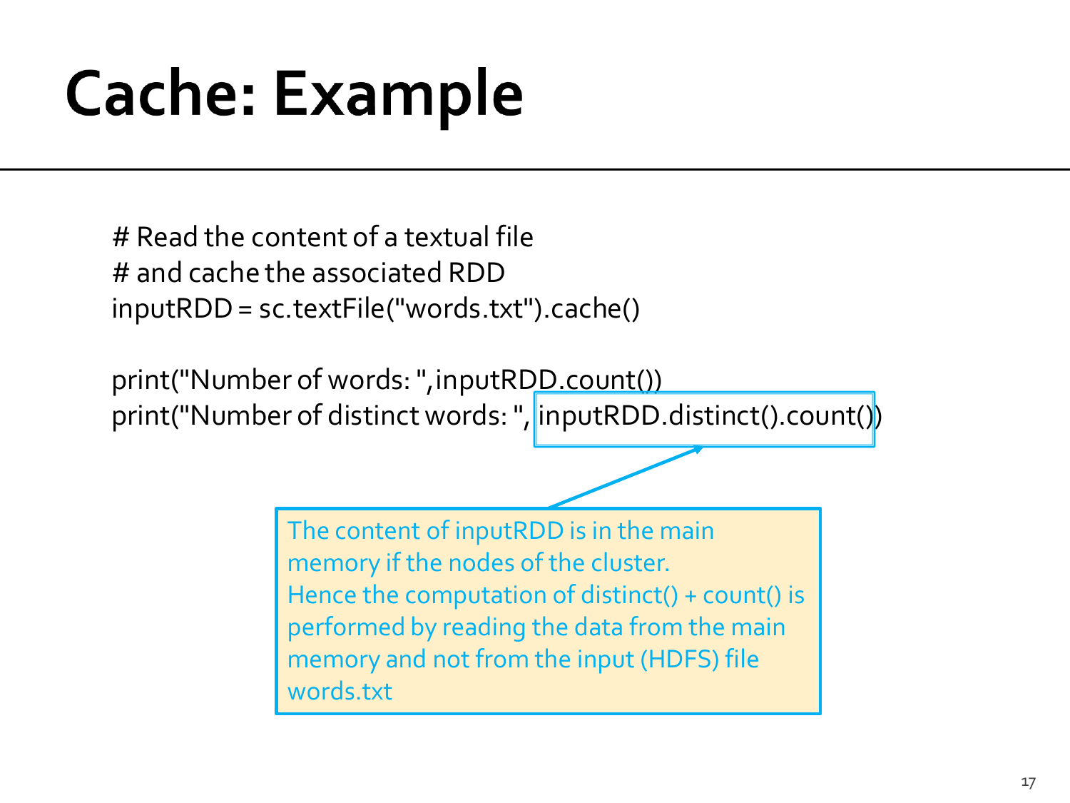# Cache: Example

```
# Read the content of a textual file
# and cache the associated RDD
inputRDD = sc.textFile("words.txt").cache()

print("Number of words: ",inputRDD.count())
print("Number of distinct words: ", inputRDD.distinct().count())
```

The content of inputRDD is in the main memory if the nodes of the cluster.
Hence the computation of distinct() + count() is performed by reading the data from the main memory and not from the input (HDFS) file words.txt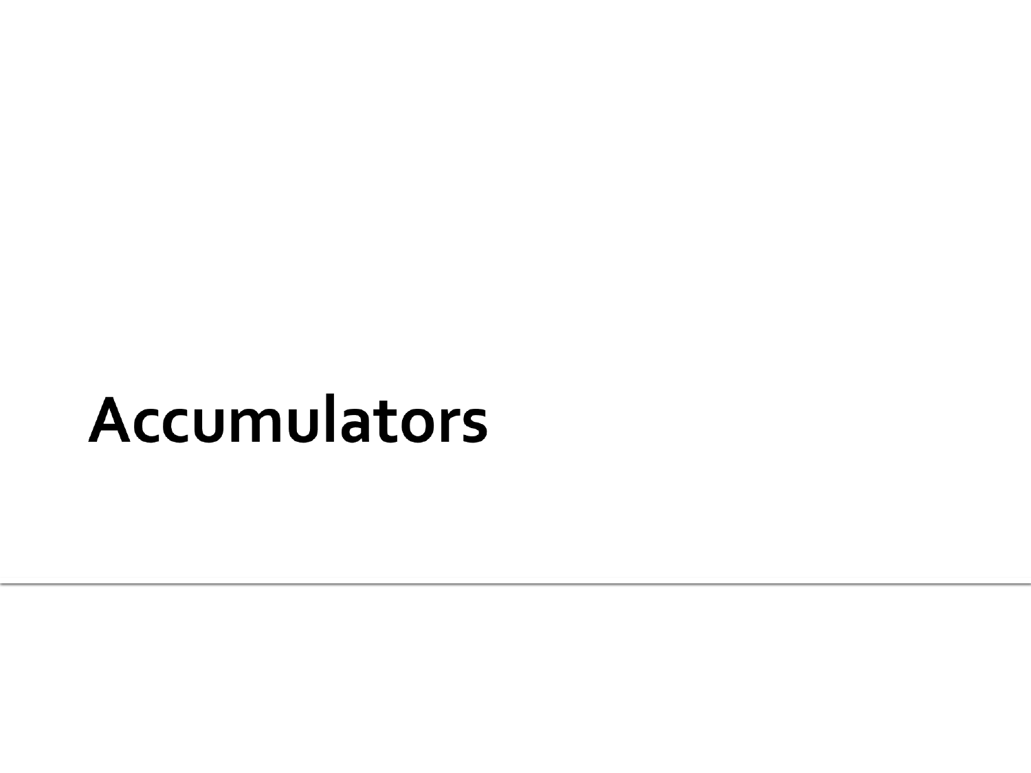# Accumulators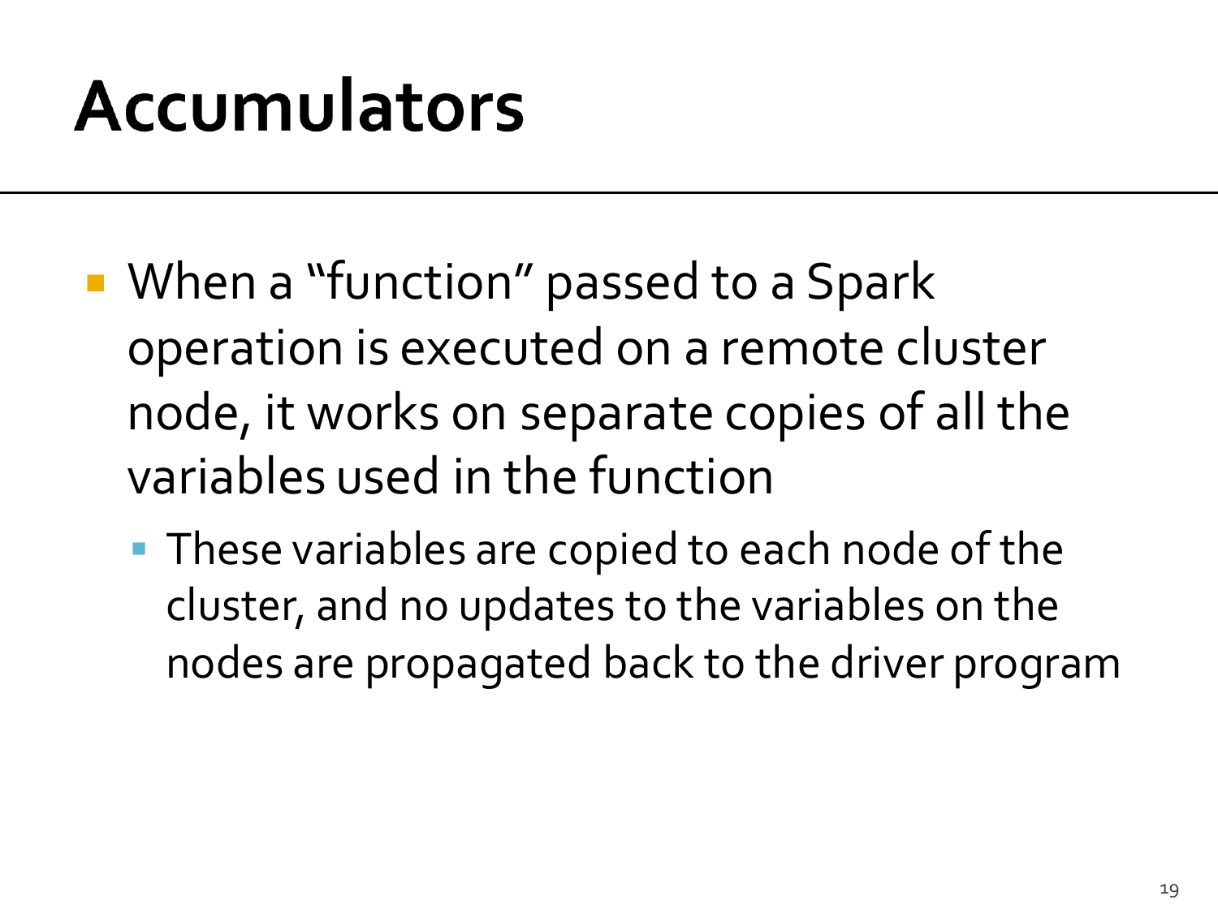# Accumulators

- When a "function" passed to a Spark operation is executed on a remote cluster node, it works on separate copies of all the variables used in the function
  - These variables are copied to each node of the cluster, and no updates to the variables on the nodes are propagated back to the driver program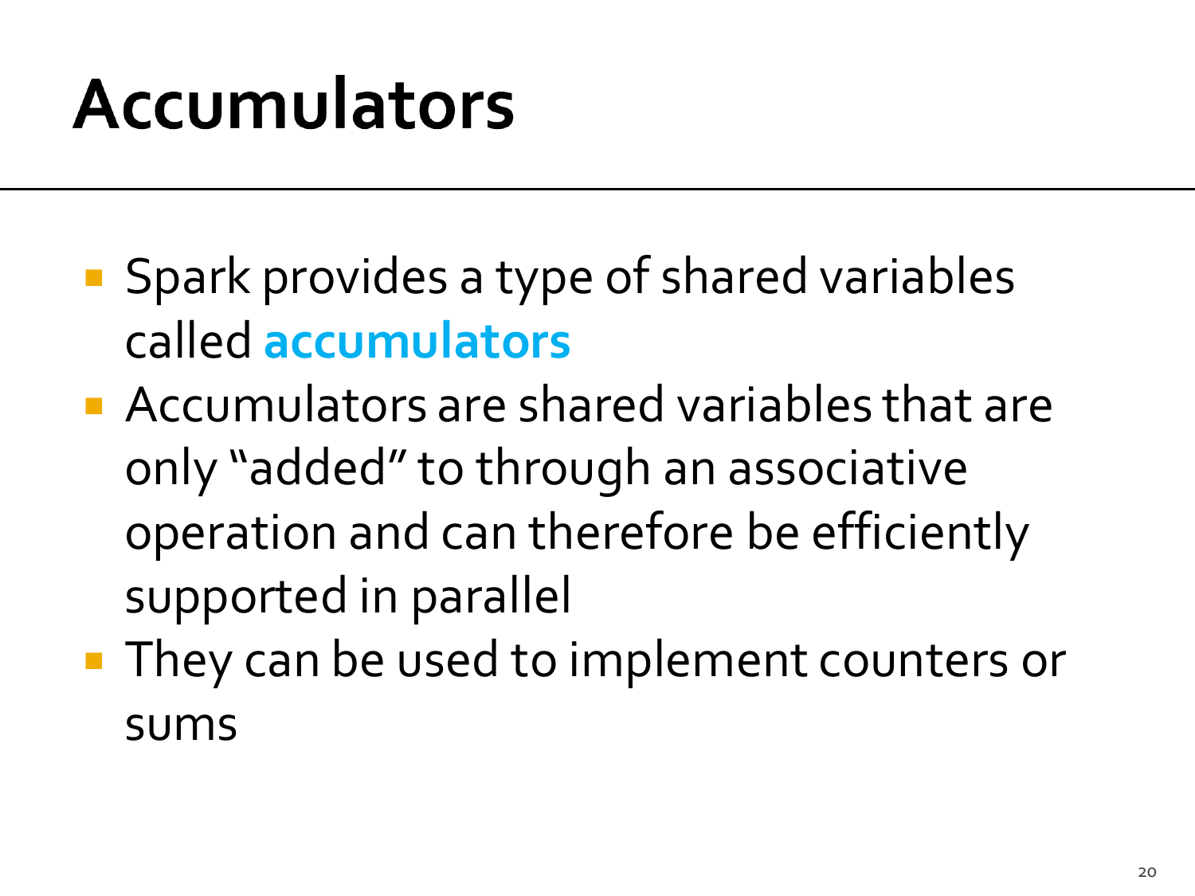# Accumulators

- Spark provides a type of shared variables called **accumulators**
- Accumulators are shared variables that are only "added" to through an associative operation and can therefore be efficiently supported in parallel
- They can be used to implement counters or sums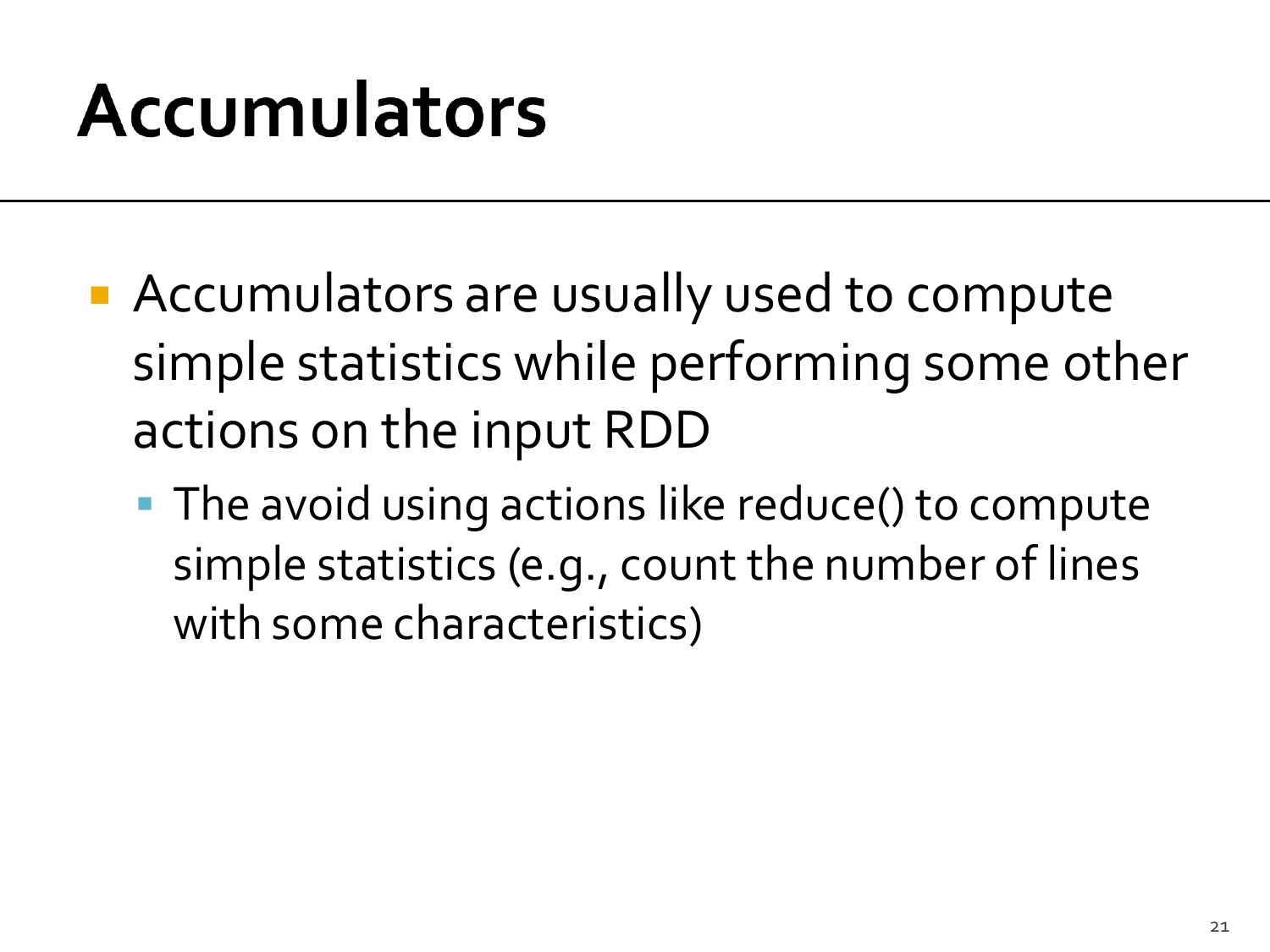# Accumulators

- Accumulators are usually used to compute simple statistics while performing some other actions on the input RDD
  - The avoid using actions like reduce() to compute simple statistics (e.g., count the number of lines with some characteristics)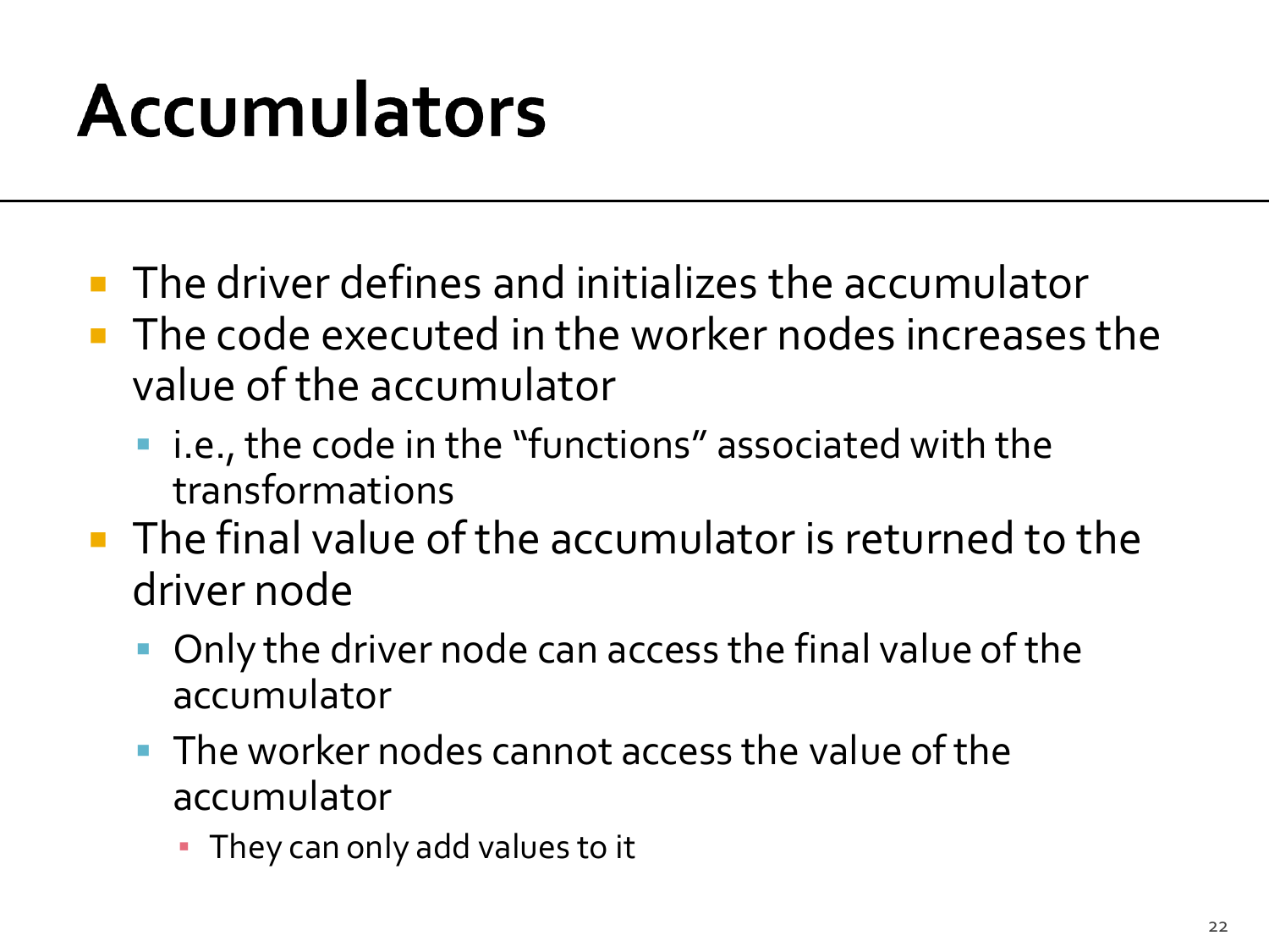# Accumulators

- The driver defines and initializes the accumulator
- The code executed in the worker nodes increases the value of the accumulator
  - i.e., the code in the "functions" associated with the transformations
- The final value of the accumulator is returned to the driver node
  - Only the driver node can access the final value of the accumulator
  - The worker nodes cannot access the value of the accumulator
    - They can only add values to it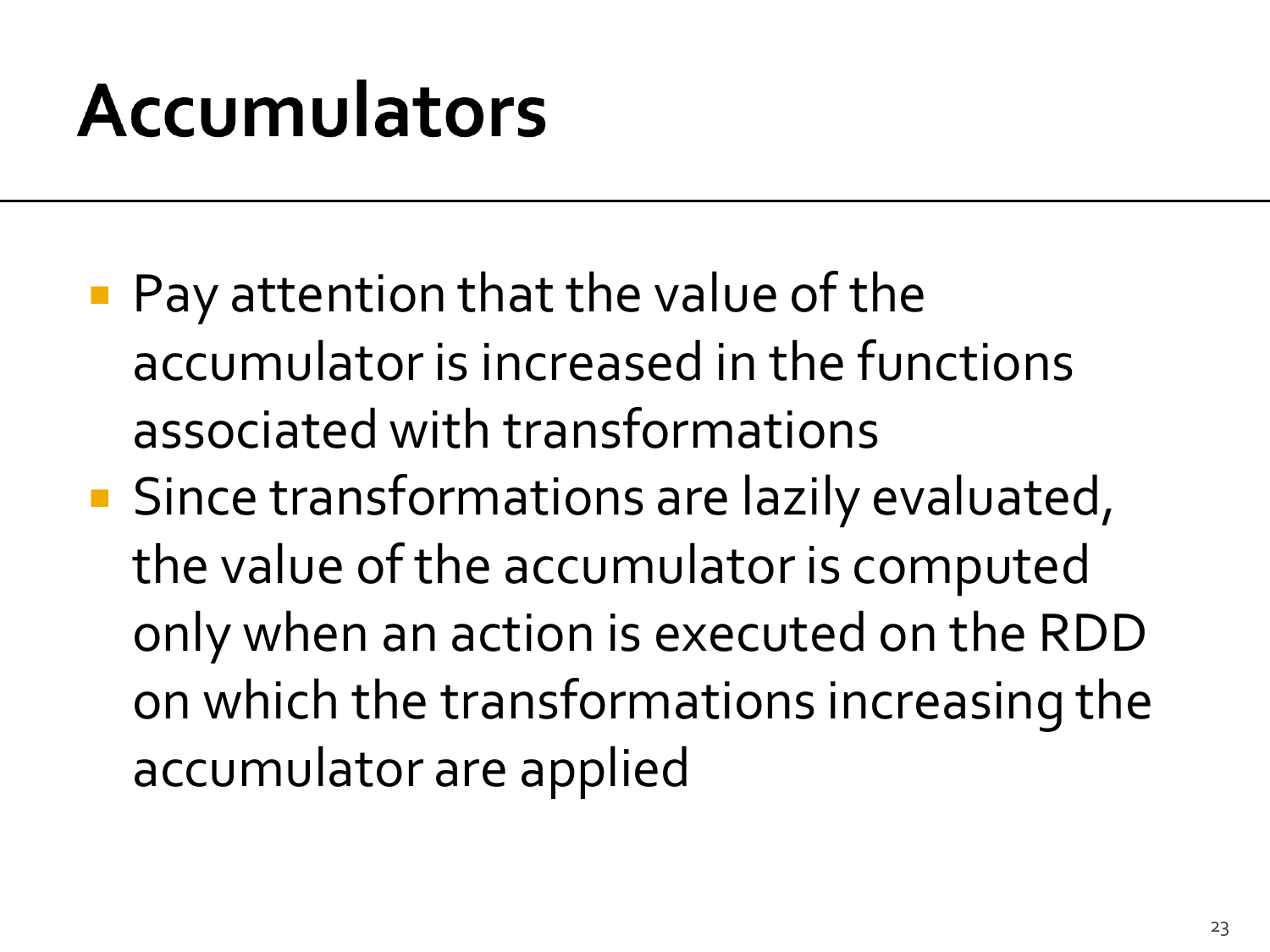# Accumulators

- Pay attention that the value of the accumulator is increased in the functions associated with transformations
- Since transformations are lazily evaluated, the value of the accumulator is computed only when an action is executed on the RDD on which the transformations increasing the accumulator are applied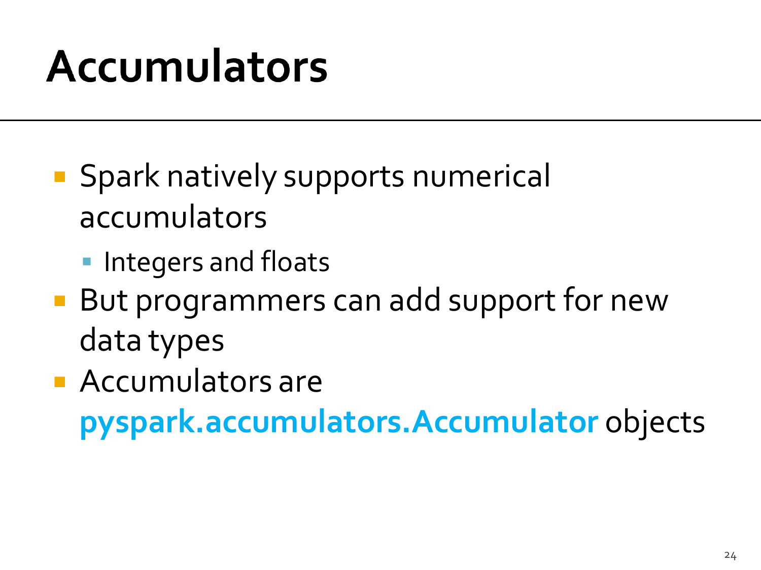# Accumulators

- Spark natively supports numerical accumulators
  - Integers and floats
- But programmers can add support for new data types
- Accumulators are **pyspark.accumulators.Accumulator** objects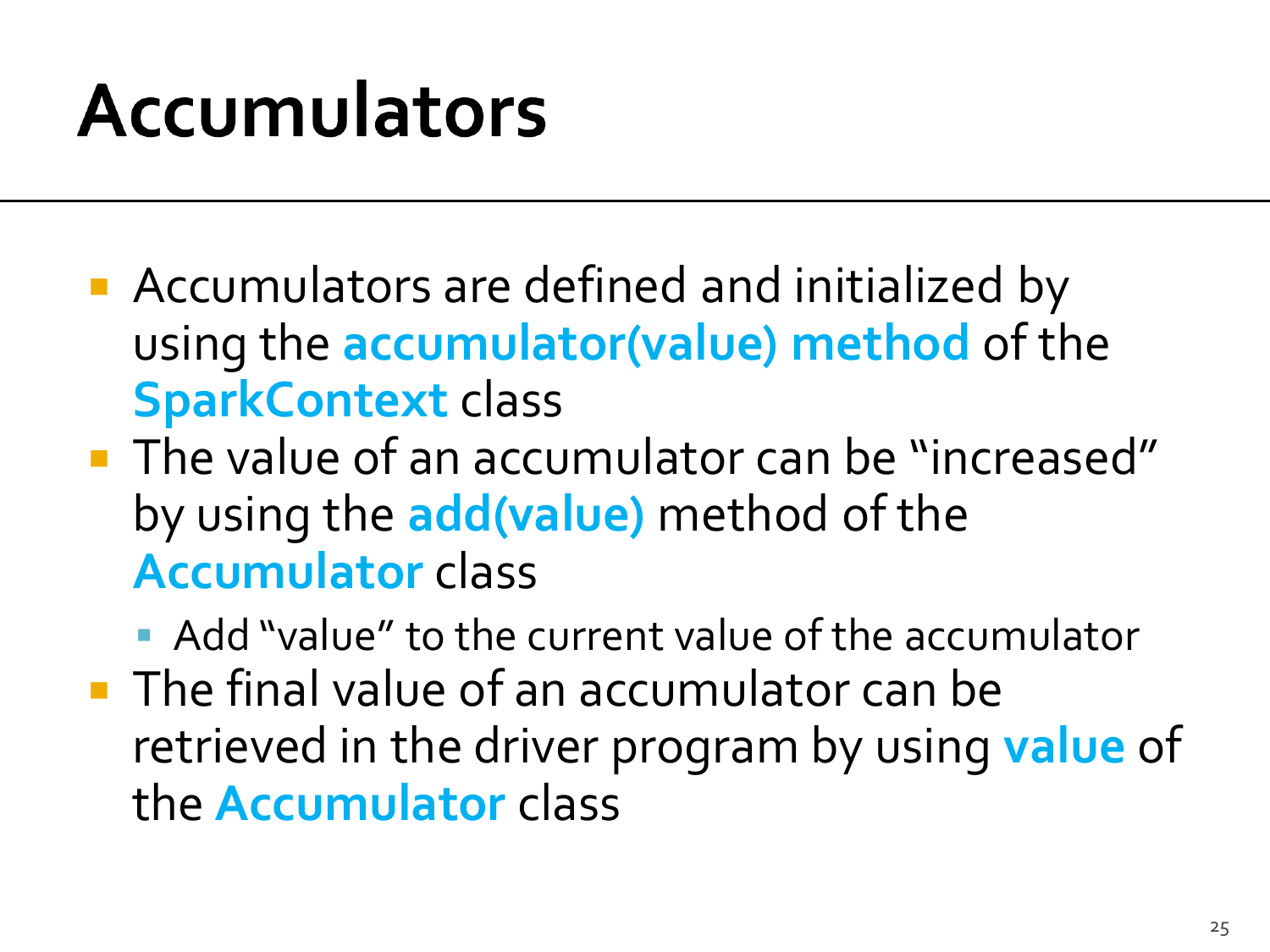# Accumulators

- Accumulators are defined and initialized by using the **accumulator(value) method** of the **SparkContext** class
- The value of an accumulator can be "increased" by using the **add(value)** method of the **Accumulator** class
  - Add "value" to the current value of the accumulator
- The final value of an accumulator can be retrieved in the driver program by using **value** of the **Accumulator** class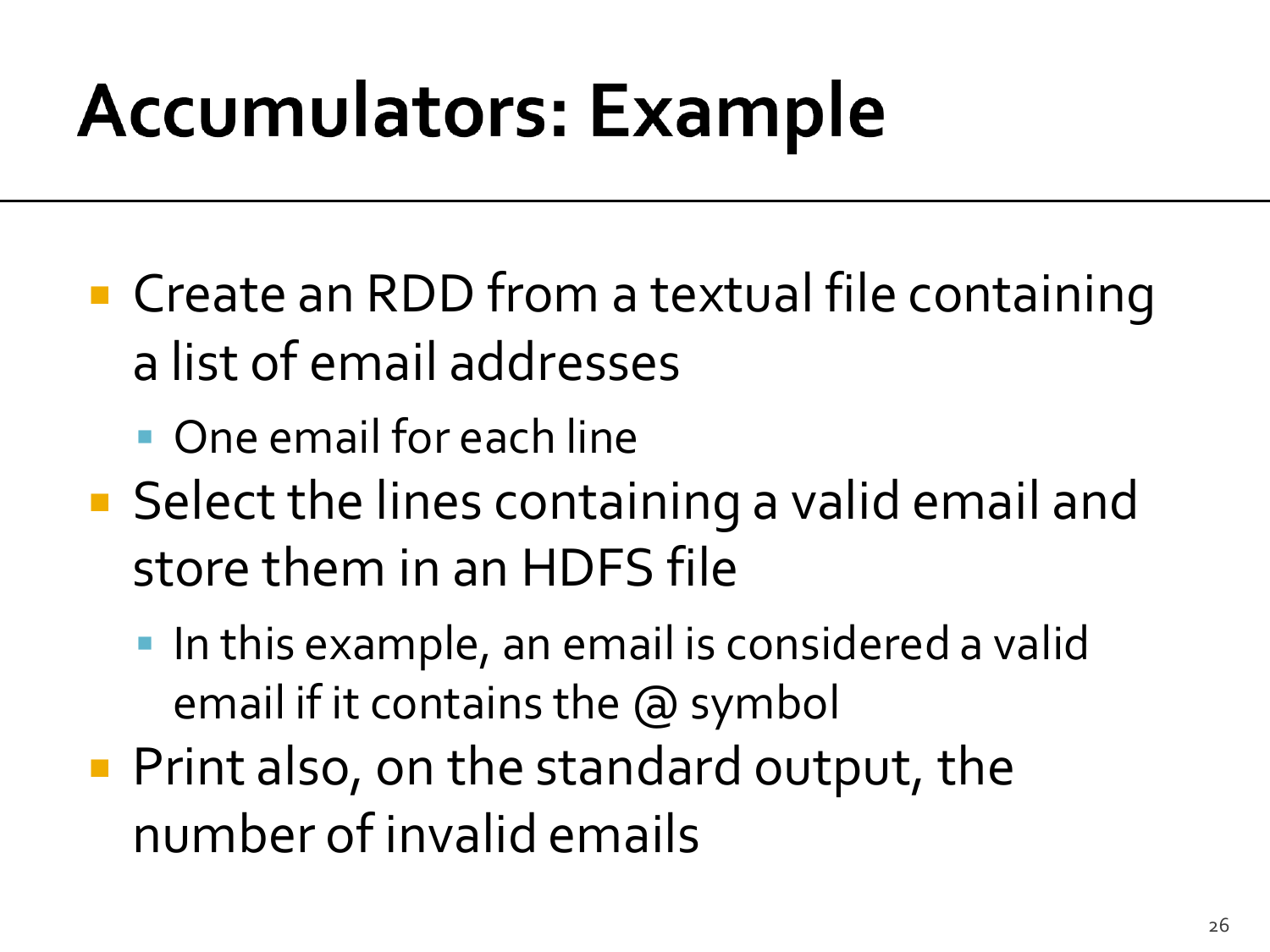# Accumulators: Example

- Create an RDD from a textual file containing a list of email addresses
  - One email for each line
- Select the lines containing a valid email and store them in an HDFS file
  - In this example, an email is considered a valid email if it contains the @ symbol
- Print also, on the standard output, the number of invalid emails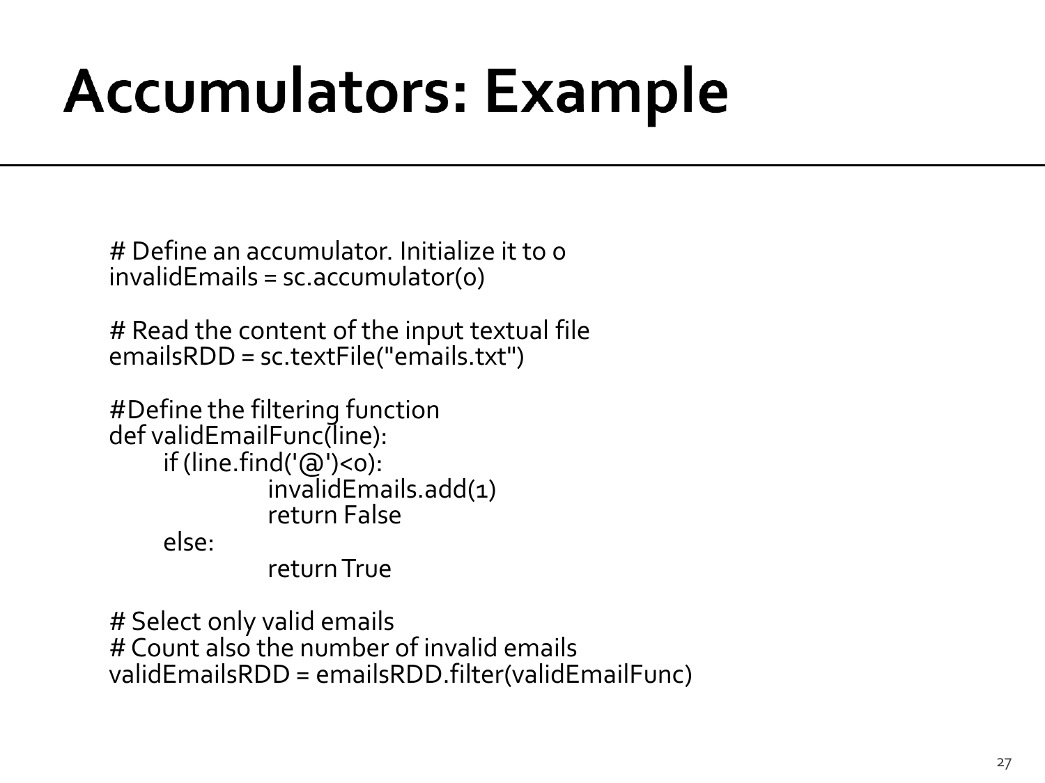# Accumulators: Example

```
# Define an accumulator. Initialize it to 0
invalidEmails = sc.accumulator(0)

# Read the content of the input textual file
emailsRDD = sc.textFile("emails.txt")

#Define the filtering function
def validEmailFunc(line):
    if (line.find('@')<0):
        invalidEmails.add(1)
        return False
    else:
        return True

# Select only valid emails
# Count also the number of invalid emails
validEmailsRDD = emailsRDD.filter(validEmailFunc)
```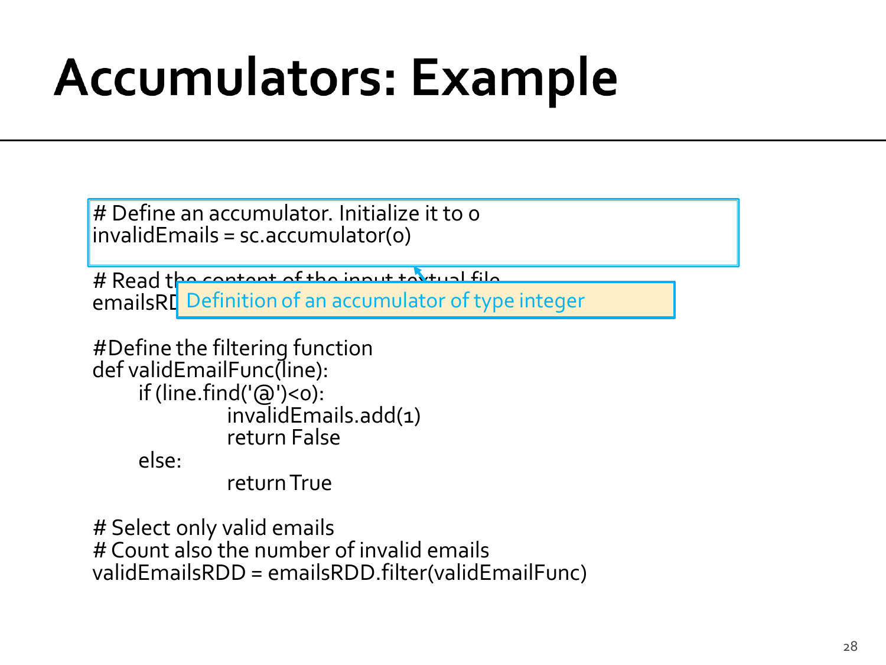# Accumulators: Example

```
# Define an accumulator. Initialize it to 0
invalidEmails = sc.accumulator(0)

# Read the content of the input textual file
emailsRDD

#Define the filtering function
def validEmailFunc(line):
	if (line.find('@')<0):
		invalidEmails.add(1)
		return False
	else:
		return True

# Select only valid emails
# Count also the number of invalid emails
validEmailsRDD = emailsRDD.filter(validEmailFunc)
```

Definition of an accumulator of type integer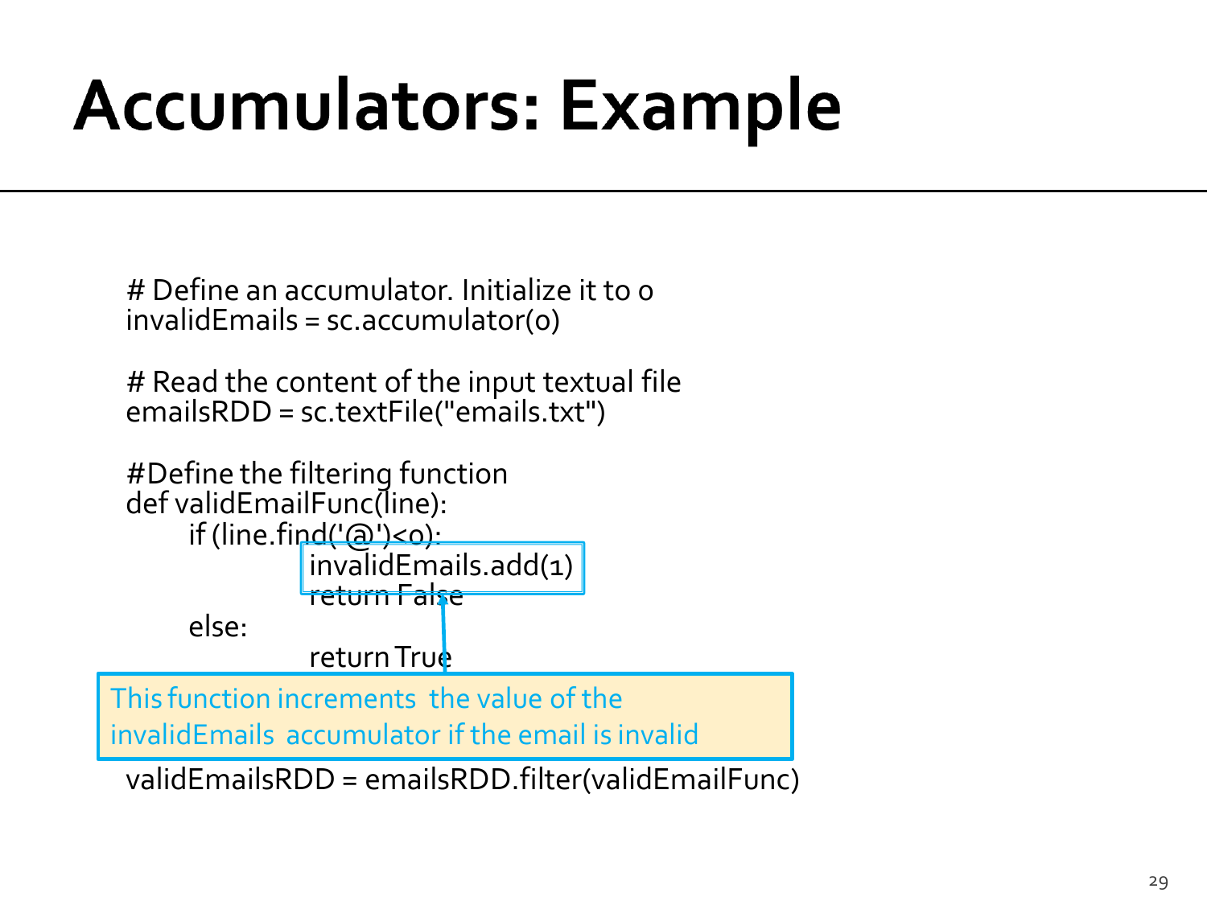# Accumulators: Example

```
# Define an accumulator. Initialize it to 0
invalidEmails = sc.accumulator(0)

# Read the content of the input textual file
emailsRDD = sc.textFile("emails.txt")

#Define the filtering function
def validEmailFunc(line):
    if (line.find('@')<0):
        invalidEmails.add(1)
        return False
    else:
        return True
```

This function increments the value of the invalidEmails accumulator if the email is invalid

```
validEmailsRDD = emailsRDD.filter(validEmailFunc)
```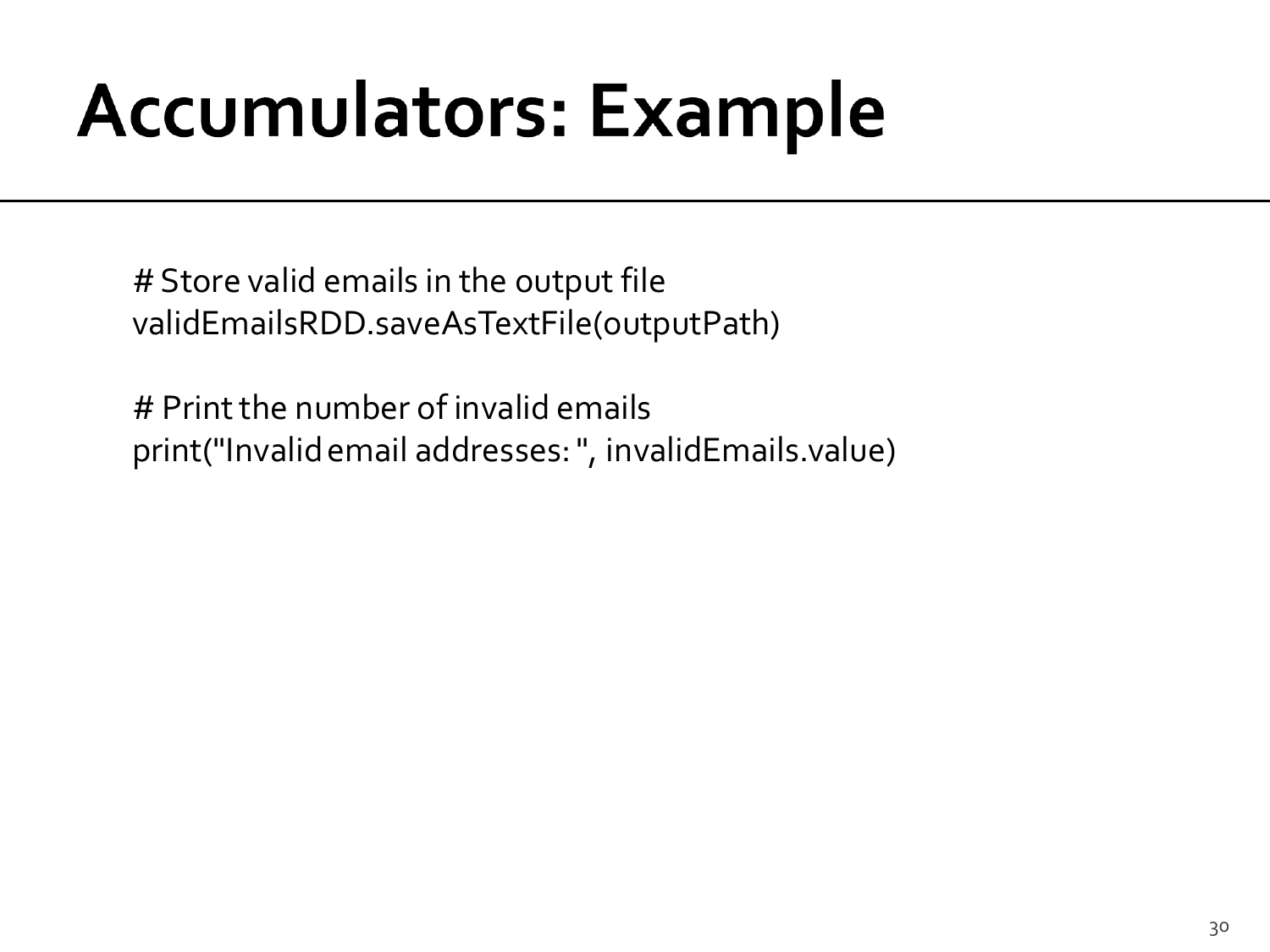# Accumulators: Example

```
# Store valid emails in the output file
validEmailsRDD.saveAsTextFile(outputPath)

# Print the number of invalid emails
print("Invalid email addresses: ", invalidEmails.value)
```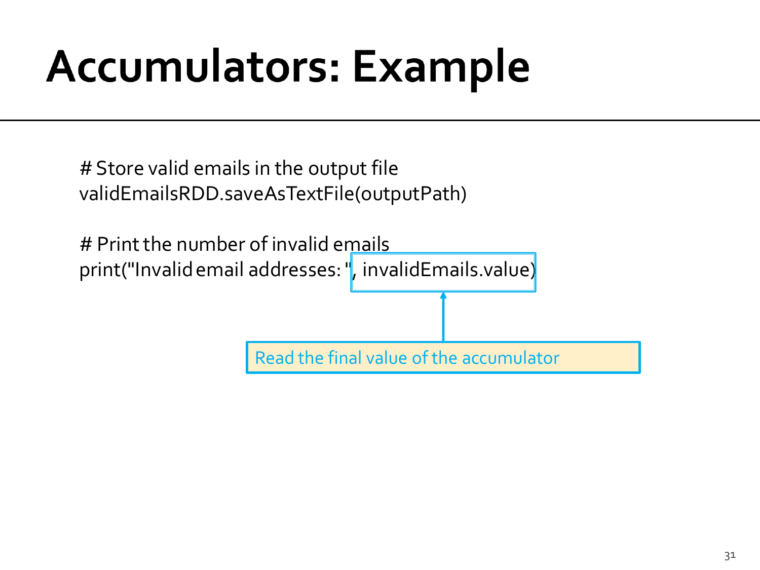# Accumulators: Example

```
# Store valid emails in the output file
validEmailsRDD.saveAsTextFile(outputPath)

# Print the number of invalid emails
print("Invalid email addresses: ", invalidEmails.value)
```

Read the final value of the accumulator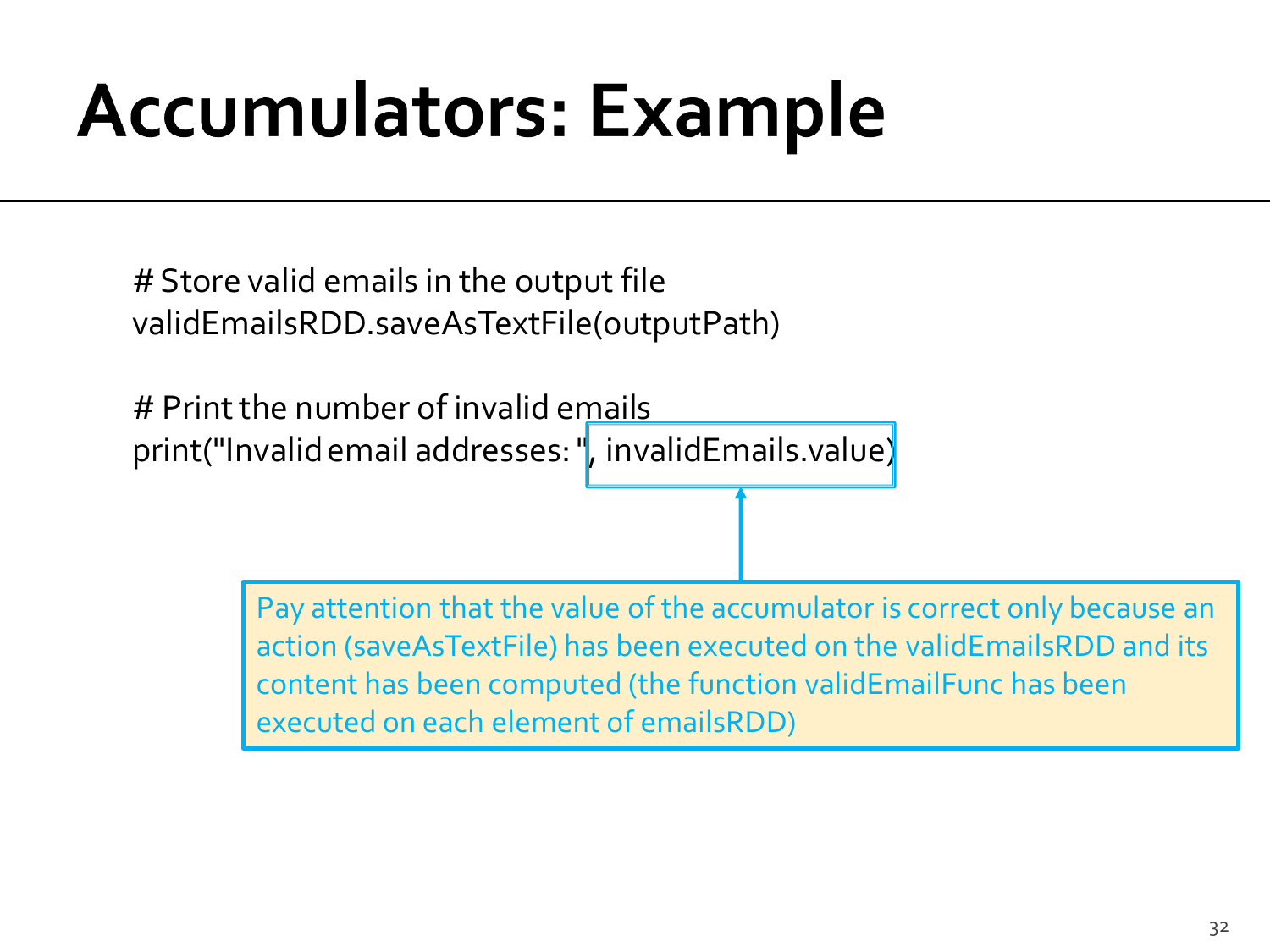# Accumulators: Example

```
# Store valid emails in the output file
validEmailsRDD.saveAsTextFile(outputPath)

# Print the number of invalid emails
print("Invalid email addresses: ", invalidEmails.value)
```

Pay attention that the value of the accumulator is correct only because an action (saveAsTextFile) has been executed on the validEmailsRDD and its content has been computed (the function validEmailFunc has been executed on each element of emailsRDD)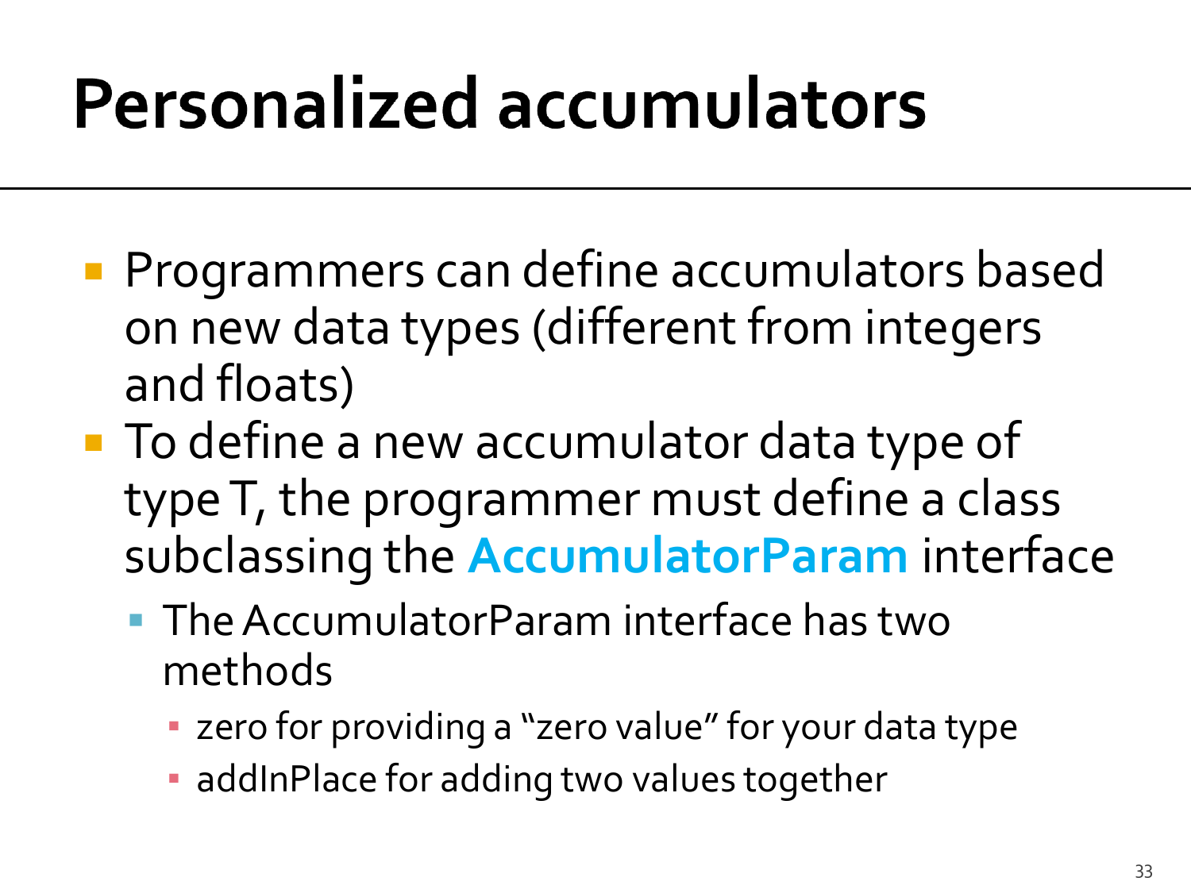# Personalized accumulators

- Programmers can define accumulators based on new data types (different from integers and floats)
- To define a new accumulator data type of type T, the programmer must define a class subclassing the **AccumulatorParam** interface
  - The AccumulatorParam interface has two methods
    - zero for providing a "zero value" for your data type
    - addInPlace for adding two values together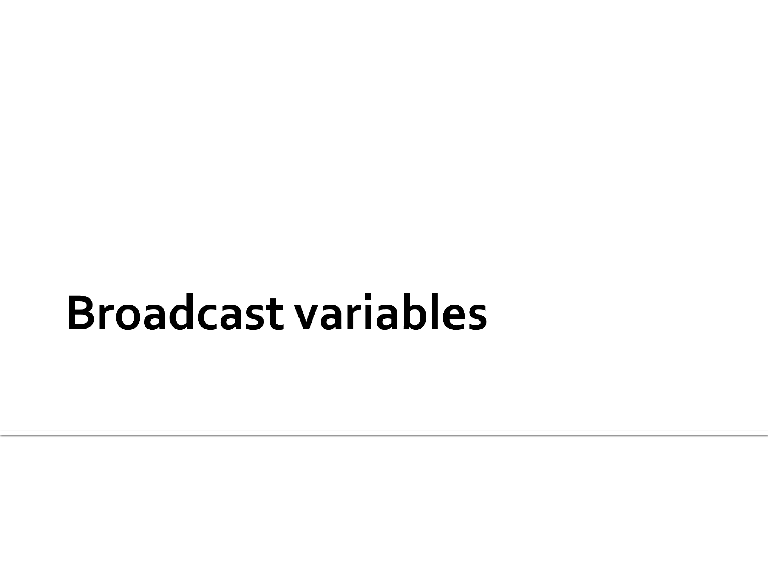# Broadcast variables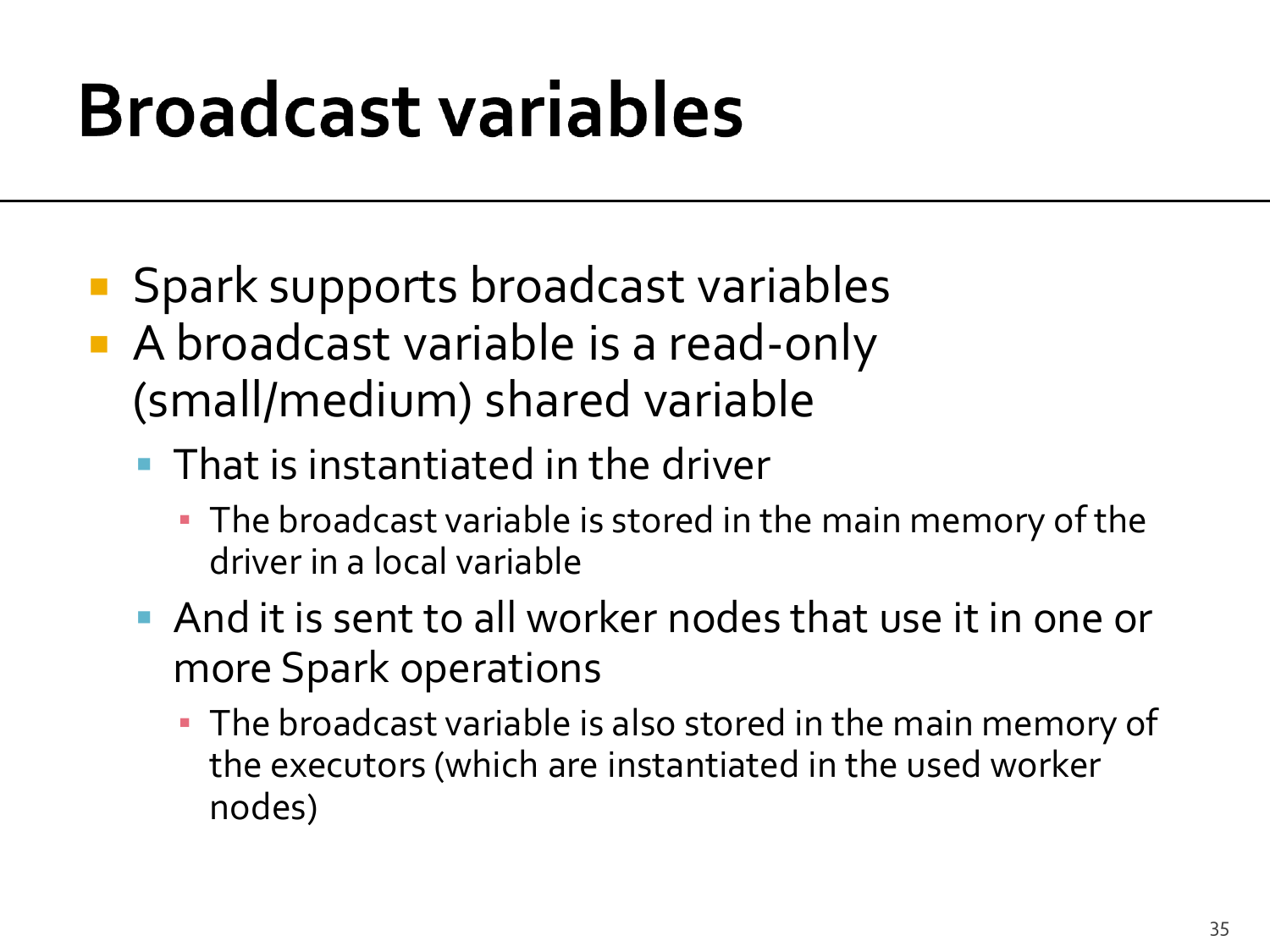# Broadcast variables

- Spark supports broadcast variables
- A broadcast variable is a read-only (small/medium) shared variable
  - That is instantiated in the driver
    - The broadcast variable is stored in the main memory of the driver in a local variable
  - And it is sent to all worker nodes that use it in one or more Spark operations
    - The broadcast variable is also stored in the main memory of the executors (which are instantiated in the used worker nodes)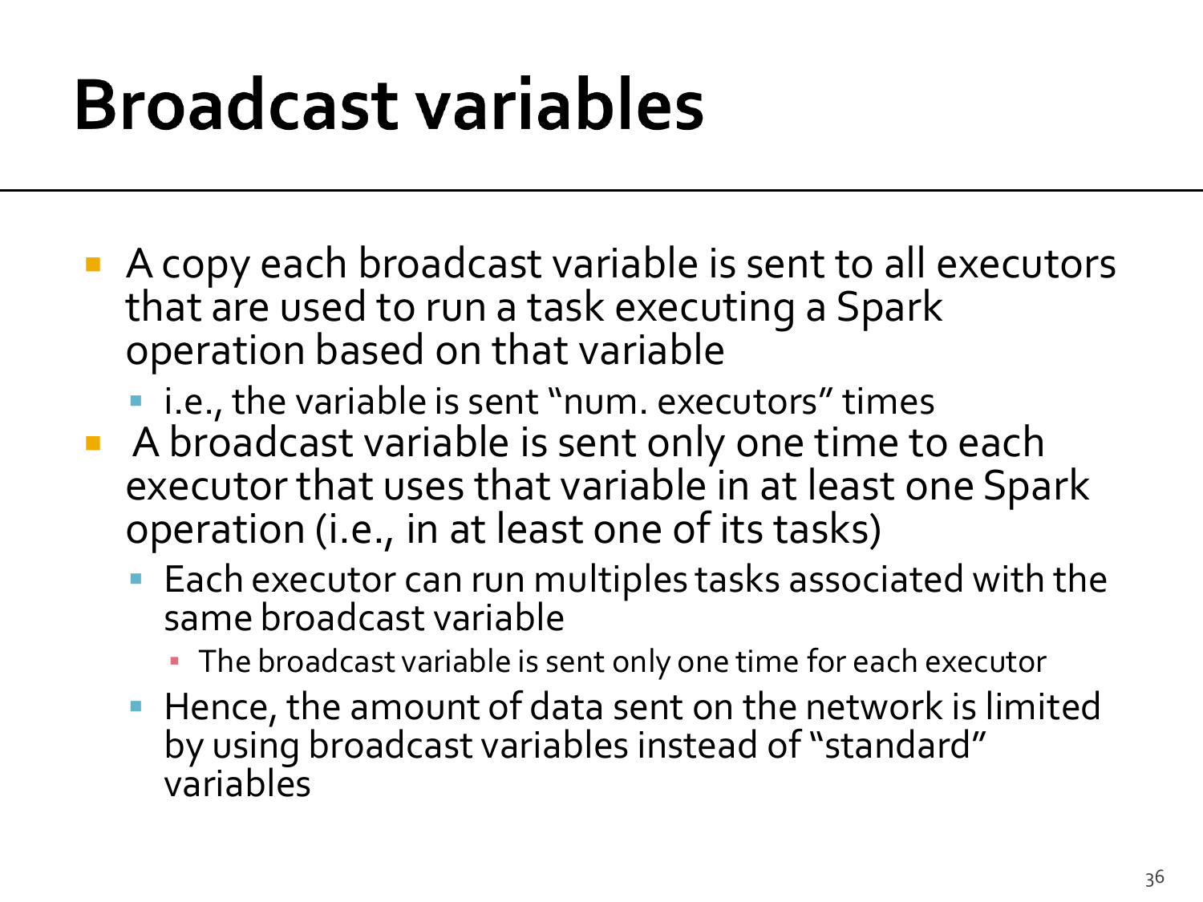# Broadcast variables

- A copy each broadcast variable is sent to all executors that are used to run a task executing a Spark operation based on that variable
  - i.e., the variable is sent "num. executors" times
- A broadcast variable is sent only one time to each executor that uses that variable in at least one Spark operation (i.e., in at least one of its tasks)
  - Each executor can run multiples tasks associated with the same broadcast variable
    - The broadcast variable is sent only one time for each executor
  - Hence, the amount of data sent on the network is limited by using broadcast variables instead of "standard" variables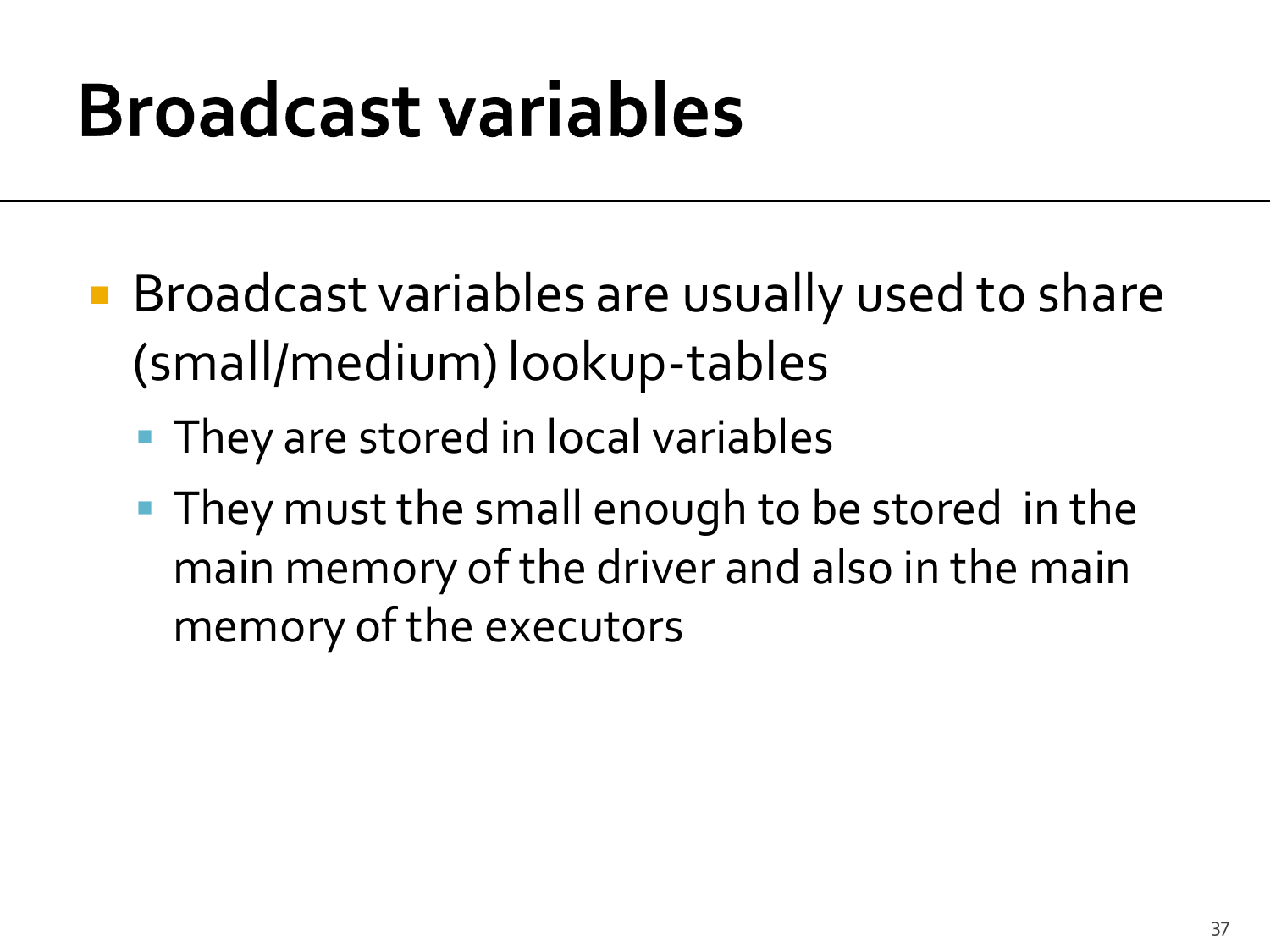# Broadcast variables

- Broadcast variables are usually used to share (small/medium) lookup-tables
  - They are stored in local variables
  - They must the small enough to be stored in the main memory of the driver and also in the main memory of the executors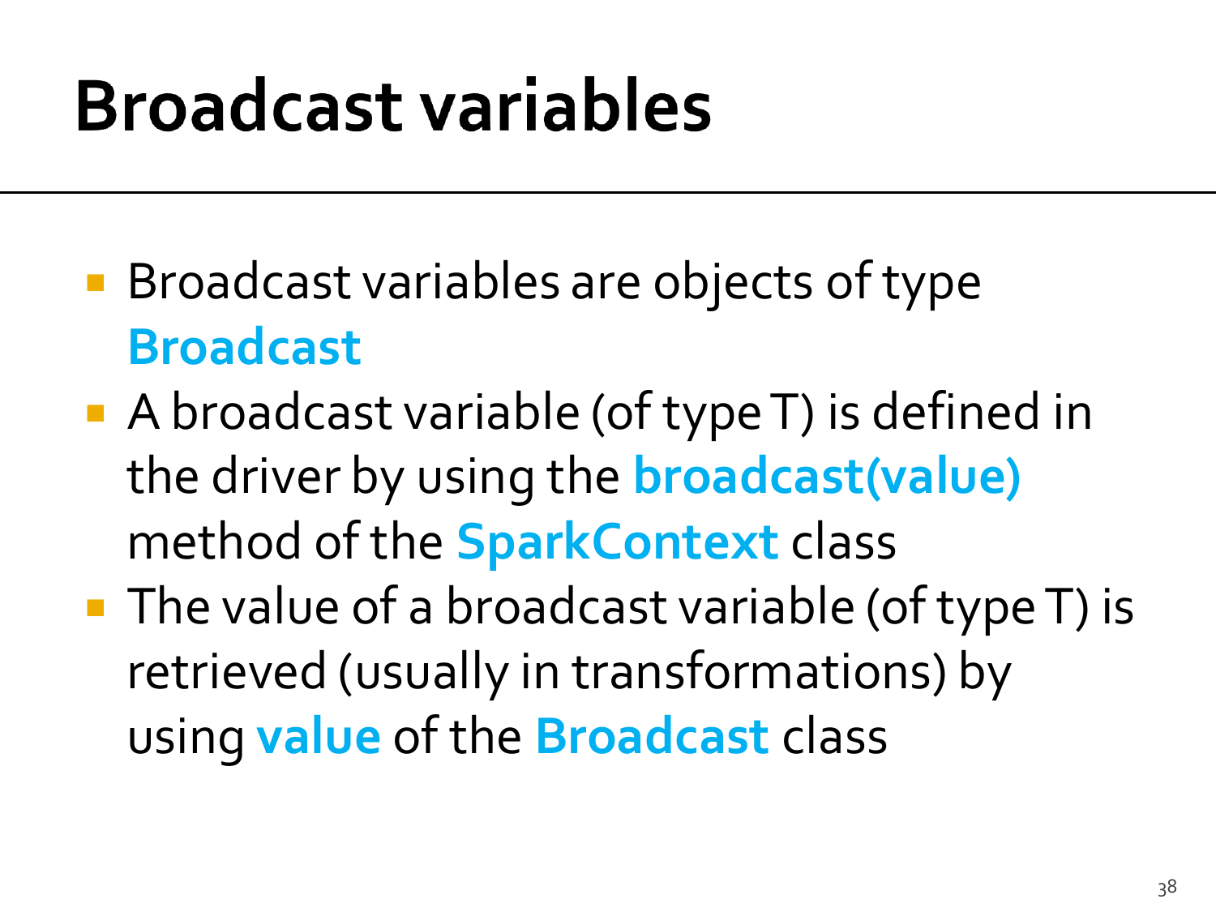# Broadcast variables

- Broadcast variables are objects of type **Broadcast**
- A broadcast variable (of type T) is defined in the driver by using the **broadcast(value)** method of the **SparkContext** class
- The value of a broadcast variable (of type T) is retrieved (usually in transformations) by using **value** of the **Broadcast** class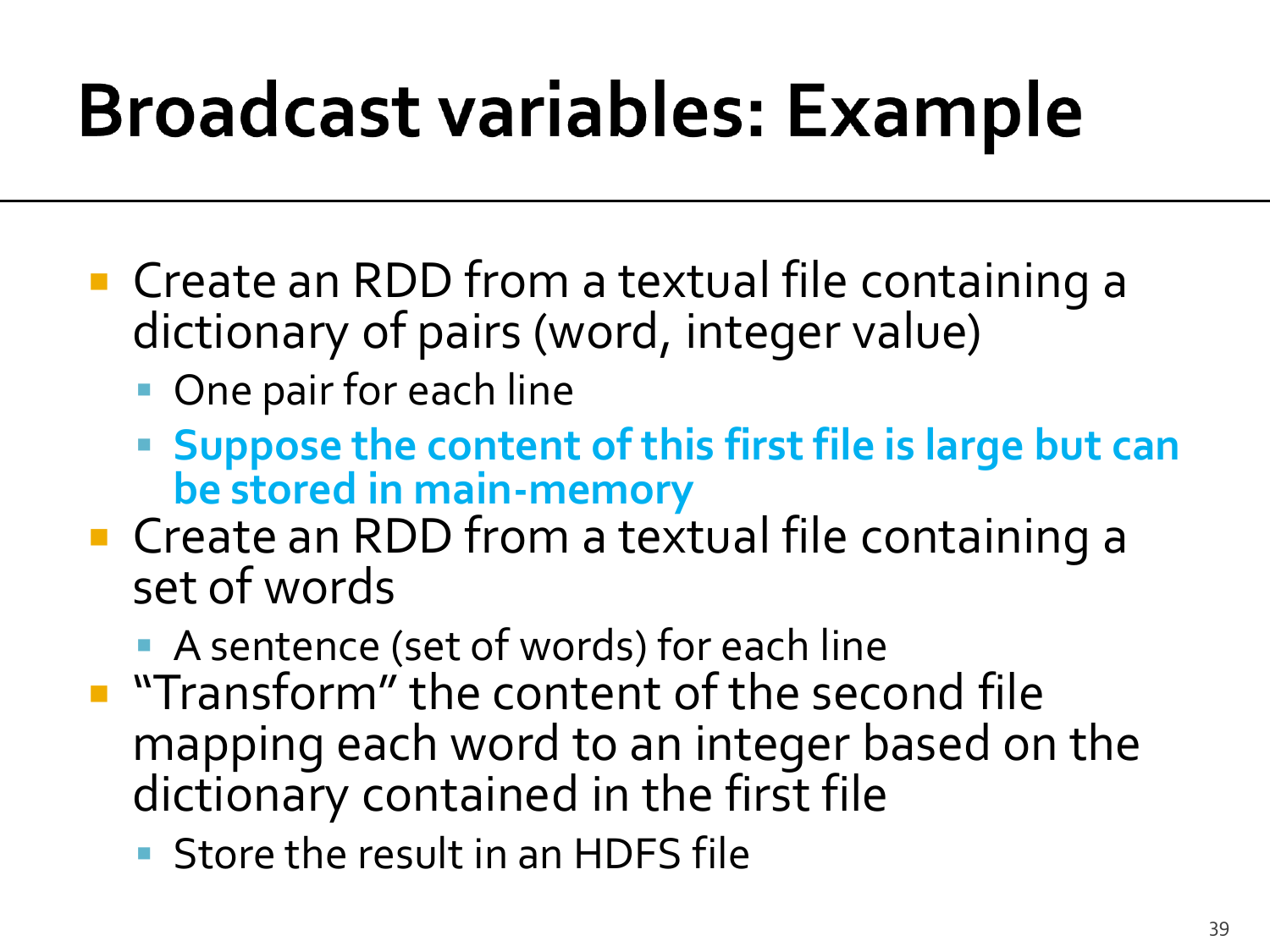# Broadcast variables: Example

- Create an RDD from a textual file containing a dictionary of pairs (word, integer value)
  - One pair for each line
  - **Suppose the content of this first file is large but can be stored in main-memory**
- Create an RDD from a textual file containing a set of words
  - A sentence (set of words) for each line
- "Transform" the content of the second file mapping each word to an integer based on the dictionary contained in the first file
  - Store the result in an HDFS file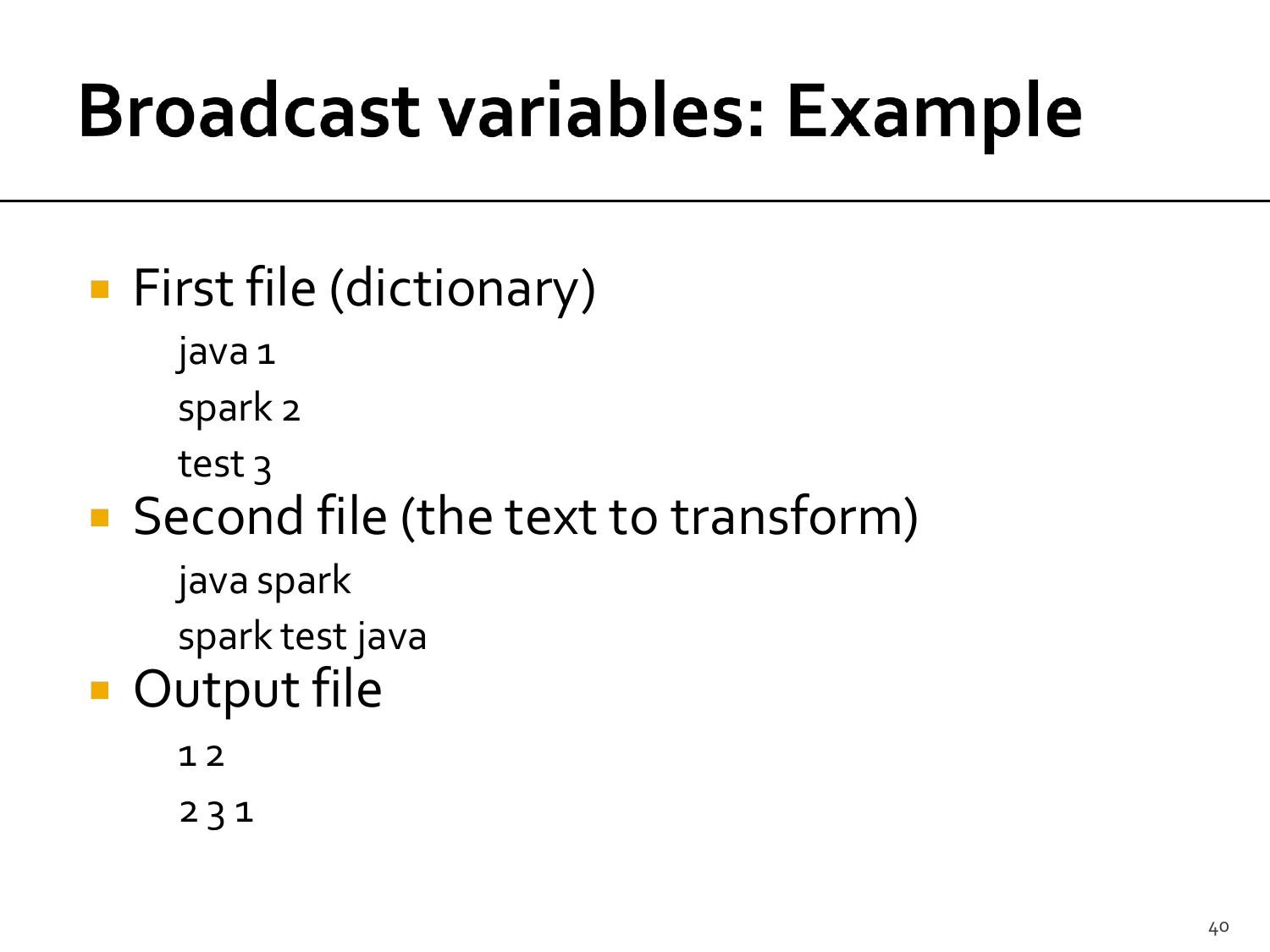# Broadcast variables: Example

- First file (dictionary)

  java 1

  spark 2

  test 3

- Second file (the text to transform)

  java spark

  spark test java

- Output file

  1 2

  2 3 1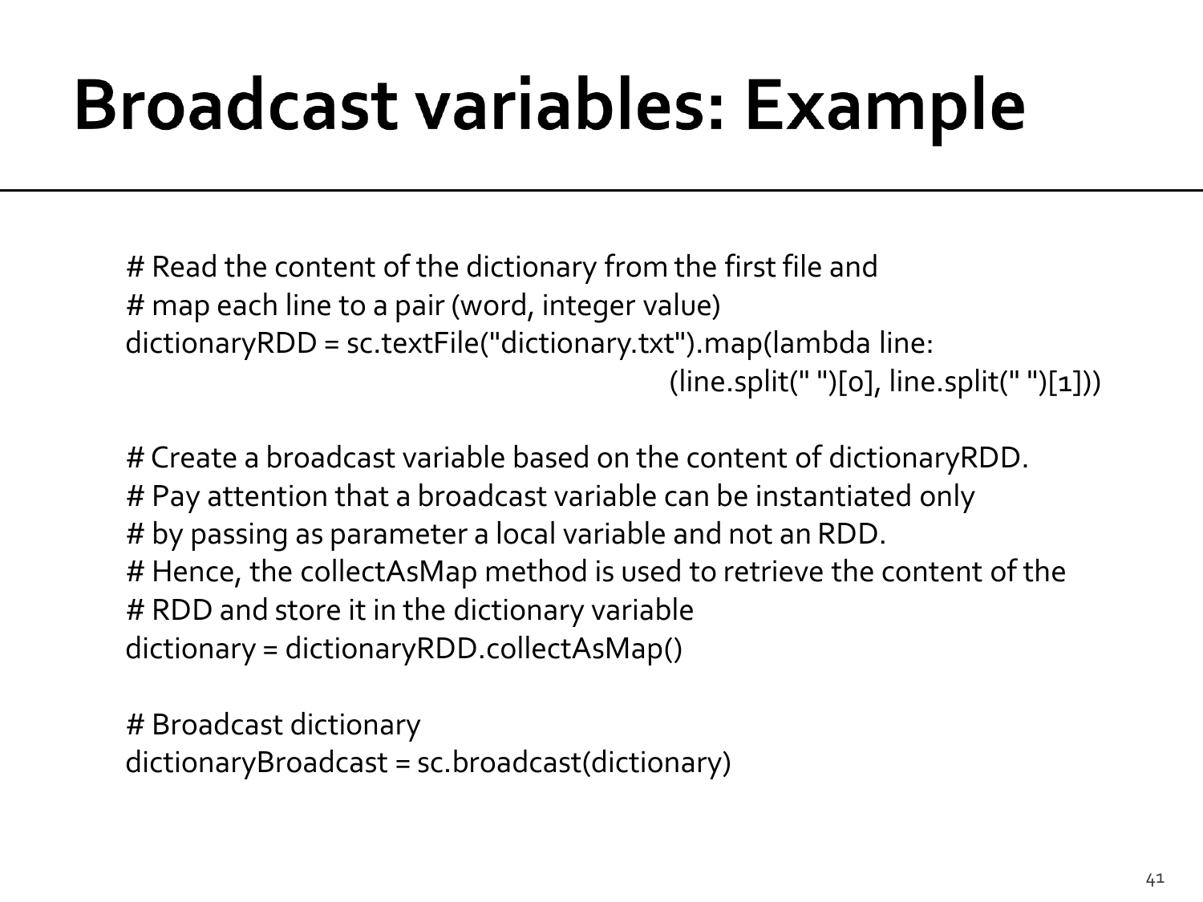# Broadcast variables: Example

```
# Read the content of the dictionary from the first file and
# map each line to a pair (word, integer value)
dictionaryRDD = sc.textFile("dictionary.txt").map(lambda line:
                                    (line.split(" ")[0], line.split(" ")[1]))

# Create a broadcast variable based on the content of dictionaryRDD.
# Pay attention that a broadcast variable can be instantiated only
# by passing as parameter a local variable and not an RDD.
# Hence, the collectAsMap method is used to retrieve the content of the
# RDD and store it in the dictionary variable
dictionary = dictionaryRDD.collectAsMap()

# Broadcast dictionary
dictionaryBroadcast = sc.broadcast(dictionary)
```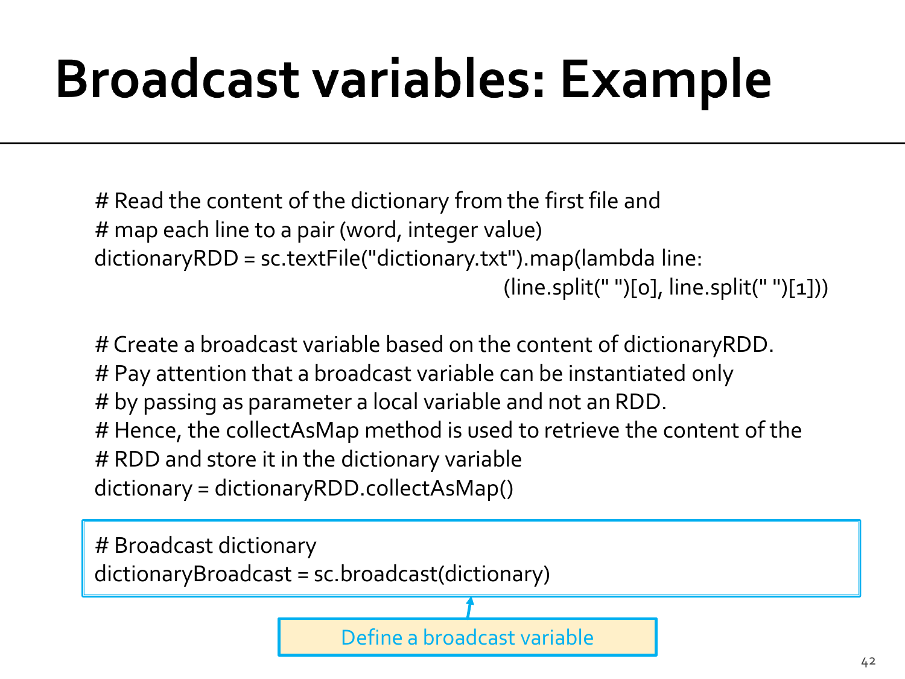# Broadcast variables: Example

```
# Read the content of the dictionary from the first file and
# map each line to a pair (word, integer value)
dictionaryRDD = sc.textFile("dictionary.txt").map(lambda line:
                                        (line.split(" ")[0], line.split(" ")[1]))

# Create a broadcast variable based on the content of dictionaryRDD.
# Pay attention that a broadcast variable can be instantiated only
# by passing as parameter a local variable and not an RDD.
# Hence, the collectAsMap method is used to retrieve the content of the
# RDD and store it in the dictionary variable
dictionary = dictionaryRDD.collectAsMap()
```

```
# Broadcast dictionary
dictionaryBroadcast = sc.broadcast(dictionary)
```

Define a broadcast variable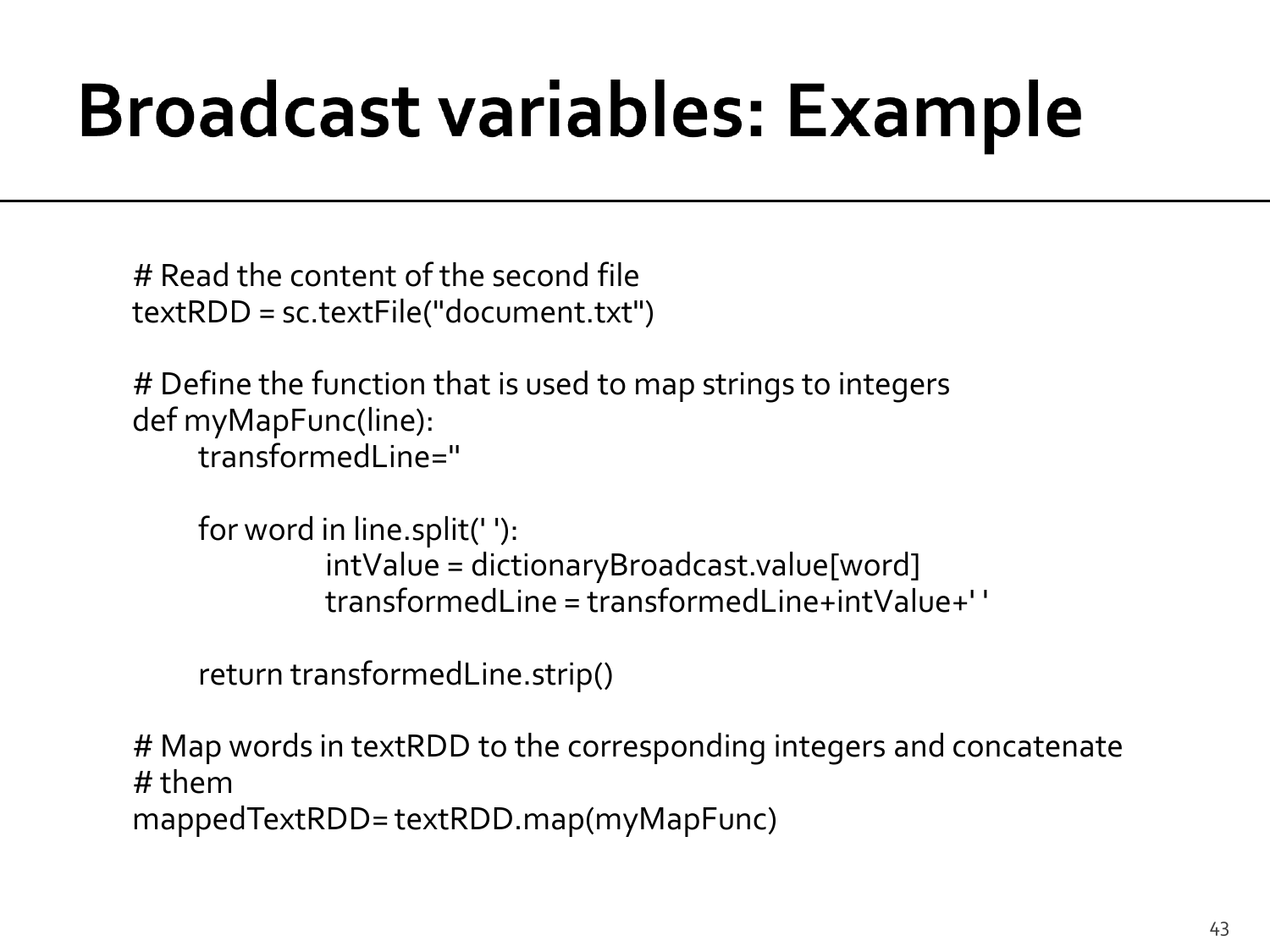# Broadcast variables: Example

```
# Read the content of the second file
textRDD = sc.textFile("document.txt")

# Define the function that is used to map strings to integers
def myMapFunc(line):
    transformedLine=''

    for word in line.split(' '):
            intValue = dictionaryBroadcast.value[word]
            transformedLine = transformedLine+intValue+' '

    return transformedLine.strip()

# Map words in textRDD to the corresponding integers and concatenate
# them
mappedTextRDD= textRDD.map(myMapFunc)
```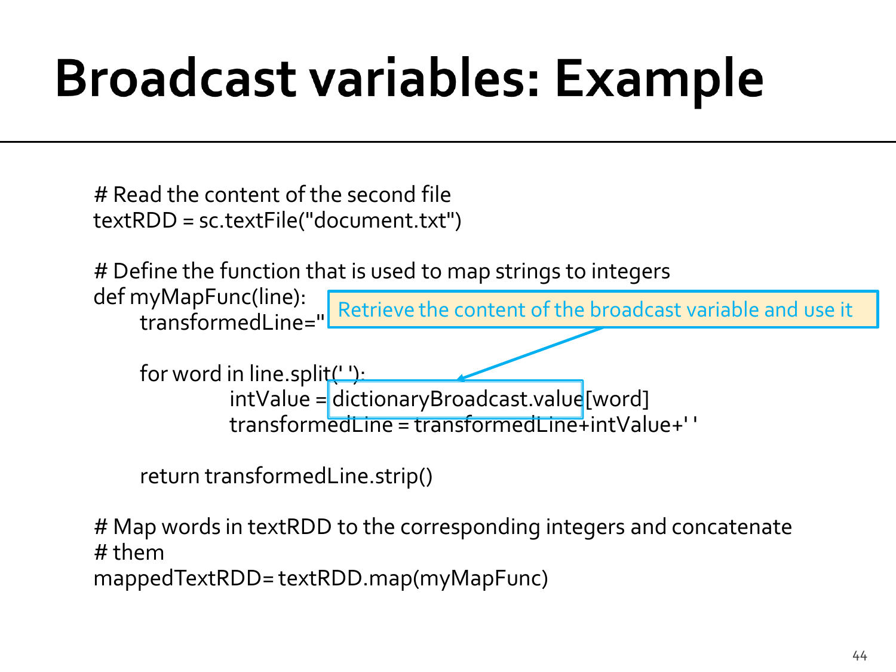# Broadcast variables: Example

```
# Read the content of the second file
textRDD = sc.textFile("document.txt")

# Define the function that is used to map strings to integers
def myMapFunc(line):
    transformedLine=''

    for word in line.split(' '):
        intValue = dictionaryBroadcast.value[word]
        transformedLine = transformedLine+intValue+' '

    return transformedLine.strip()

# Map words in textRDD to the corresponding integers and concatenate
# them
mappedTextRDD= textRDD.map(myMapFunc)
```

Retrieve the content of the broadcast variable and use it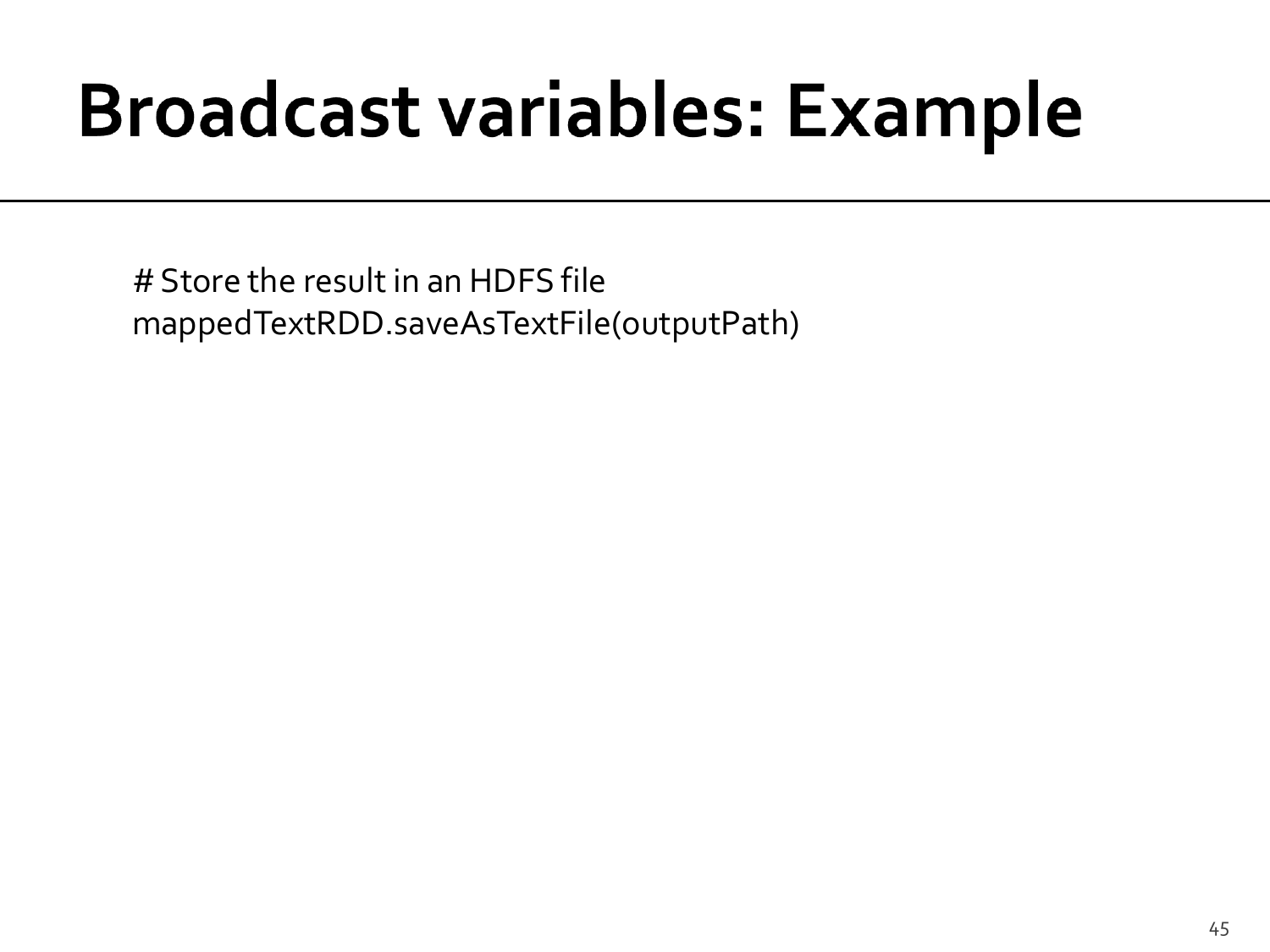# Broadcast variables: Example

```
# Store the result in an HDFS file
mappedTextRDD.saveAsTextFile(outputPath)
```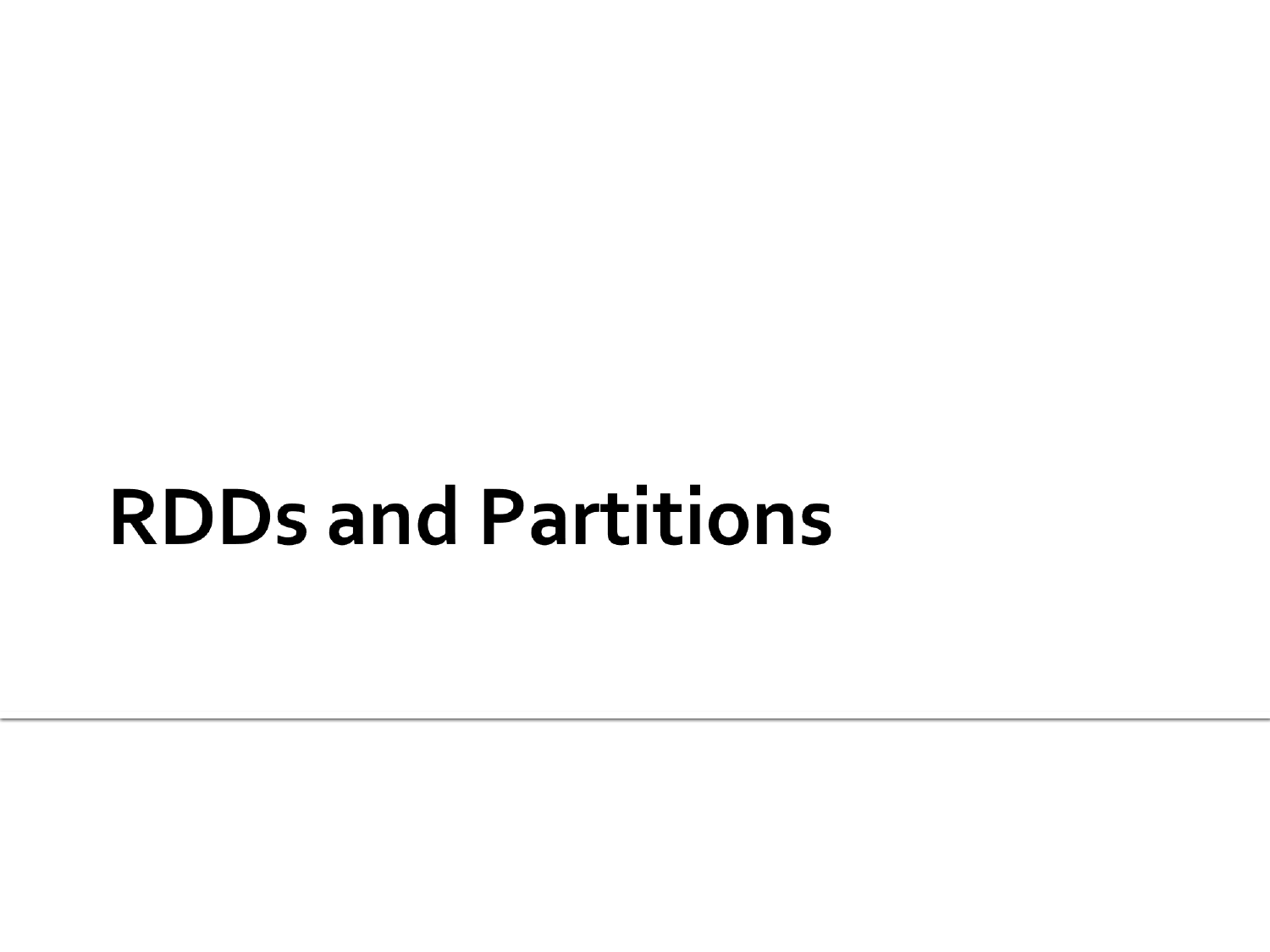# RDDs and Partitions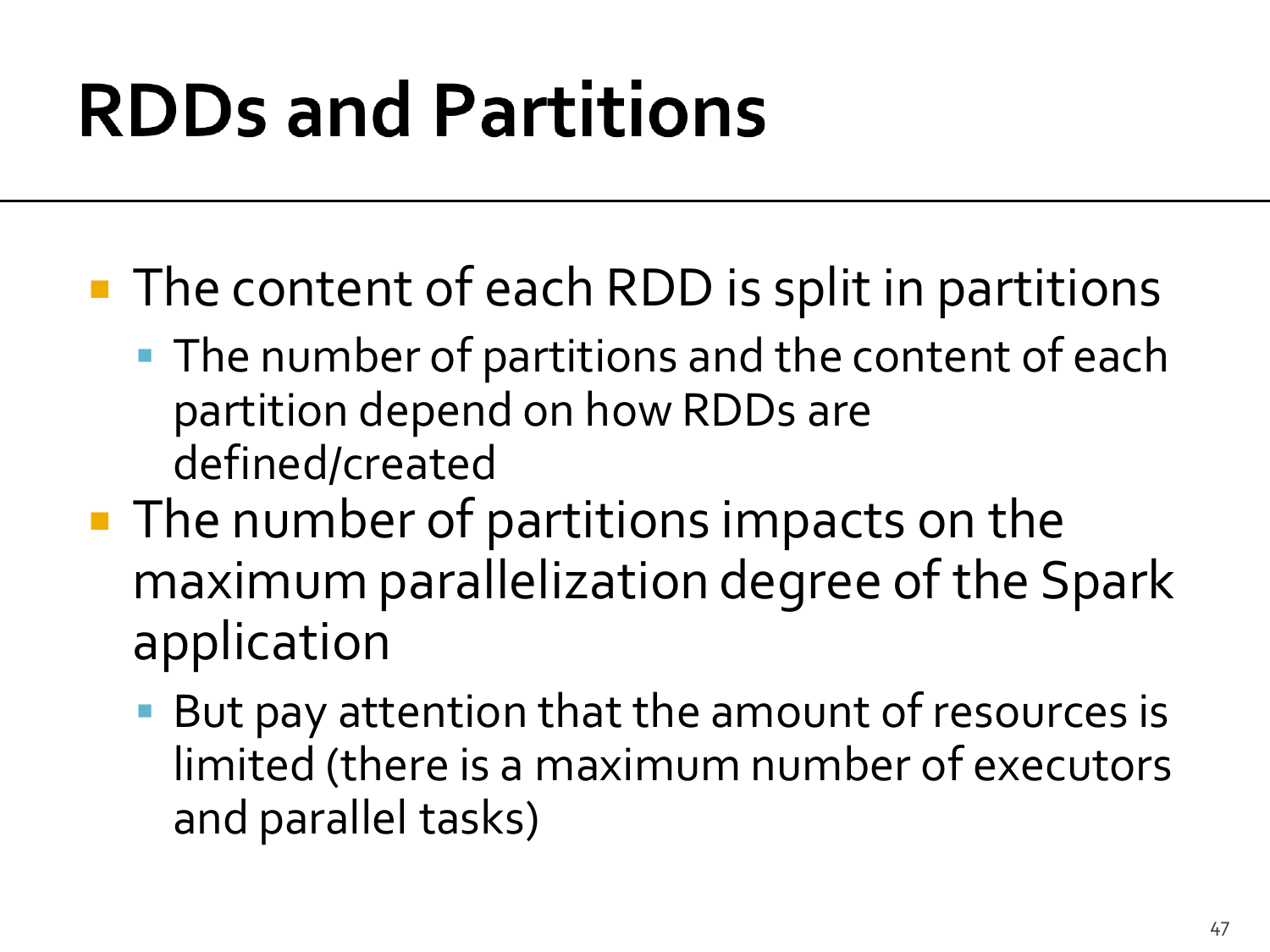# RDDs and Partitions

- The content of each RDD is split in partitions
  - The number of partitions and the content of each partition depend on how RDDs are defined/created
- The number of partitions impacts on the maximum parallelization degree of the Spark application
  - But pay attention that the amount of resources is limited (there is a maximum number of executors and parallel tasks)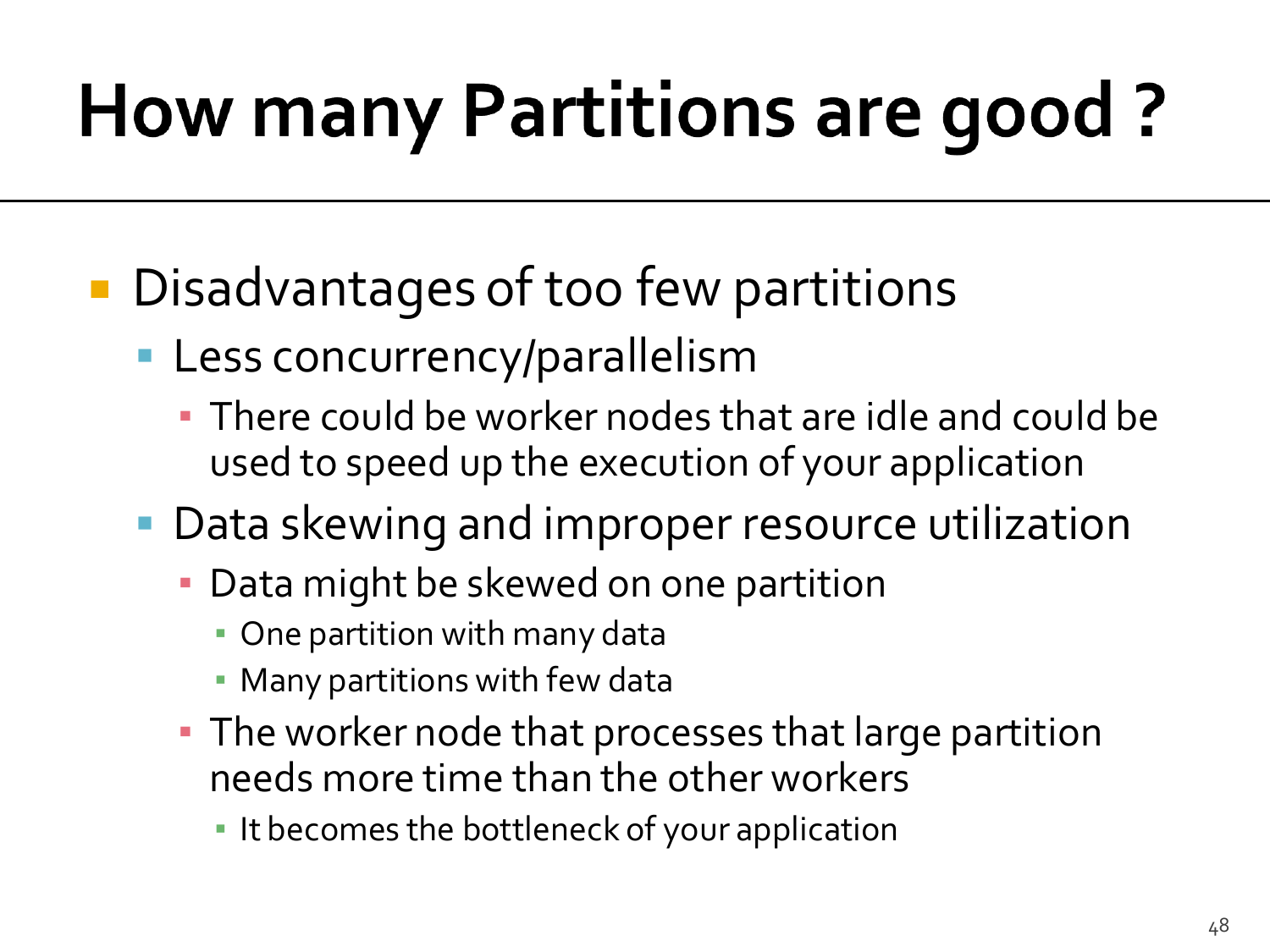# How many Partitions are good ?

- Disadvantages of too few partitions
  - Less concurrency/parallelism
    - There could be worker nodes that are idle and could be used to speed up the execution of your application
  - Data skewing and improper resource utilization
    - Data might be skewed on one partition
      - One partition with many data
      - Many partitions with few data
    - The worker node that processes that large partition needs more time than the other workers
      - It becomes the bottleneck of your application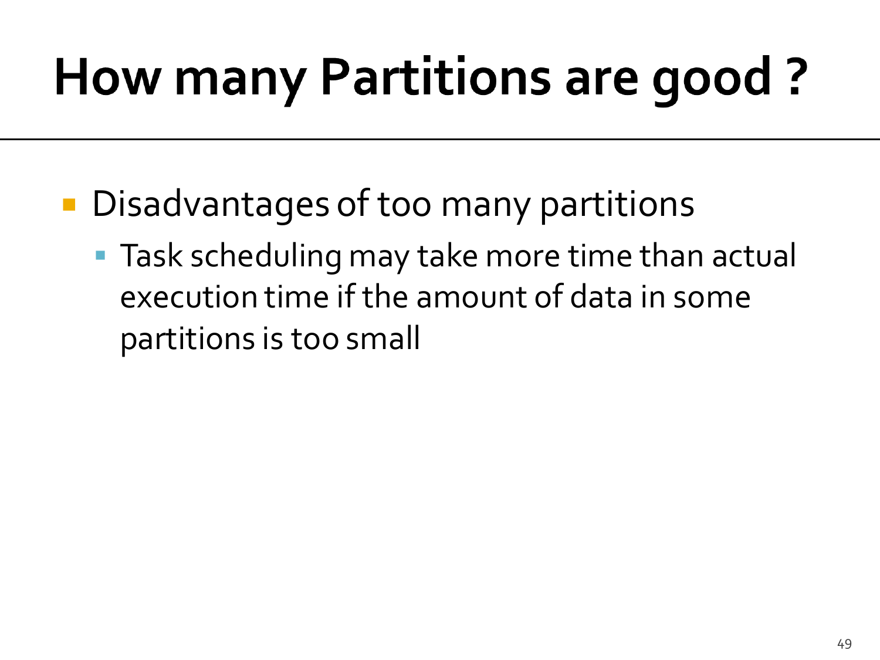# How many Partitions are good ?

- Disadvantages of too many partitions
  - Task scheduling may take more time than actual execution time if the amount of data in some partitions is too small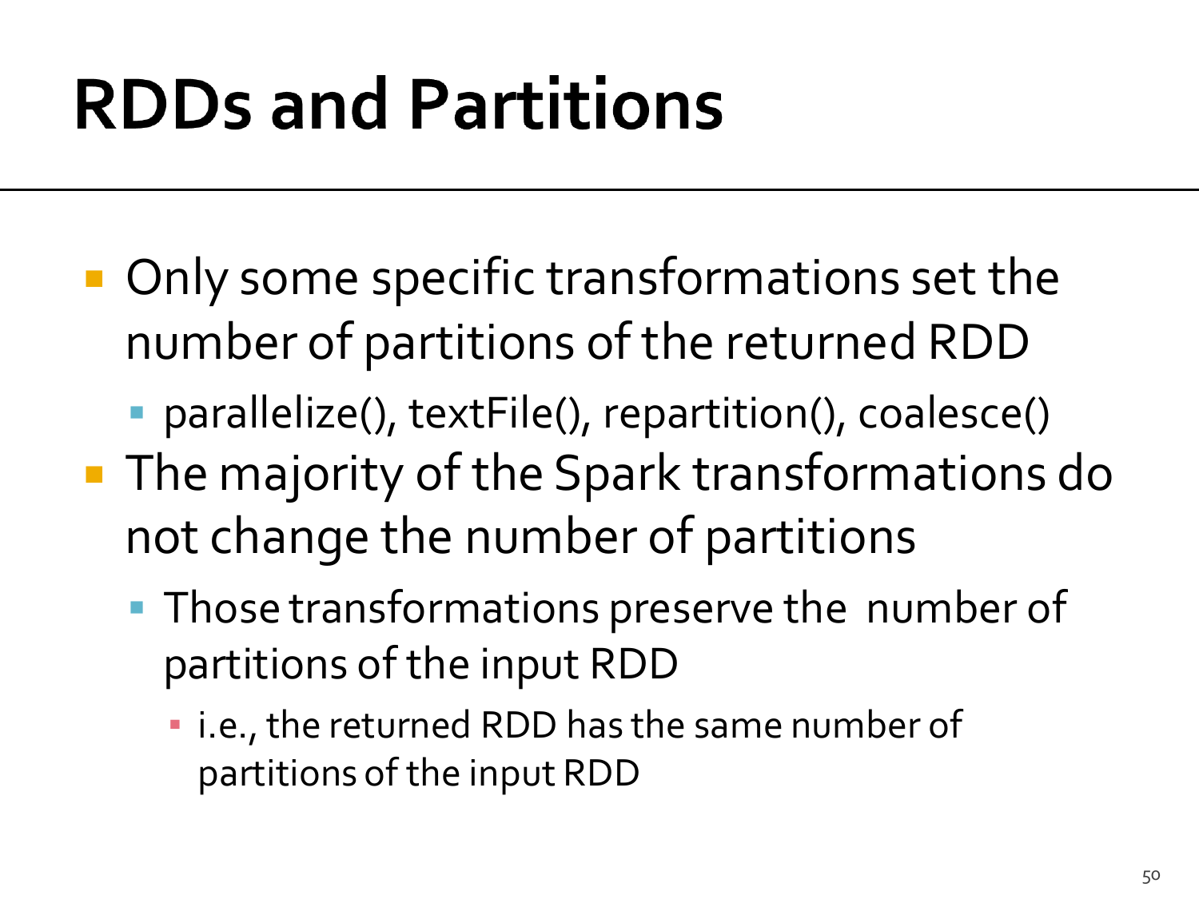# RDDs and Partitions

- Only some specific transformations set the number of partitions of the returned RDD
  - parallelize(), textFile(), repartition(), coalesce()
- The majority of the Spark transformations do not change the number of partitions
  - Those transformations preserve the number of partitions of the input RDD
    - i.e., the returned RDD has the same number of partitions of the input RDD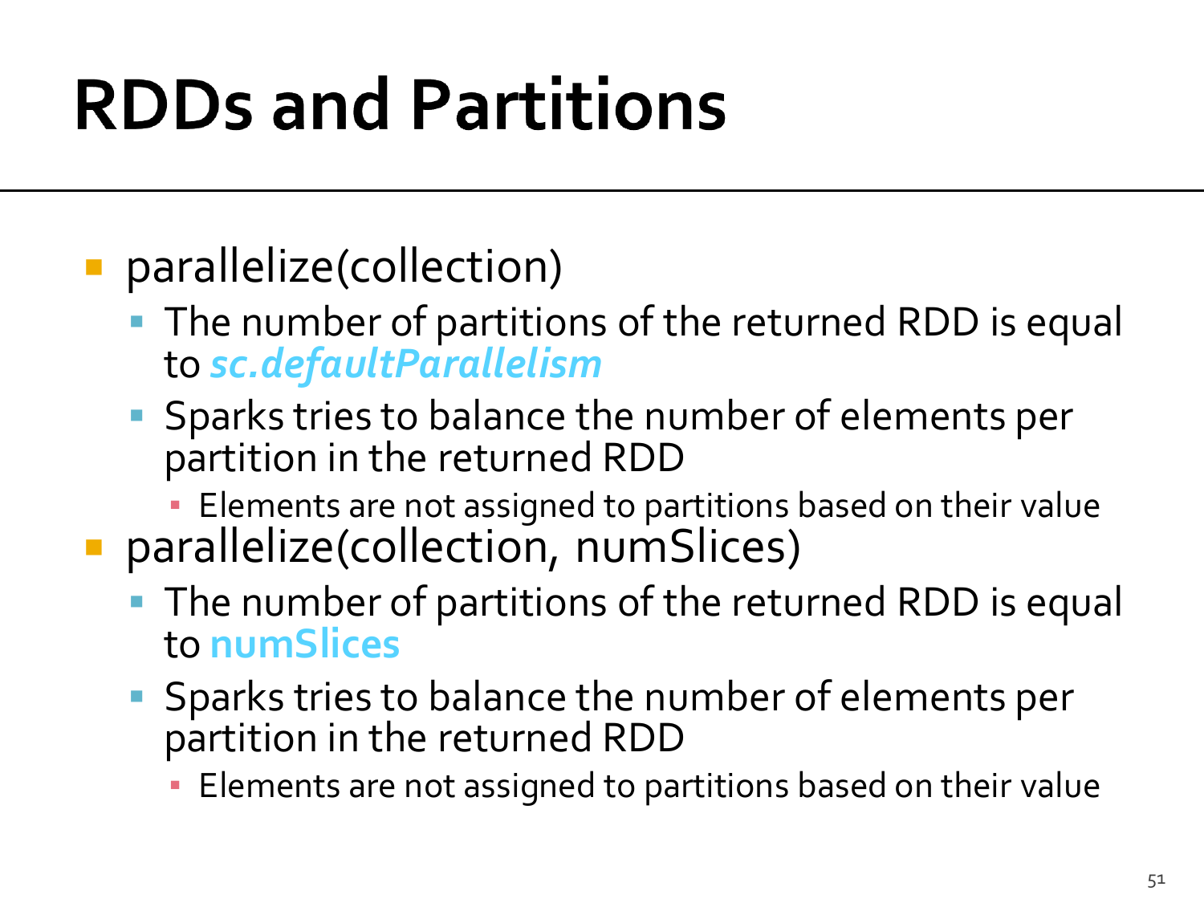# RDDs and Partitions

- parallelize(collection)
  - The number of partitions of the returned RDD is equal to ***sc.defaultParallelism***
  - Sparks tries to balance the number of elements per partition in the returned RDD
    - Elements are not assigned to partitions based on their value
- parallelize(collection, numSlices)
  - The number of partitions of the returned RDD is equal to **numSlices**
  - Sparks tries to balance the number of elements per partition in the returned RDD
    - Elements are not assigned to partitions based on their value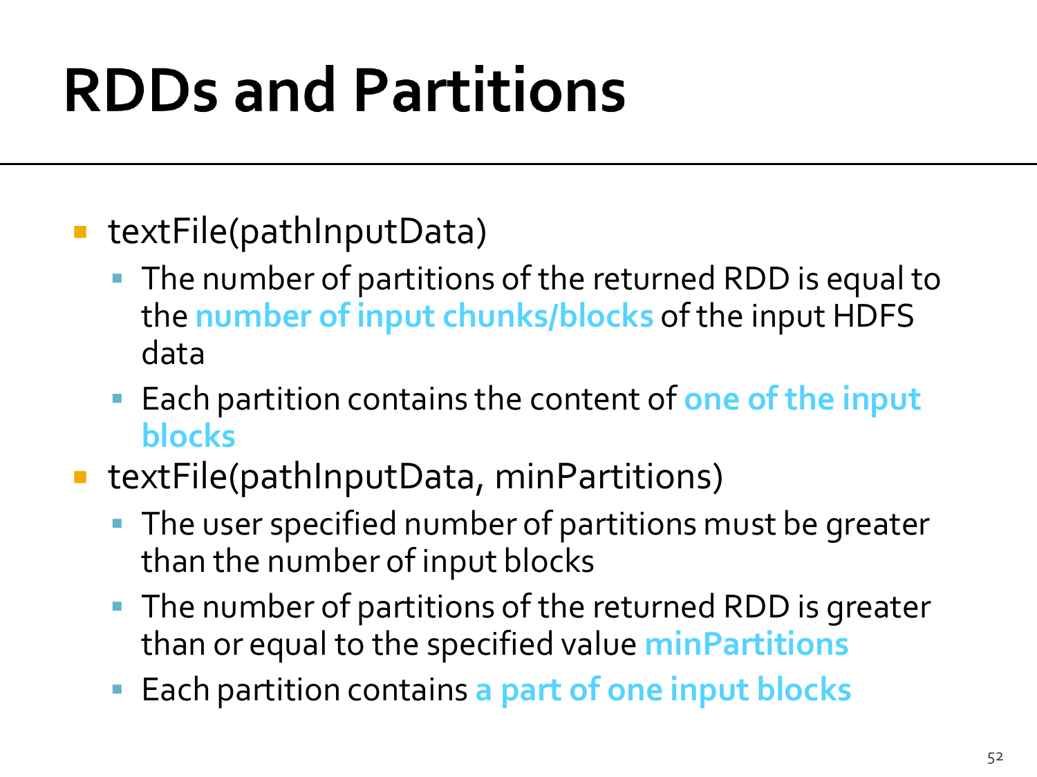# RDDs and Partitions

- textFile(pathInputData)
  - The number of partitions of the returned RDD is equal to the **number of input chunks/blocks** of the input HDFS data
  - Each partition contains the content of **one of the input blocks**
- textFile(pathInputData, minPartitions)
  - The user specified number of partitions must be greater than the number of input blocks
  - The number of partitions of the returned RDD is greater than or equal to the specified value **minPartitions**
  - Each partition contains **a part of one input blocks**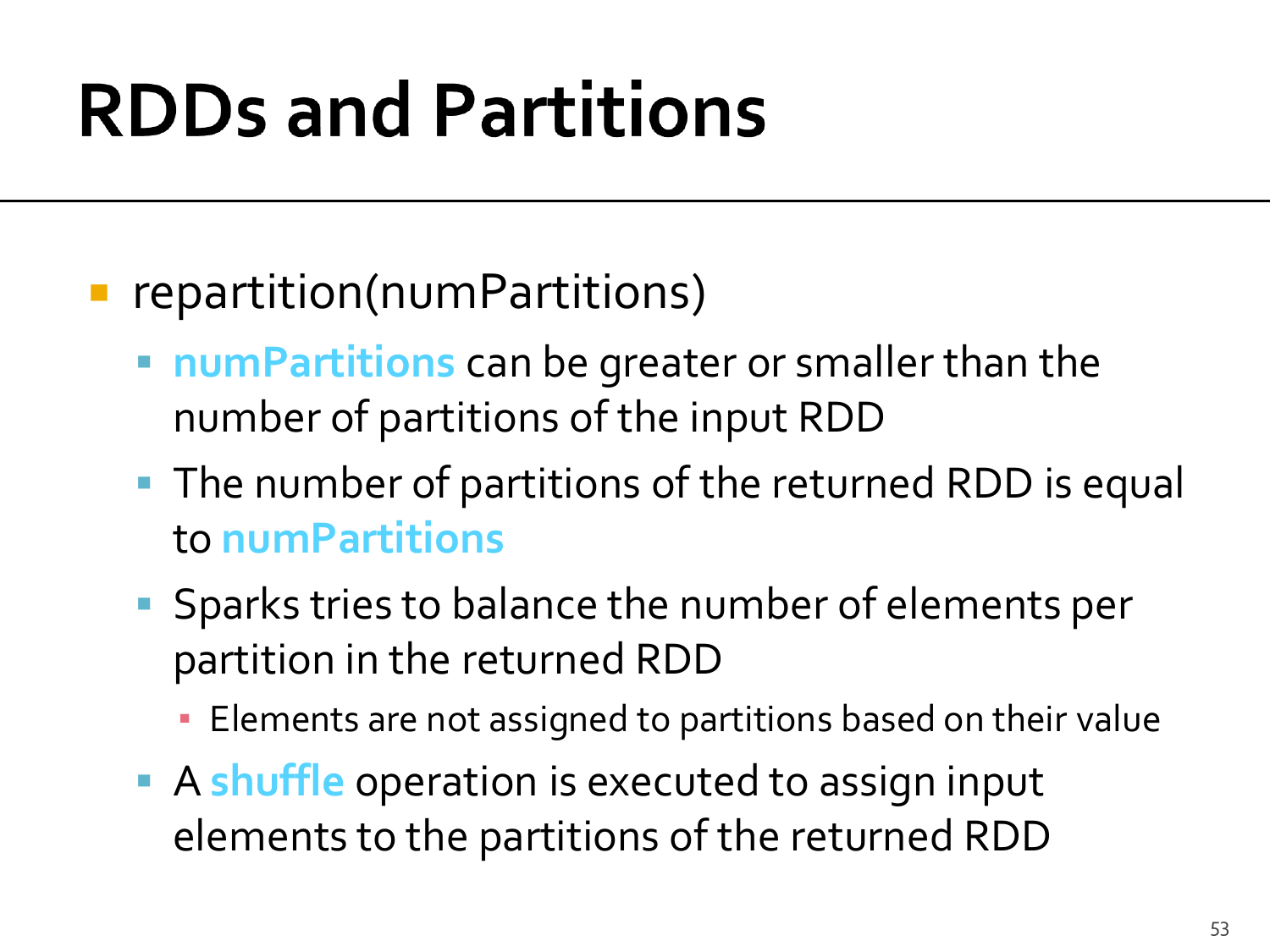# RDDs and Partitions

- repartition(numPartitions)
  - **numPartitions** can be greater or smaller than the number of partitions of the input RDD
  - The number of partitions of the returned RDD is equal to **numPartitions**
  - Sparks tries to balance the number of elements per partition in the returned RDD
    - Elements are not assigned to partitions based on their value
  - A **shuffle** operation is executed to assign input elements to the partitions of the returned RDD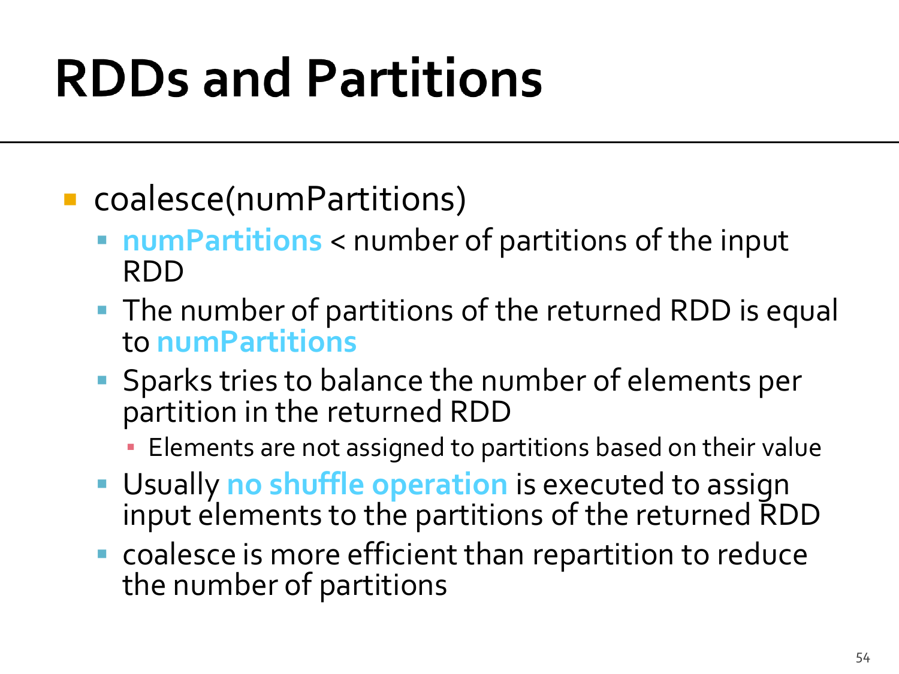# RDDs and Partitions

- coalesce(numPartitions)
  - **numPartitions** < number of partitions of the input RDD
  - The number of partitions of the returned RDD is equal to **numPartitions**
  - Sparks tries to balance the number of elements per partition in the returned RDD
    - Elements are not assigned to partitions based on their value
  - Usually **no shuffle operation** is executed to assign input elements to the partitions of the returned RDD
  - coalesce is more efficient than repartition to reduce the number of partitions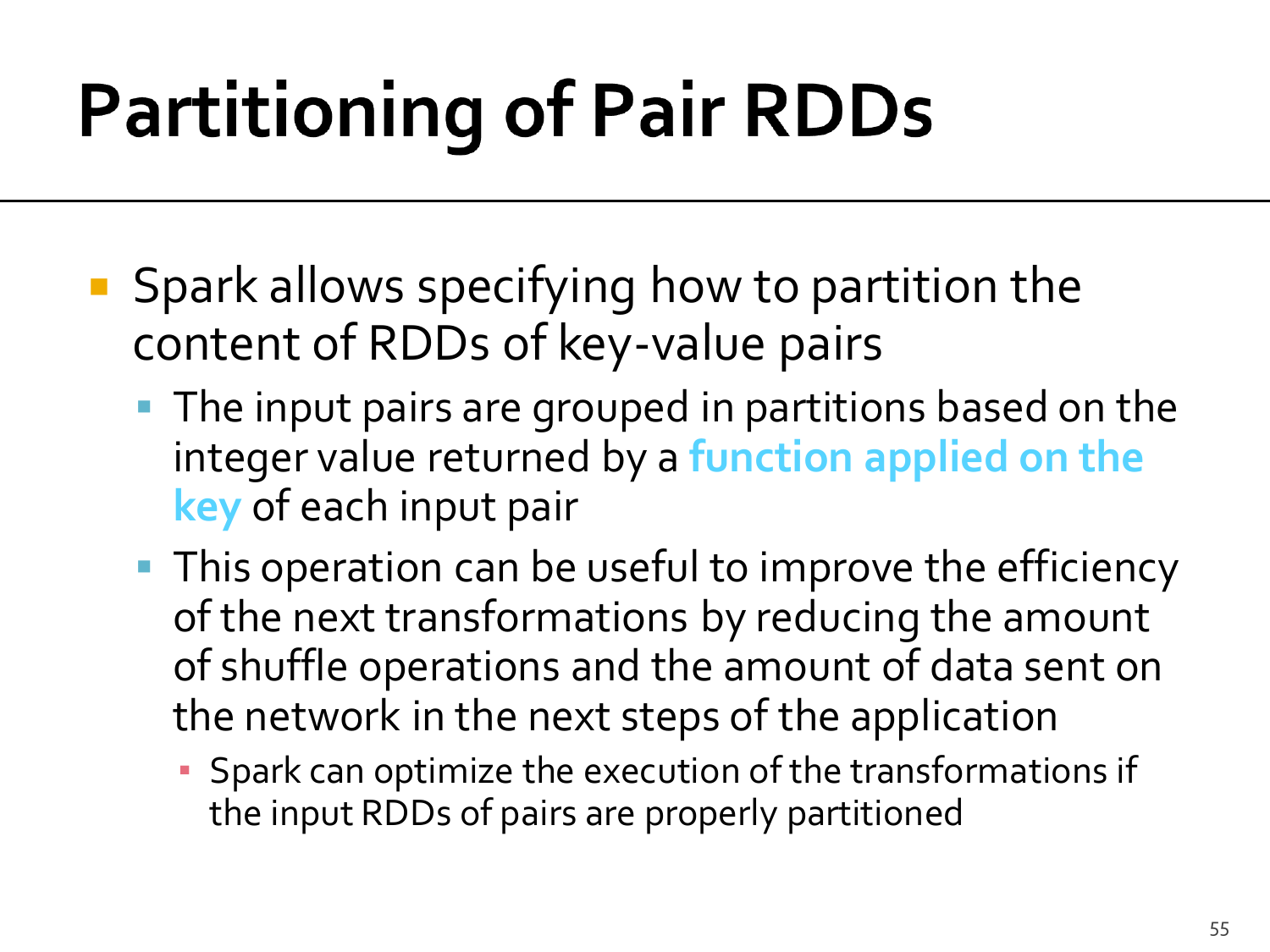# Partitioning of Pair RDDs

- Spark allows specifying how to partition the content of RDDs of key-value pairs
  - The input pairs are grouped in partitions based on the integer value returned by a **function applied on the key** of each input pair
  - This operation can be useful to improve the efficiency of the next transformations by reducing the amount of shuffle operations and the amount of data sent on the network in the next steps of the application
    - Spark can optimize the execution of the transformations if the input RDDs of pairs are properly partitioned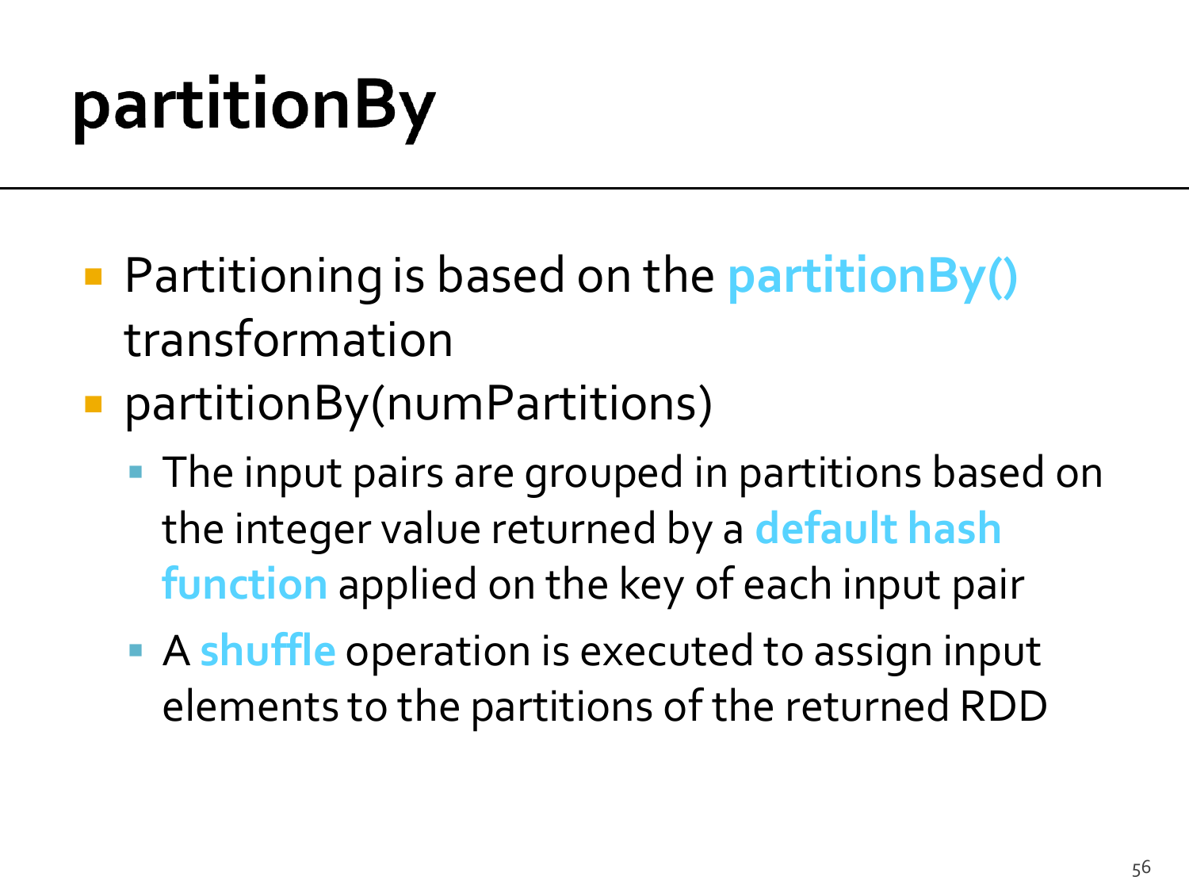# partitionBy

- Partitioning is based on the **partitionBy()** transformation
- partitionBy(numPartitions)
  - The input pairs are grouped in partitions based on the integer value returned by a **default hash function** applied on the key of each input pair
  - A **shuffle** operation is executed to assign input elements to the partitions of the returned RDD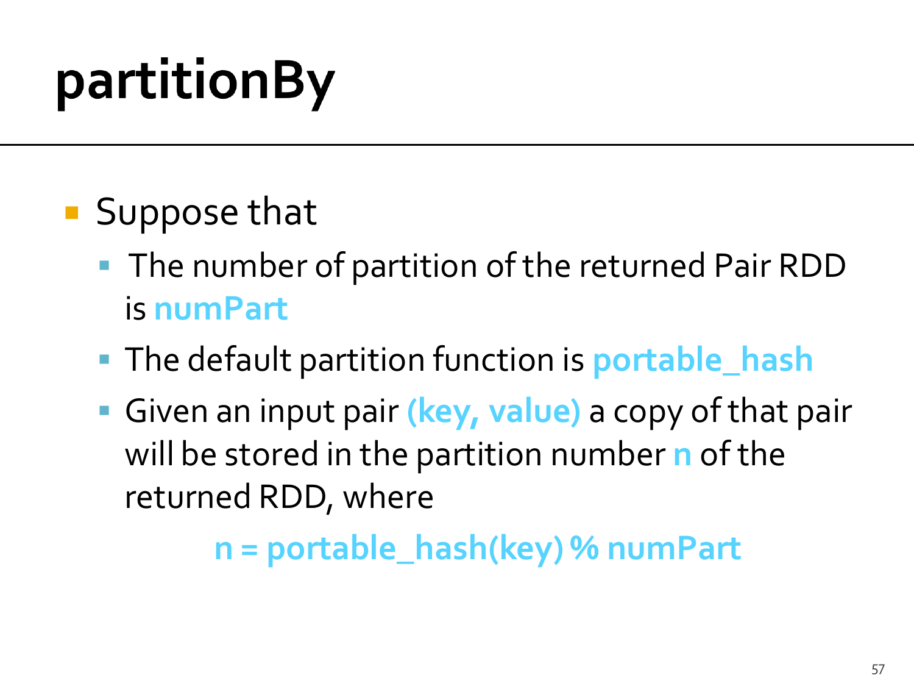# partitionBy

- Suppose that
  - The number of partition of the returned Pair RDD is **numPart**
  - The default partition function is **portable_hash**
  - Given an input pair **(key, value)** a copy of that pair will be stored in the partition number **n** of the returned RDD, where

    **n = portable_hash(key) % numPart**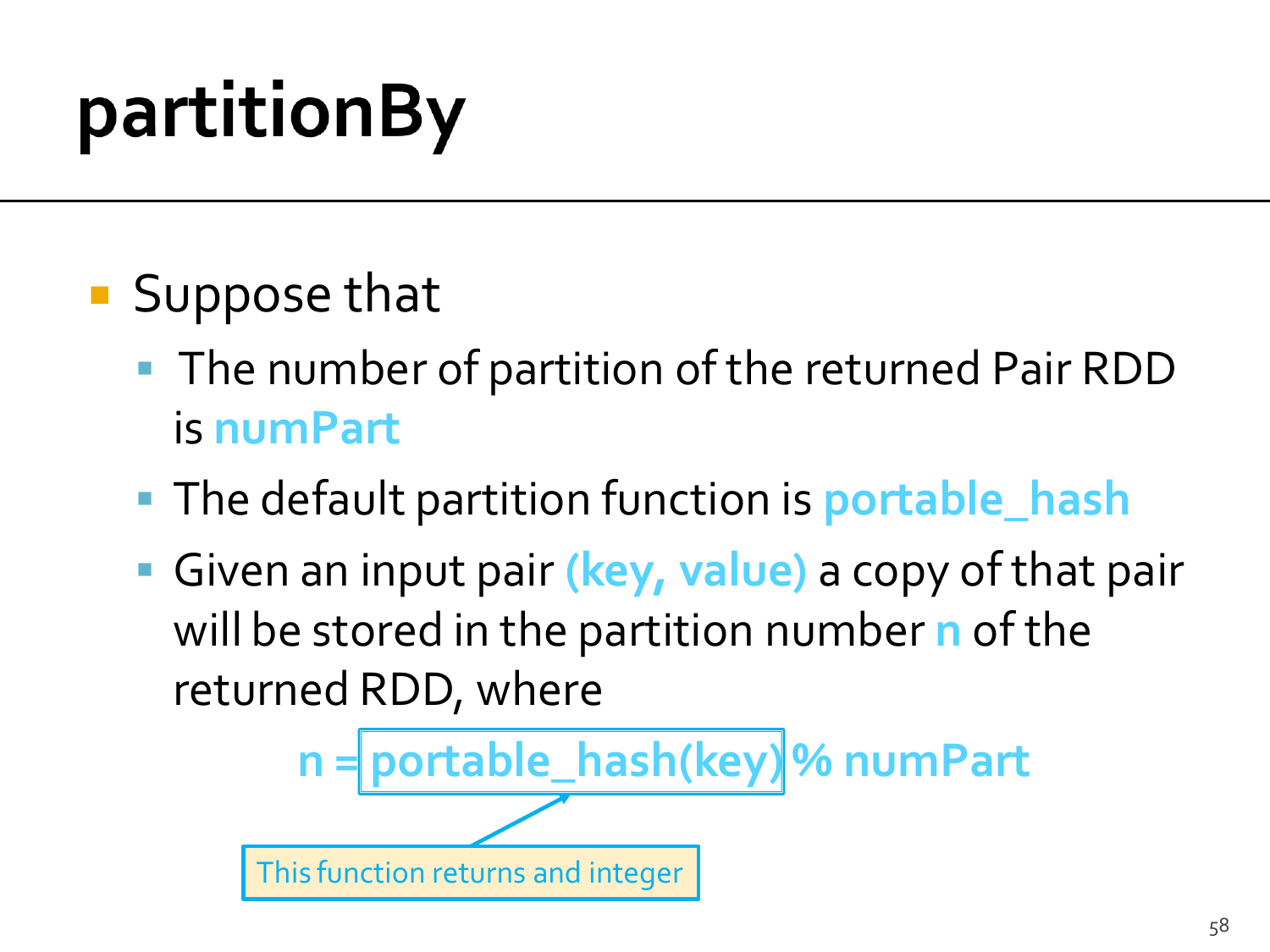# partitionBy

- Suppose that
  - The number of partition of the returned Pair RDD is **numPart**
  - The default partition function is **portable_hash**
  - Given an input pair **(key, value)** a copy of that pair will be stored in the partition number **n** of the returned RDD, where

**n = portable_hash(key) % numPart**

This function returns and integer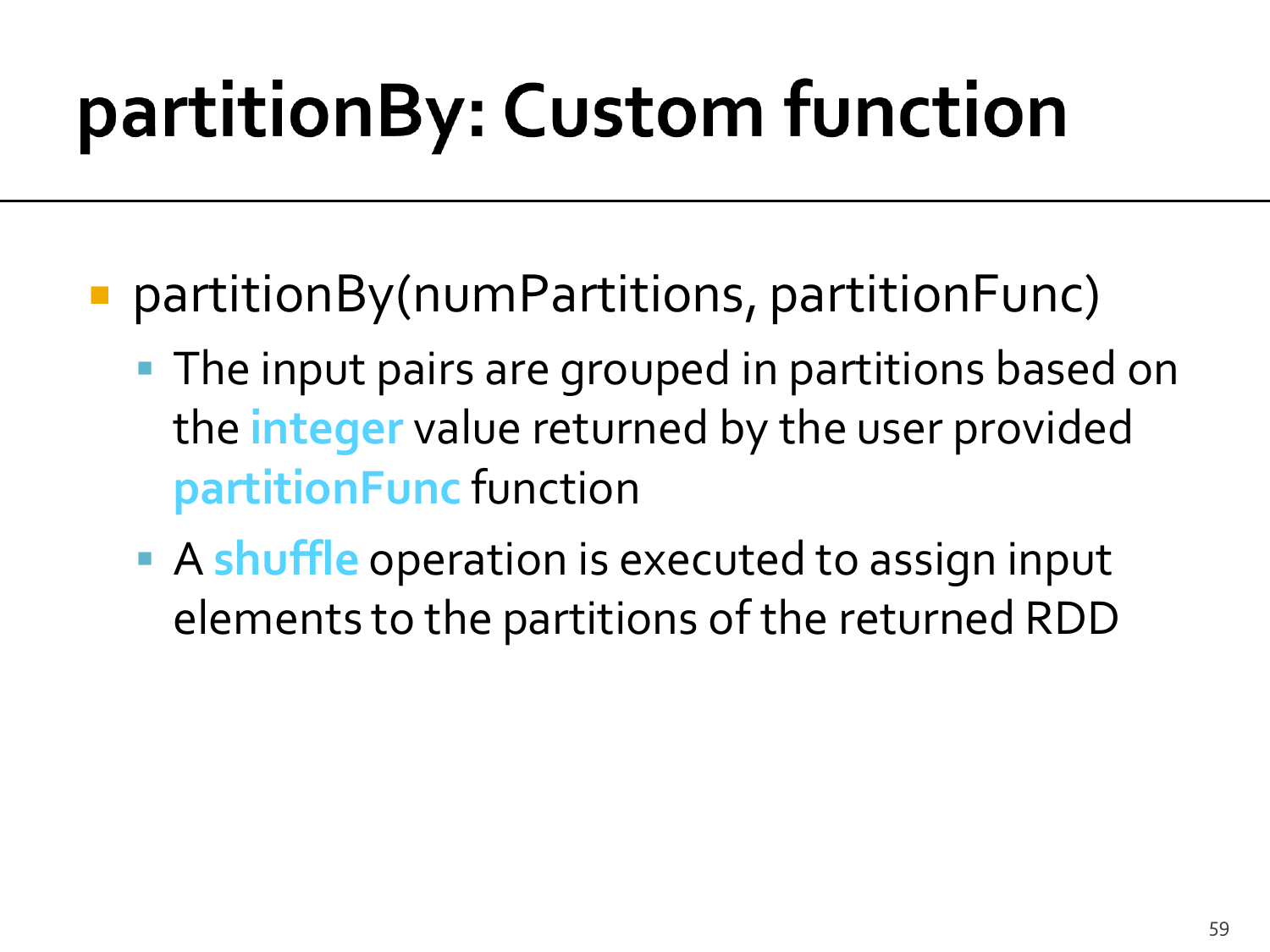# partitionBy: Custom function

- partitionBy(numPartitions, partitionFunc)
  - The input pairs are grouped in partitions based on the **integer** value returned by the user provided **partitionFunc** function
  - A **shuffle** operation is executed to assign input elements to the partitions of the returned RDD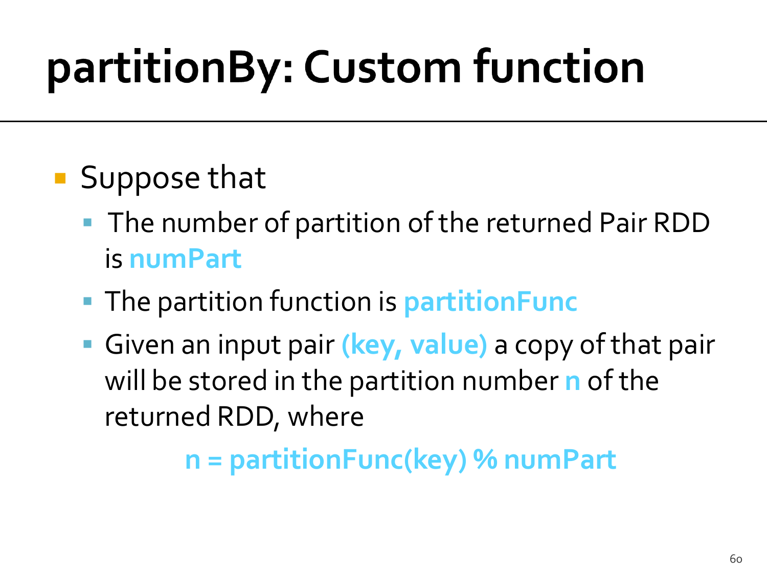# partitionBy: Custom function

- Suppose that
  - The number of partition of the returned Pair RDD is **numPart**
  - The partition function is **partitionFunc**
  - Given an input pair **(key, value)** a copy of that pair will be stored in the partition number **n** of the returned RDD, where

    **n = partitionFunc(key) % numPart**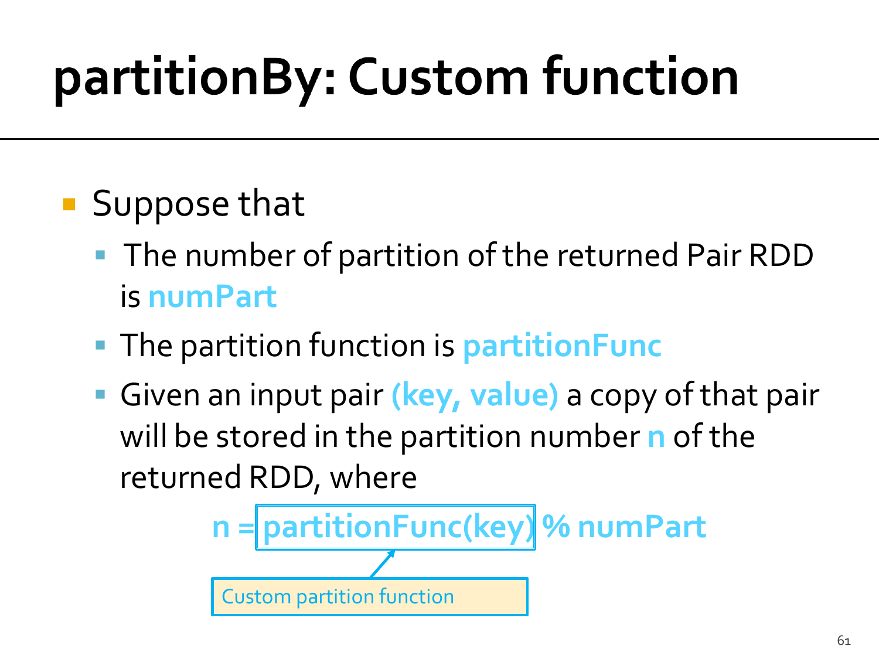# partitionBy: Custom function

- Suppose that
  - The number of partition of the returned Pair RDD is **numPart**
  - The partition function is **partitionFunc**
  - Given an input pair **(key, value)** a copy of that pair will be stored in the partition number **n** of the returned RDD, where

**n = partitionFunc(key) % numPart**

Custom partition function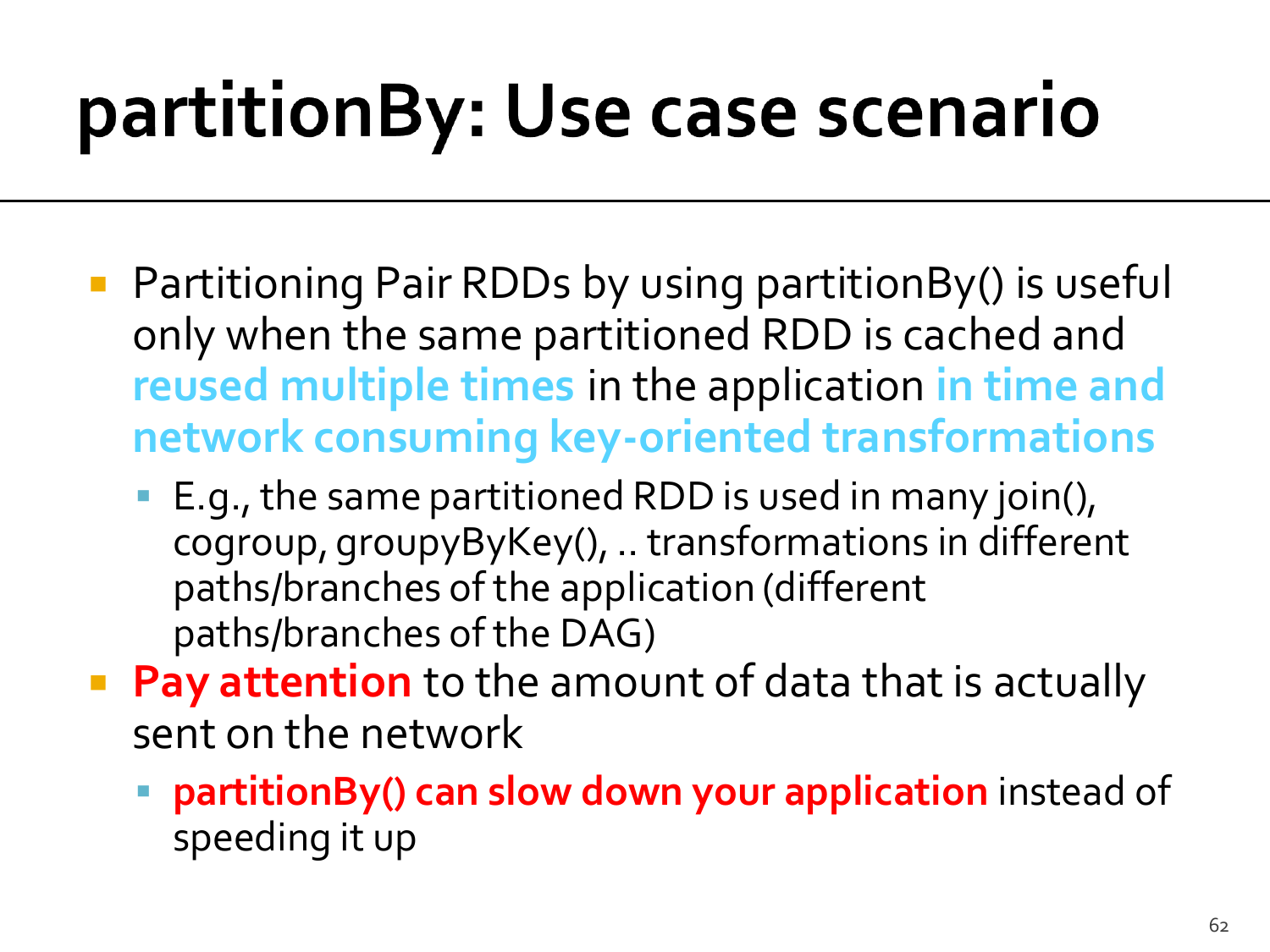# partitionBy: Use case scenario

- Partitioning Pair RDDs by using partitionBy() is useful only when the same partitioned RDD is cached and **reused multiple times** in the application **in time and network consuming key-oriented transformations**
  - E.g., the same partitioned RDD is used in many join(), cogroup, groupyByKey(), .. transformations in different paths/branches of the application (different paths/branches of the DAG)
- **Pay attention** to the amount of data that is actually sent on the network
  - **partitionBy() can slow down your application** instead of speeding it up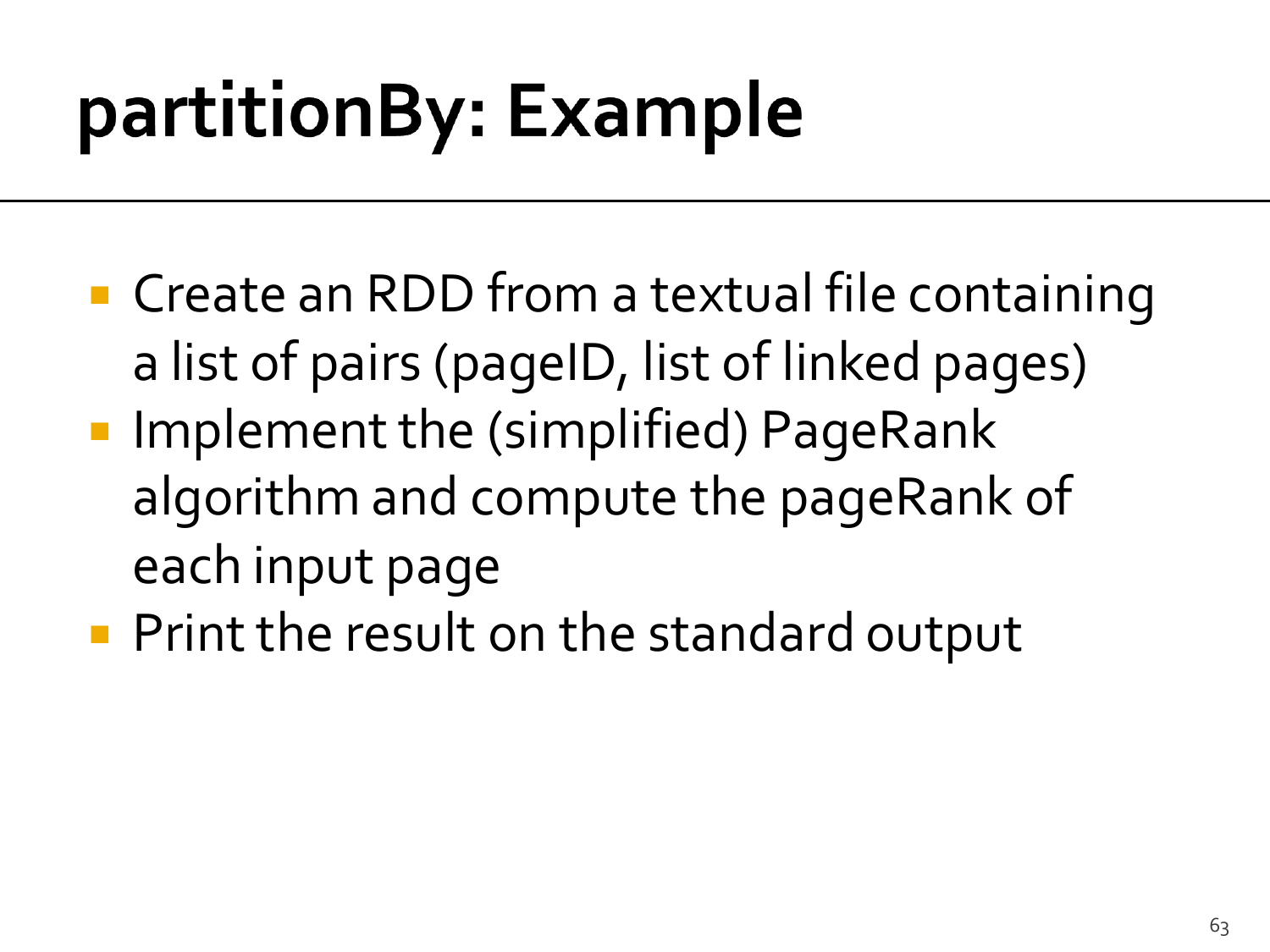# partitionBy: Example

- Create an RDD from a textual file containing a list of pairs (pageID, list of linked pages)
- Implement the (simplified) PageRank algorithm and compute the pageRank of each input page
- Print the result on the standard output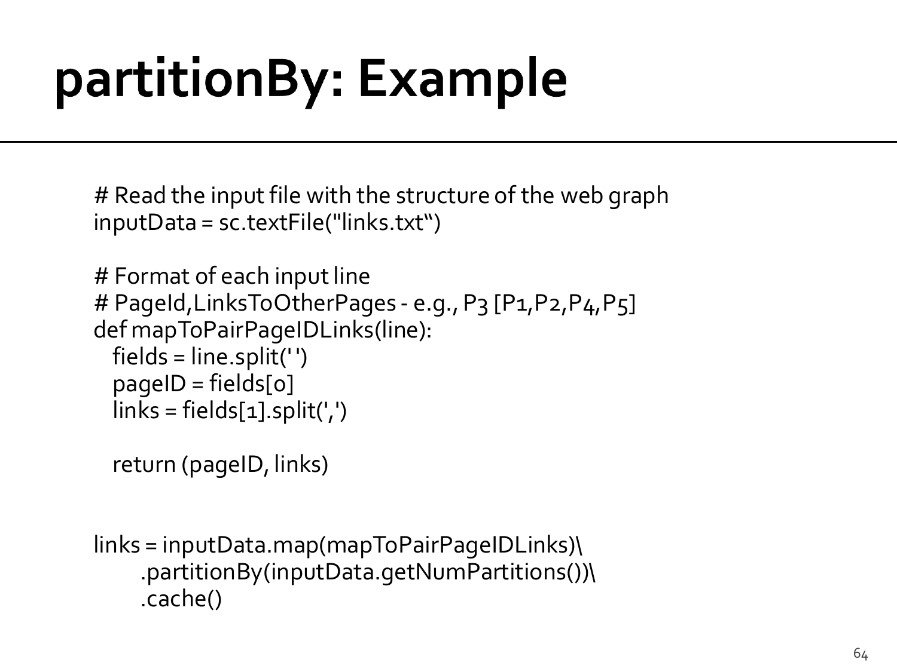# partitionBy: Example

```
# Read the input file with the structure of the web graph
inputData = sc.textFile("links.txt")

# Format of each input line
# PageId,LinksToOtherPages - e.g., P3 [P1,P2,P4,P5]
def mapToPairPageIDLinks(line):
  fields = line.split(' ')
  pageID = fields[0]
  links = fields[1].split(',')

  return (pageID, links)


links = inputData.map(mapToPairPageIDLinks)\
      .partitionBy(inputData.getNumPartitions())\
      .cache()
```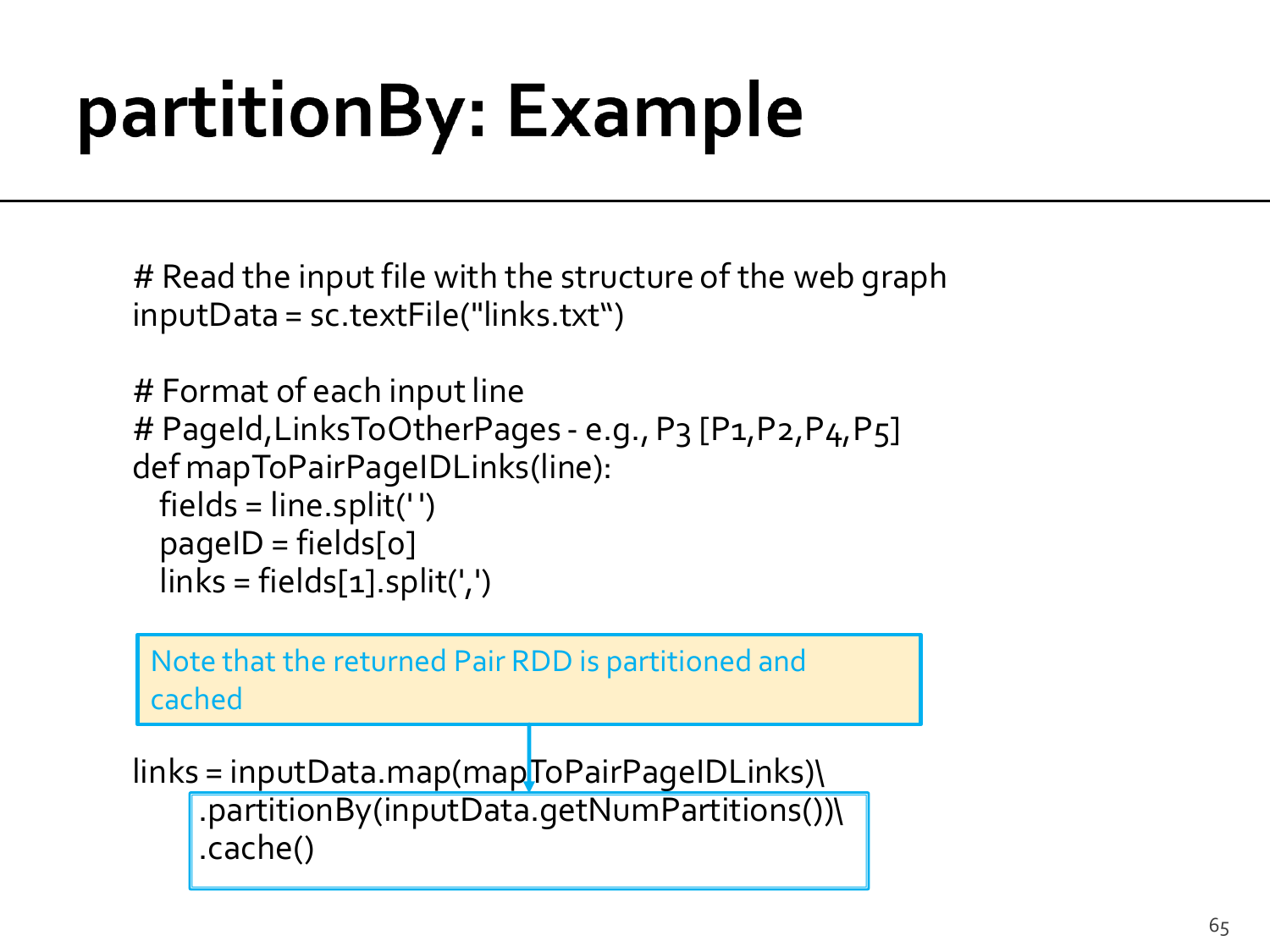# partitionBy: Example

```
# Read the input file with the structure of the web graph
inputData = sc.textFile("links.txt")

# Format of each input line
# PageId,LinksToOtherPages - e.g., P3 [P1,P2,P4,P5]
def mapToPairPageIDLinks(line):
   fields = line.split(' ')
   pageID = fields[0]
   links = fields[1].split(',')
```

Note that the returned Pair RDD is partitioned and cached

```
links = inputData.map(mapToPairPageIDLinks)\
     .partitionBy(inputData.getNumPartitions())\
     .cache()
```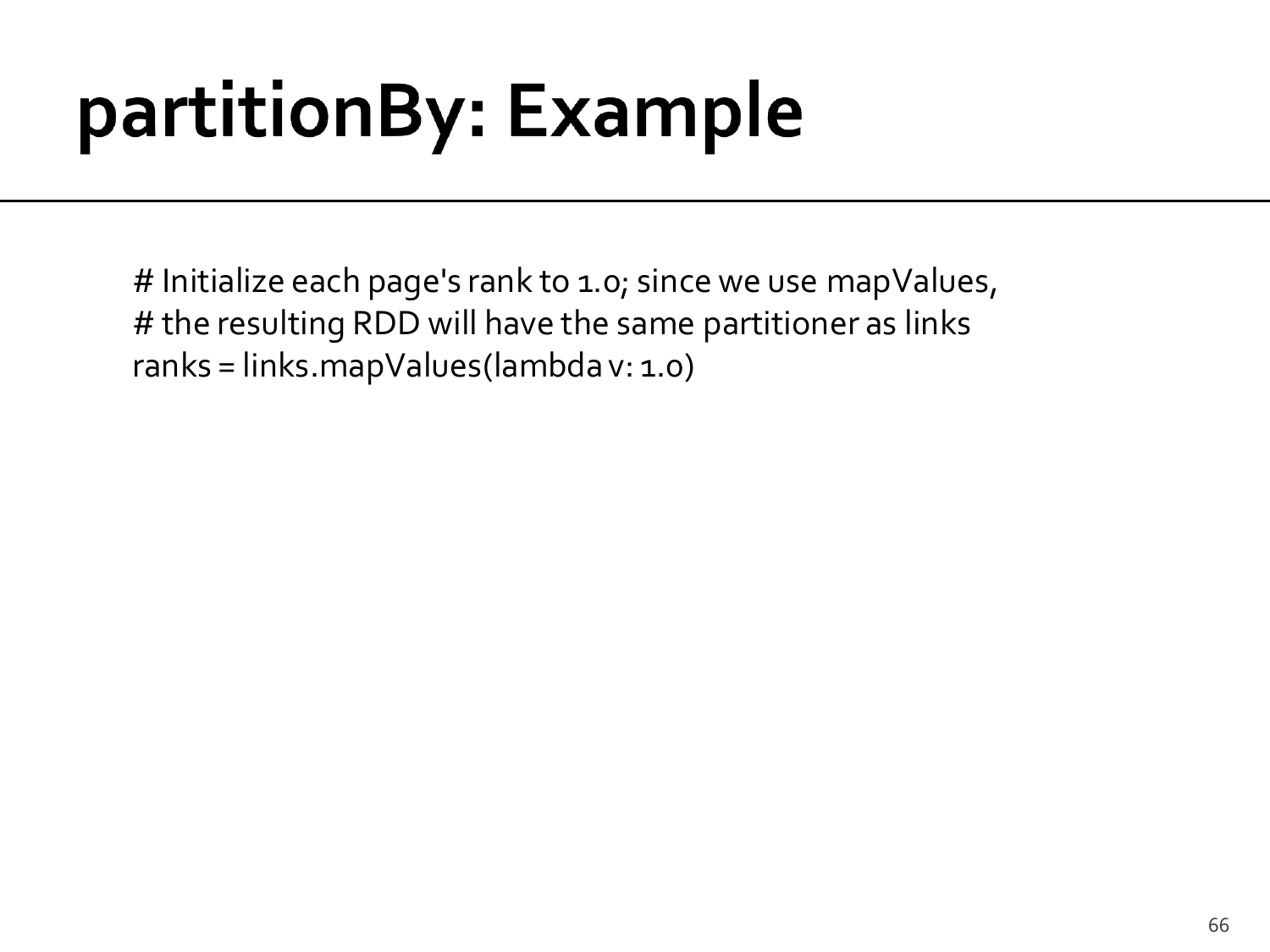# partitionBy: Example

```
# Initialize each page's rank to 1.0; since we use mapValues,
# the resulting RDD will have the same partitioner as links
ranks = links.mapValues(lambda v: 1.0)
```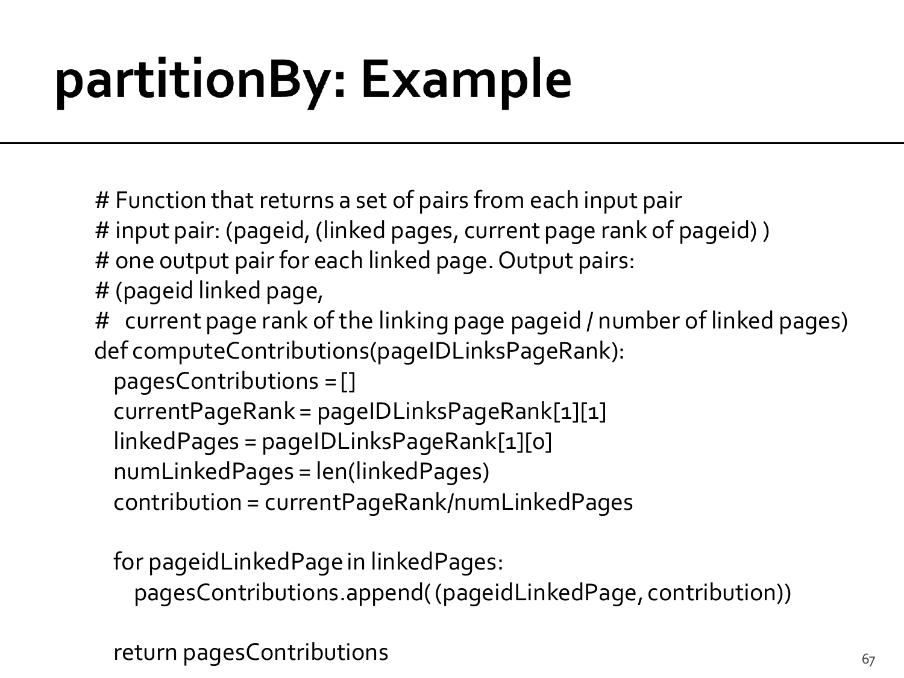# partitionBy: Example

```
# Function that returns a set of pairs from each input pair
# input pair: (pageid, (linked pages, current page rank of pageid) )
# one output pair for each linked page. Output pairs:
# (pageid linked page,
#   current page rank of the linking page pageid / number of linked pages)
def computeContributions(pageIDLinksPageRank):
  pagesContributions = []
  currentPageRank = pageIDLinksPageRank[1][1]
  linkedPages = pageIDLinksPageRank[1][0]
  numLinkedPages = len(linkedPages)
  contribution = currentPageRank/numLinkedPages

  for pageidLinkedPage in linkedPages:
    pagesContributions.append( (pageidLinkedPage, contribution))

  return pagesContributions
```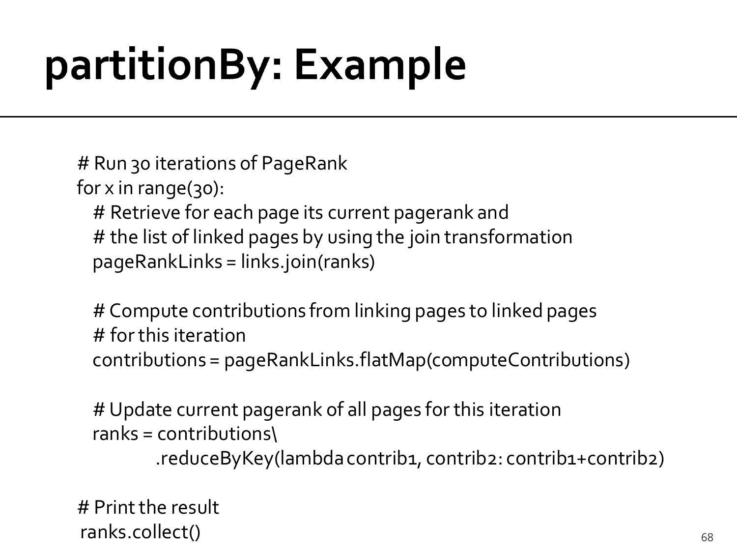# partitionBy: Example

```
# Run 30 iterations of PageRank
for x in range(30):
   # Retrieve for each page its current pagerank and
   # the list of linked pages by using the join transformation
   pageRankLinks = links.join(ranks)

   # Compute contributions from linking pages to linked pages
   # for this iteration
   contributions = pageRankLinks.flatMap(computeContributions)

   # Update current pagerank of all pages for this iteration
   ranks = contributions\
            .reduceByKey(lambda contrib1, contrib2: contrib1+contrib2)

# Print the result
ranks.collect()
```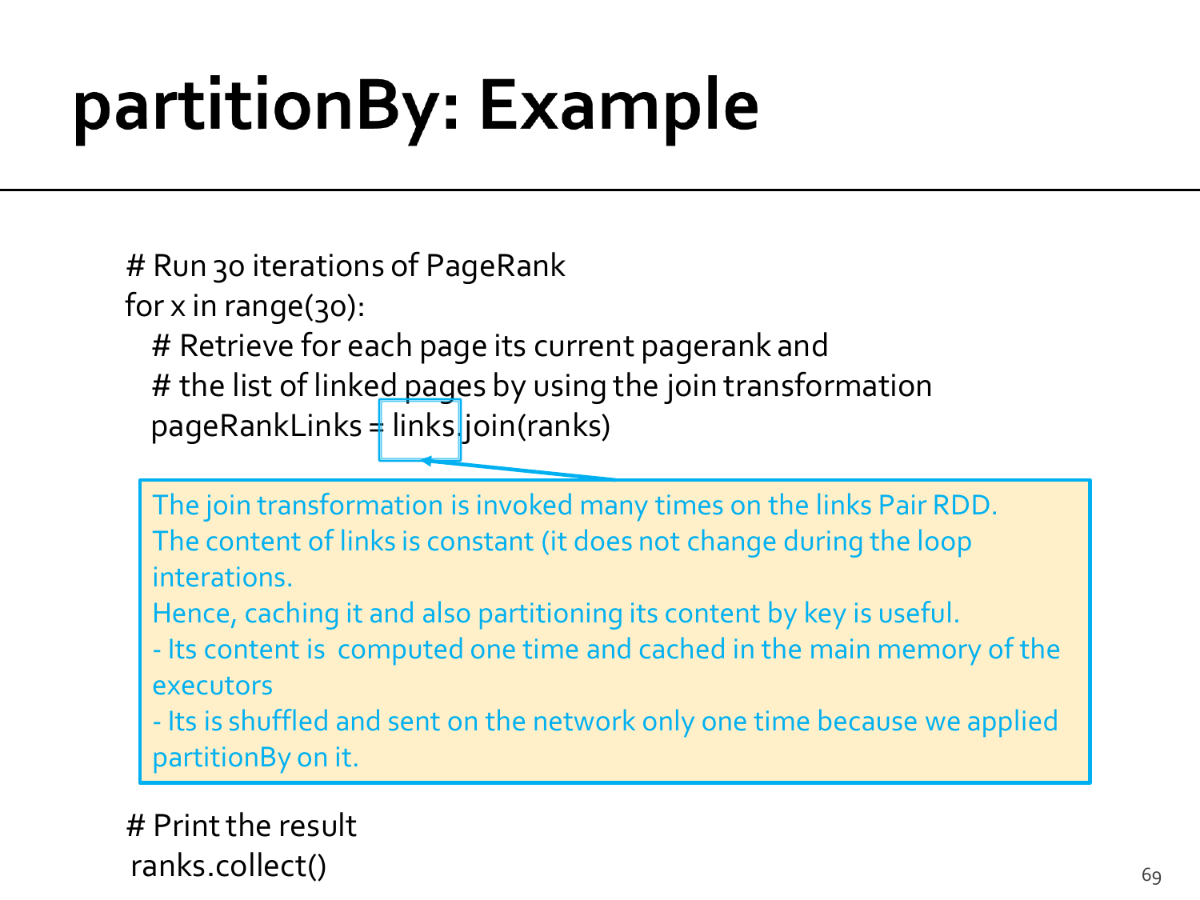# partitionBy: Example

```
# Run 30 iterations of PageRank
for x in range(30):
   # Retrieve for each page its current pagerank and
   # the list of linked pages by using the join transformation
   pageRankLinks = links.join(ranks)
```

The join transformation is invoked many times on the links Pair RDD.
The content of links is constant (it does not change during the loop interations.
Hence, caching it and also partitioning its content by key is useful.
- Its content is computed one time and cached in the main memory of the executors
- Its is shuffled and sent on the network only one time because we applied partitionBy on it.

```
# Print the result
ranks.collect()
```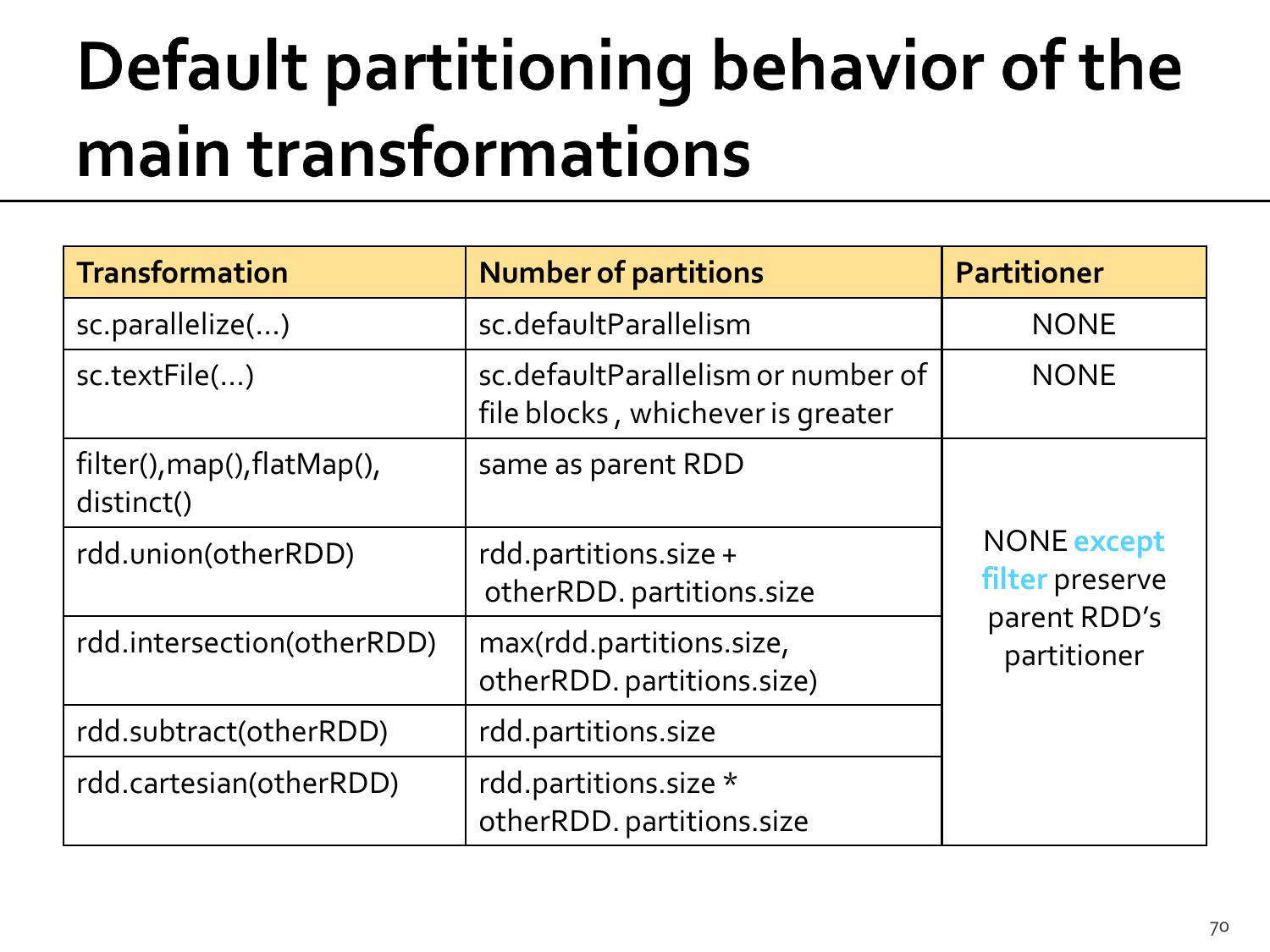# Default partitioning behavior of the main transformations

| Transformation | Number of partitions | Partitioner |
|---|---|---|
| sc.parallelize(…) | sc.defaultParallelism | NONE |
| sc.textFile(…) | sc.defaultParallelism or number of file blocks , whichever is greater | NONE |
| filter(),map(),flatMap(), distinct() | same as parent RDD | NONE **except filter** preserve parent RDD's partitioner |
| rdd.union(otherRDD) | rdd.partitions.size + otherRDD. partitions.size | |
| rdd.intersection(otherRDD) | max(rdd.partitions.size, otherRDD. partitions.size) | |
| rdd.subtract(otherRDD) | rdd.partitions.size | |
| rdd.cartesian(otherRDD) | rdd.partitions.size * otherRDD. partitions.size | |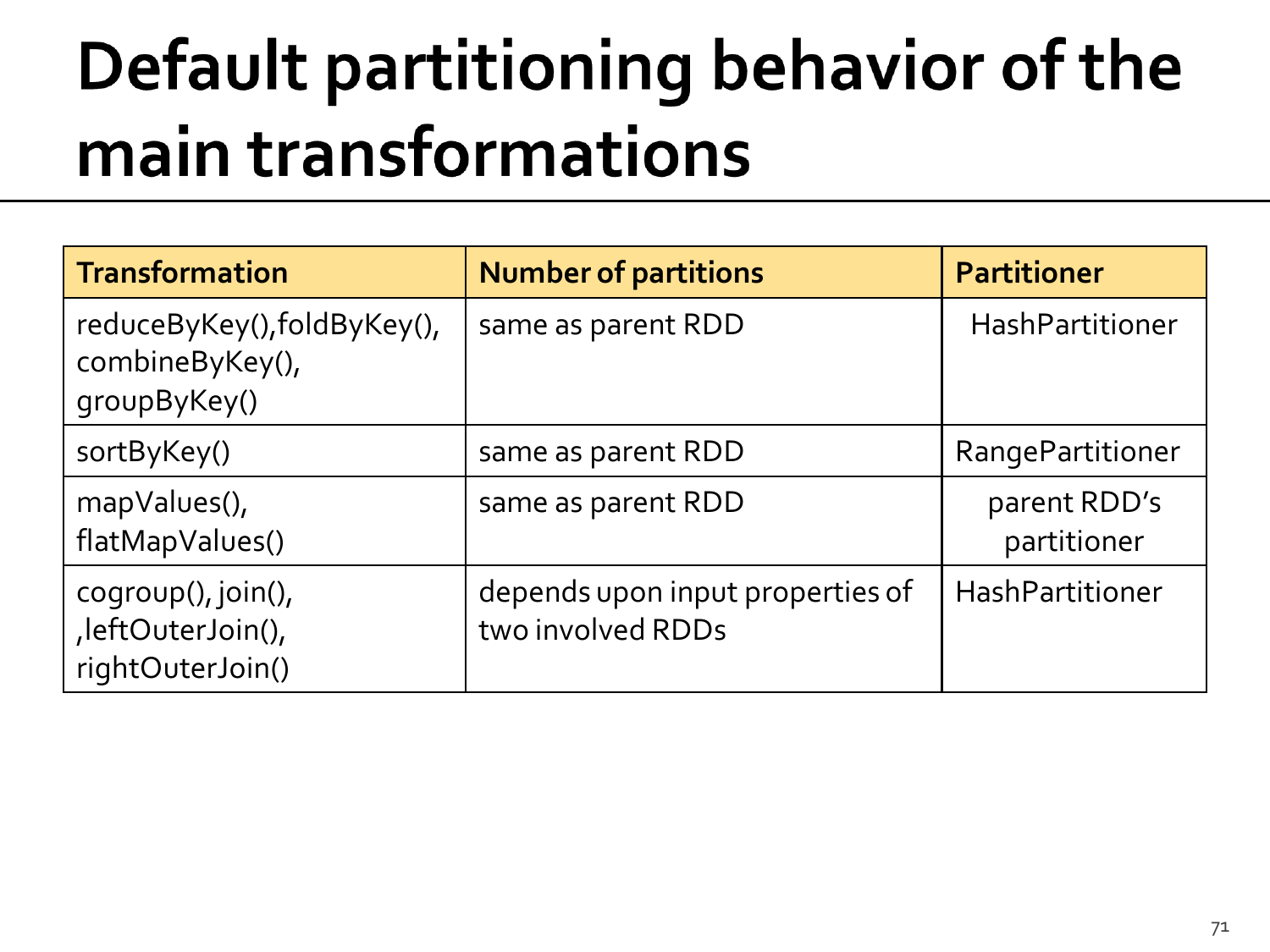# Default partitioning behavior of the main transformations

| Transformation | Number of partitions | Partitioner |
|---|---|---|
| reduceByKey(),foldByKey(), combineByKey(), groupByKey() | same as parent RDD | HashPartitioner |
| sortByKey() | same as parent RDD | RangePartitioner |
| mapValues(), flatMapValues() | same as parent RDD | parent RDD's partitioner |
| cogroup(), join(), ,leftOuterJoin(), rightOuterJoin() | depends upon input properties of two involved RDDs | HashPartitioner |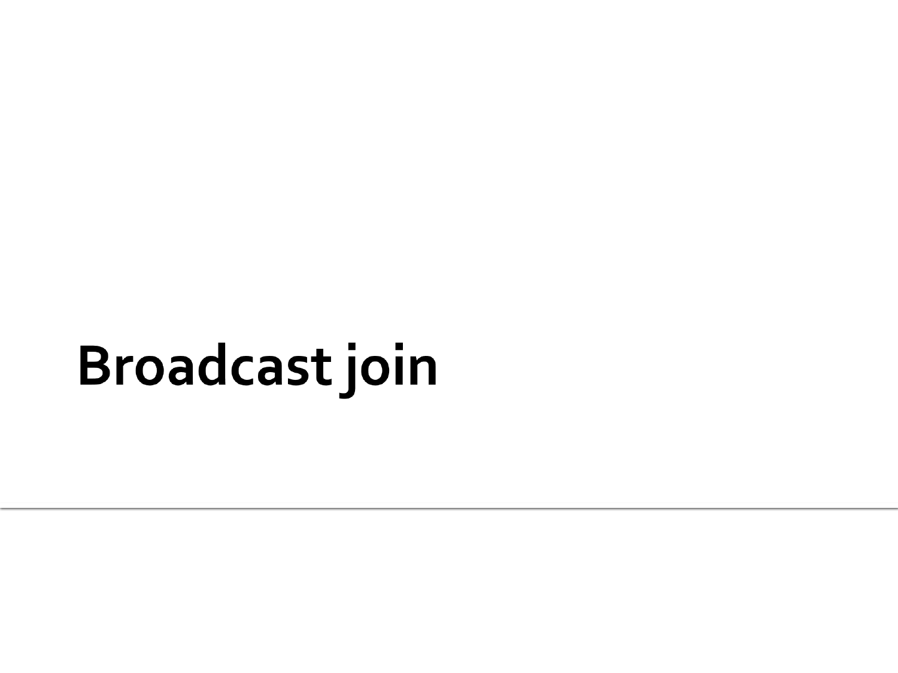# Broadcast join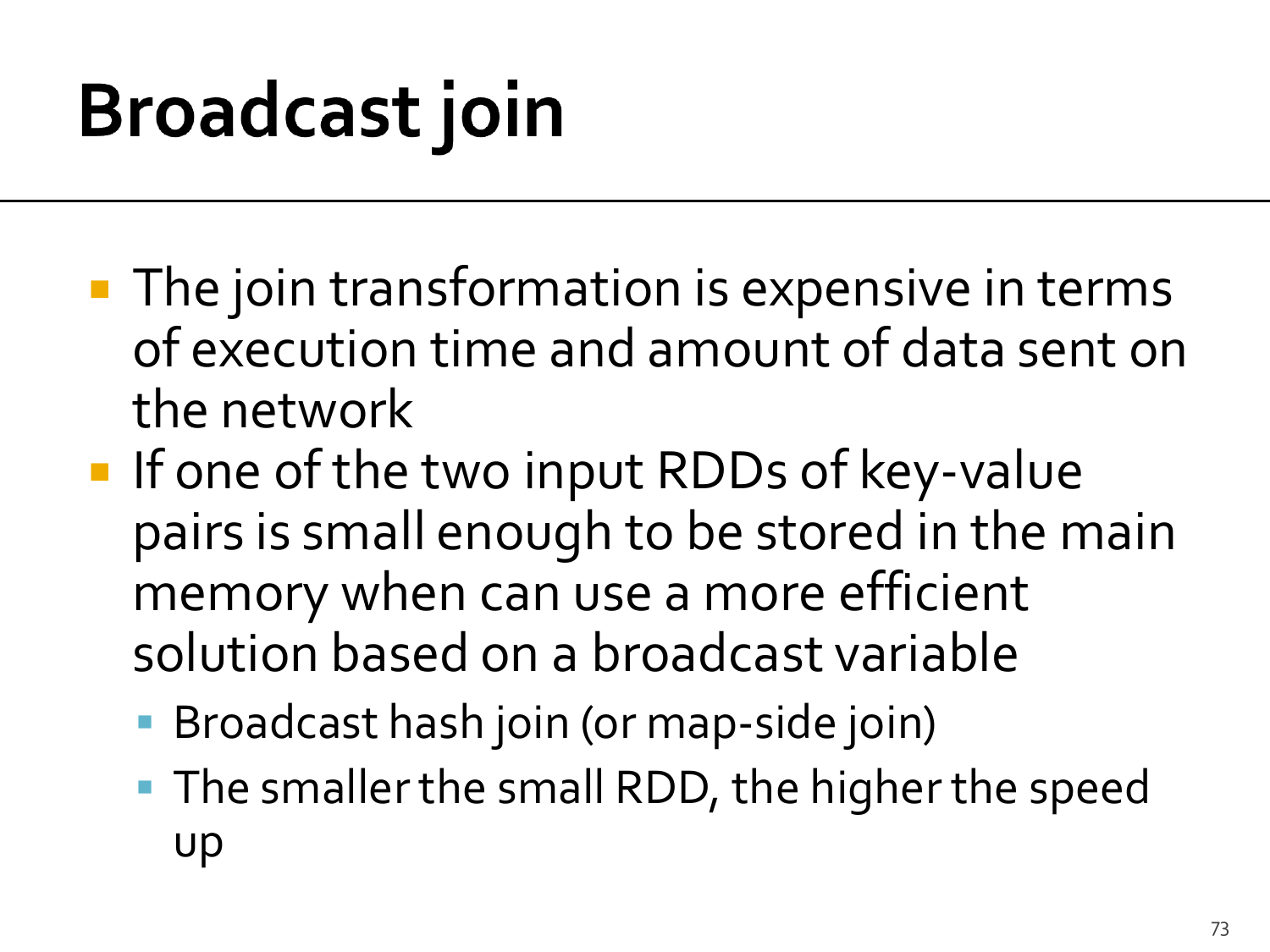# Broadcast join

- The join transformation is expensive in terms of execution time and amount of data sent on the network
- If one of the two input RDDs of key-value pairs is small enough to be stored in the main memory when can use a more efficient solution based on a broadcast variable
  - Broadcast hash join (or map-side join)
  - The smaller the small RDD, the higher the speed up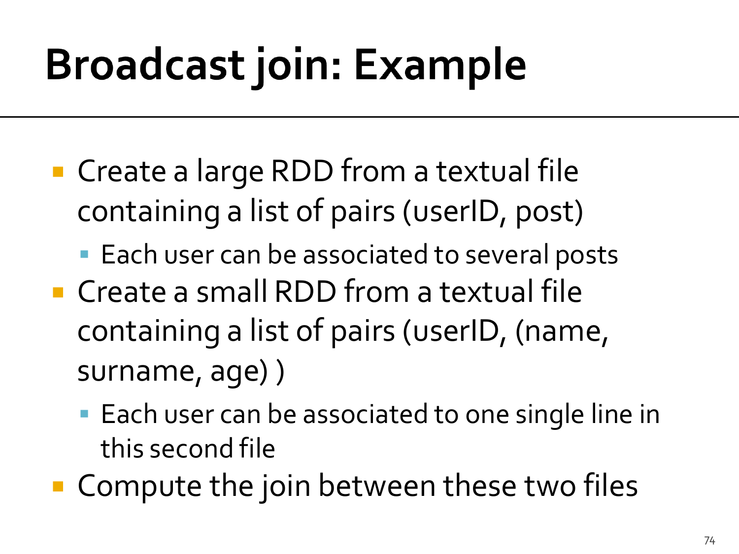# Broadcast join: Example

- Create a large RDD from a textual file containing a list of pairs (userID, post)
  - Each user can be associated to several posts
- Create a small RDD from a textual file containing a list of pairs (userID, (name, surname, age) )
  - Each user can be associated to one single line in this second file
- Compute the join between these two files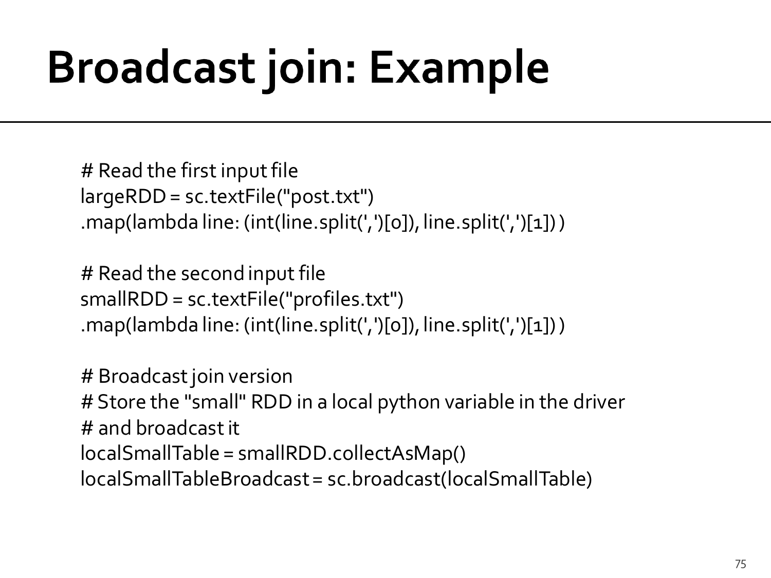# Broadcast join: Example

```
# Read the first input file
largeRDD = sc.textFile("post.txt")
.map(lambda line: (int(line.split(',')[0]), line.split(',')[1]) )

# Read the second input file
smallRDD = sc.textFile("profiles.txt")
.map(lambda line: (int(line.split(',')[0]), line.split(',')[1]) )

# Broadcast join version
# Store the "small" RDD in a local python variable in the driver
# and broadcast it
localSmallTable = smallRDD.collectAsMap()
localSmallTableBroadcast = sc.broadcast(localSmallTable)
```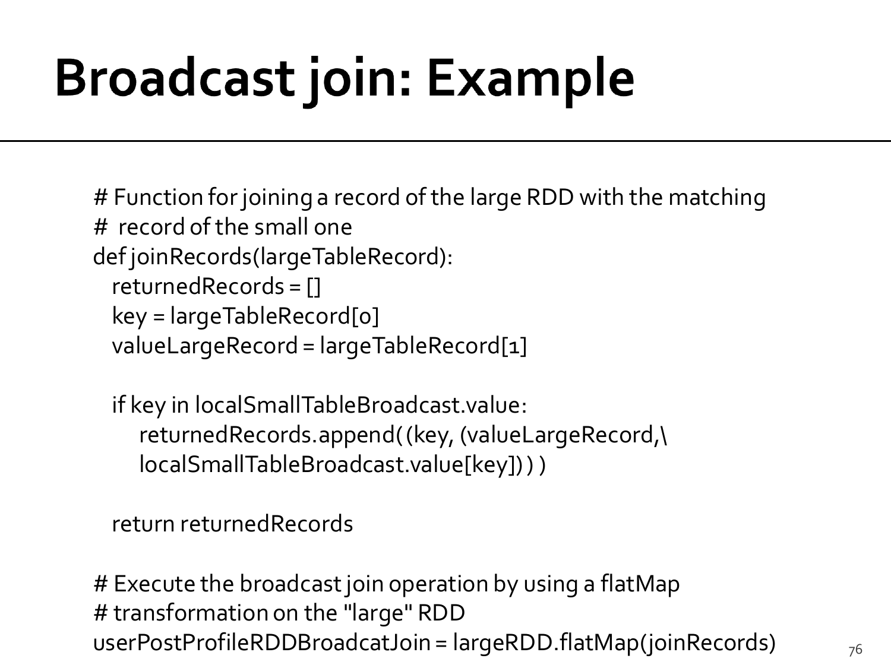# Broadcast join: Example

```
# Function for joining a record of the large RDD with the matching
#  record of the small one
def joinRecords(largeTableRecord):
  returnedRecords = []
  key = largeTableRecord[0]
  valueLargeRecord = largeTableRecord[1]

  if key in localSmallTableBroadcast.value:
     returnedRecords.append((key, (valueLargeRecord,\
     localSmallTableBroadcast.value[key])))

  return returnedRecords

# Execute the broadcast join operation by using a flatMap
# transformation on the "large" RDD
userPostProfileRDDBroadcatJoin = largeRDD.flatMap(joinRecords)
```